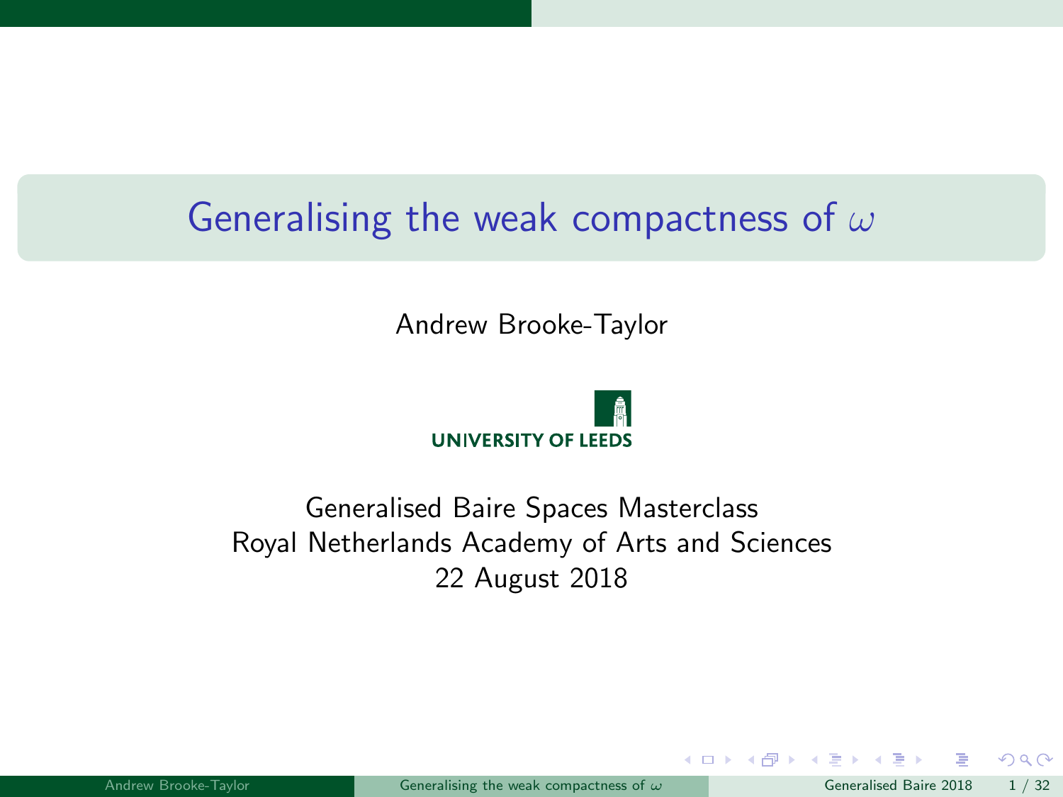# Generalising the weak compactness of $\omega$

Andrew Brooke-Taylor

UNIVERSITY OF LEEDS

Generalised Baire Spaces Masterclass
Royal Netherlands Academy of Arts and Sciences
22 August 2018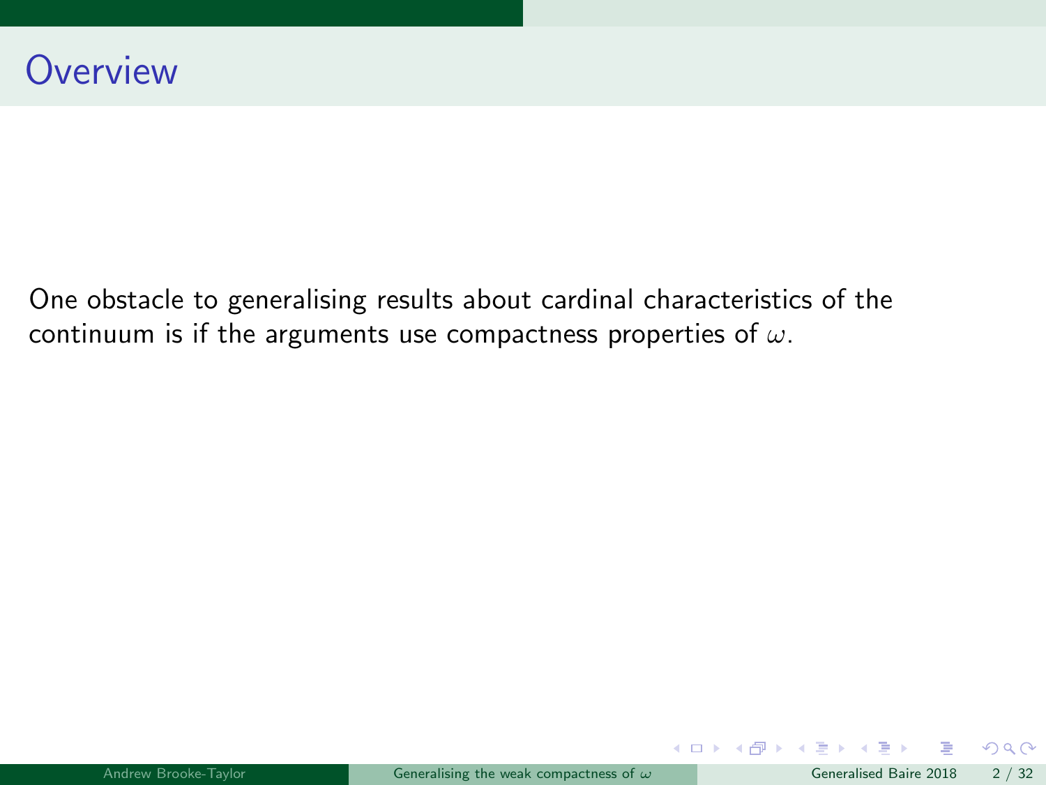# Overview

One obstacle to generalising results about cardinal characteristics of the continuum is if the arguments use compactness properties of $\omega$.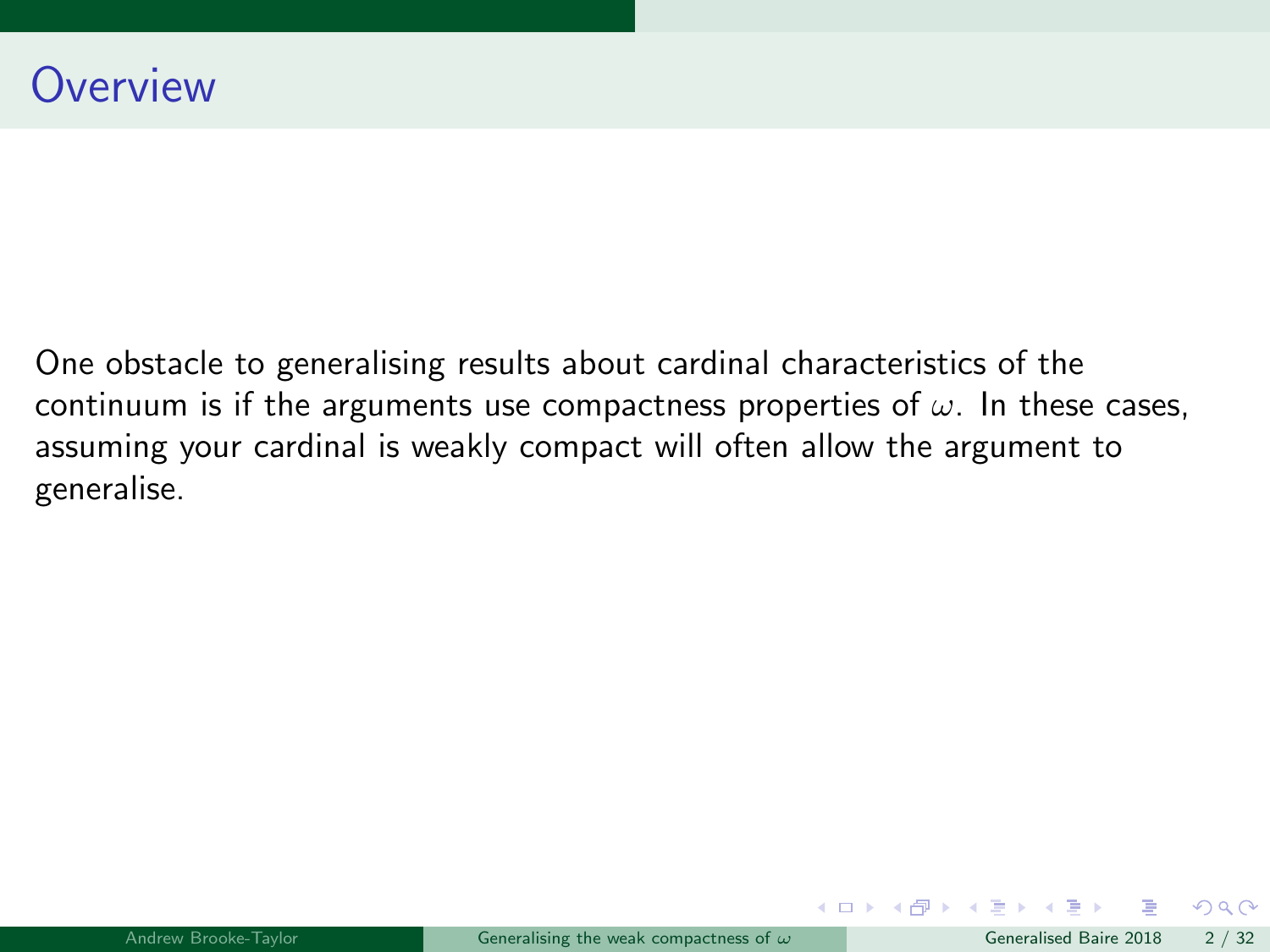# Overview

One obstacle to generalising results about cardinal characteristics of the continuum is if the arguments use compactness properties of $\omega$. In these cases, assuming your cardinal is weakly compact will often allow the argument to generalise.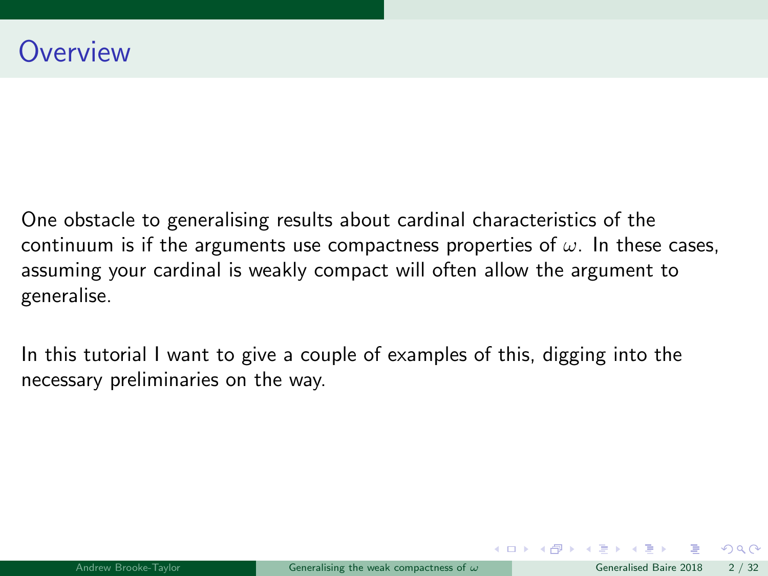# Overview

One obstacle to generalising results about cardinal characteristics of the continuum is if the arguments use compactness properties of $\omega$. In these cases, assuming your cardinal is weakly compact will often allow the argument to generalise.

In this tutorial I want to give a couple of examples of this, digging into the necessary preliminaries on the way.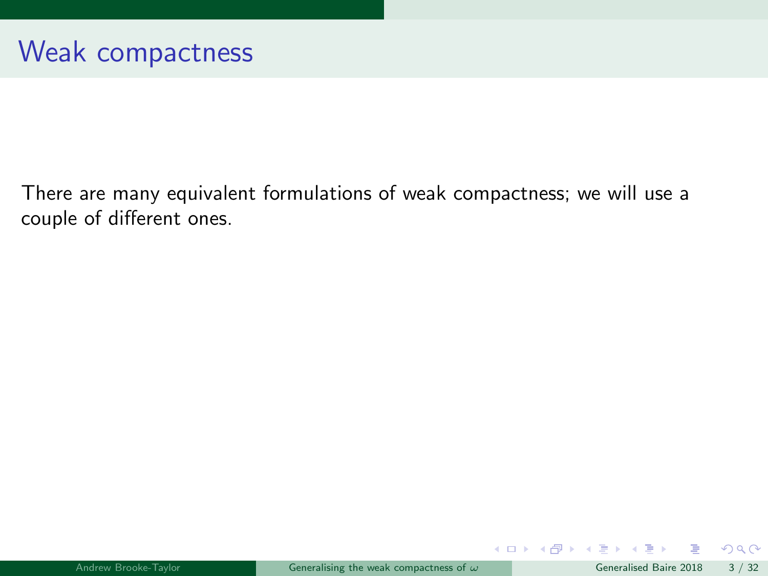# Weak compactness

There are many equivalent formulations of weak compactness; we will use a couple of different ones.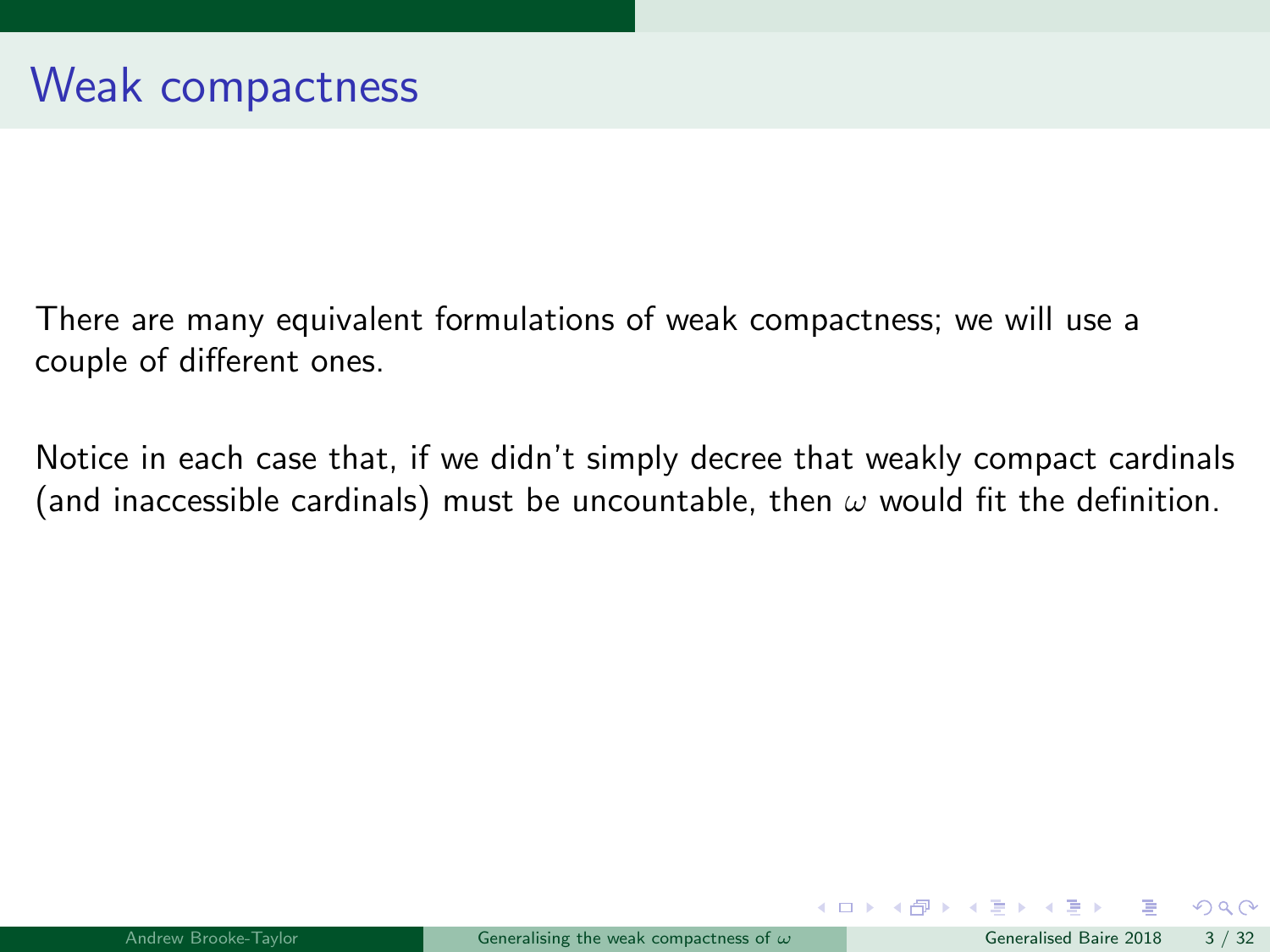# Weak compactness

There are many equivalent formulations of weak compactness; we will use a couple of different ones.

Notice in each case that, if we didn't simply decree that weakly compact cardinals (and inaccessible cardinals) must be uncountable, then $\omega$ would fit the definition.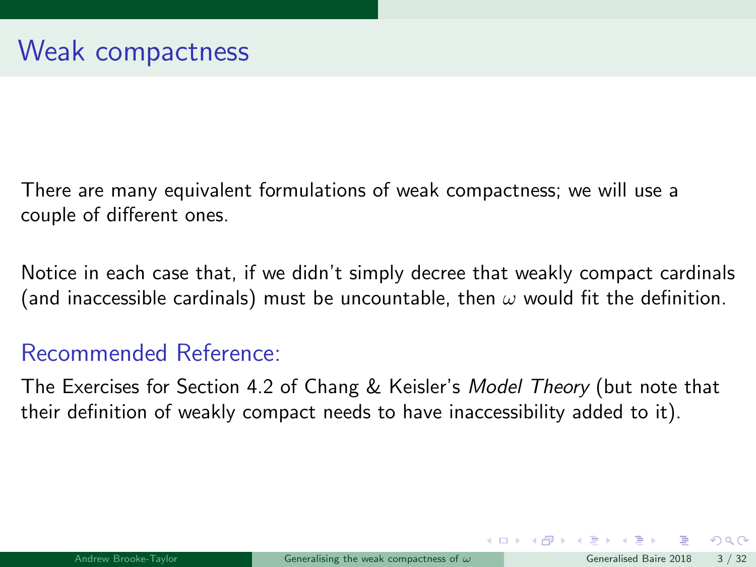# Weak compactness

There are many equivalent formulations of weak compactness; we will use a couple of different ones.

Notice in each case that, if we didn't simply decree that weakly compact cardinals (and inaccessible cardinals) must be uncountable, then $\omega$ would fit the definition.

## Recommended Reference:

The Exercises for Section 4.2 of Chang & Keisler's *Model Theory* (but note that their definition of weakly compact needs to have inaccessibility added to it).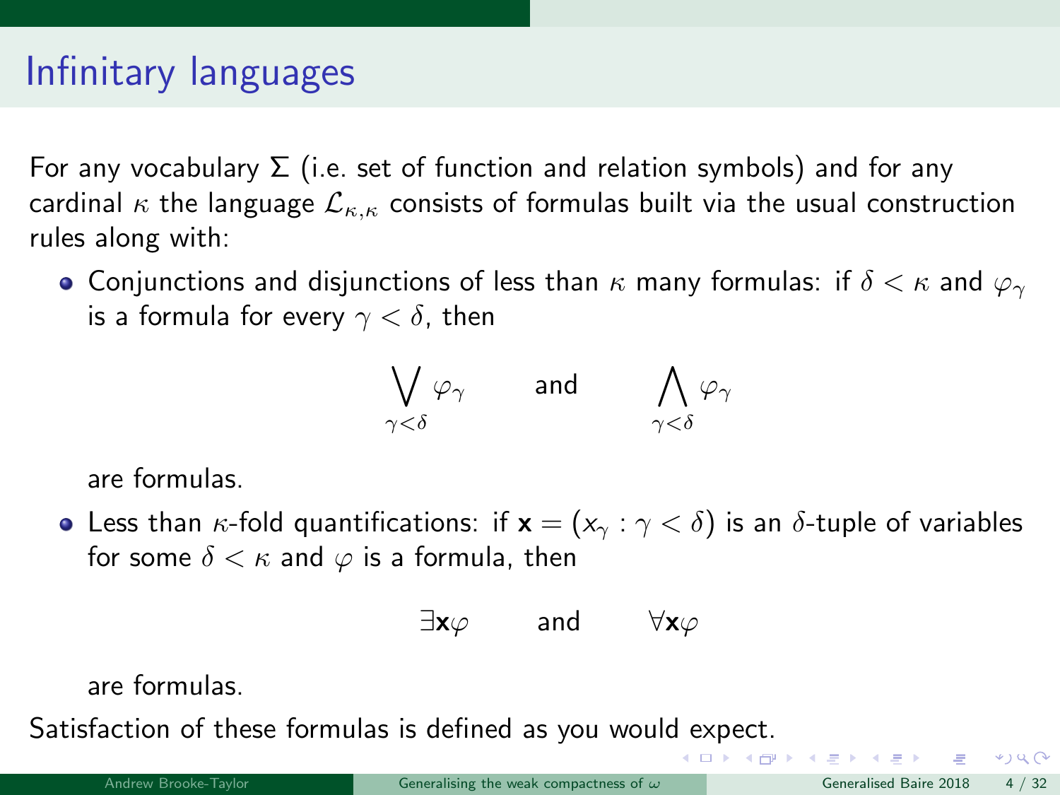# Infinitary languages

For any vocabulary $\Sigma$ (i.e. set of function and relation symbols) and for any cardinal $\kappa$ the language $\mathcal{L}_{\kappa,\kappa}$ consists of formulas built via the usual construction rules along with:

- Conjunctions and disjunctions of less than $\kappa$ many formulas: if $\delta < \kappa$ and $\varphi_\gamma$ is a formula for every $\gamma < \delta$, then

$$\bigvee_{\gamma<\delta} \varphi_\gamma \qquad \text{and} \qquad \bigwedge_{\gamma<\delta} \varphi_\gamma$$

  are formulas.

- Less than $\kappa$-fold quantifications: if $\mathbf{x} = (x_\gamma : \gamma < \delta)$ is an $\delta$-tuple of variables for some $\delta < \kappa$ and $\varphi$ is a formula, then

$$\exists \mathbf{x} \varphi \qquad \text{and} \qquad \forall \mathbf{x} \varphi$$

  are formulas.

Satisfaction of these formulas is defined as you would expect.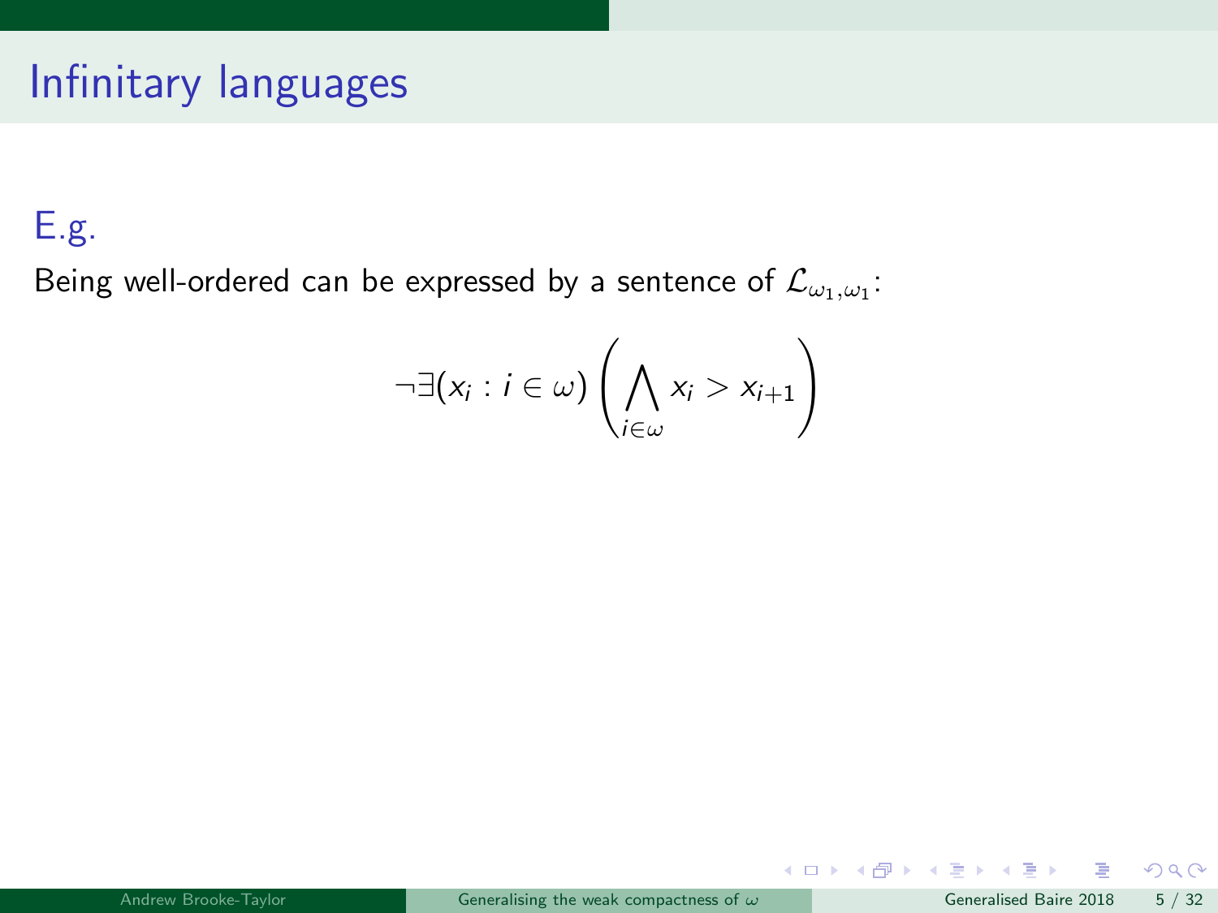# Infinitary languages

## E.g.

Being well-ordered can be expressed by a sentence of $\mathcal{L}_{\omega_1,\omega_1}$:

$$\neg\exists(x_i : i \in \omega) \left( \bigwedge_{i\in\omega} x_i > x_{i+1} \right)$$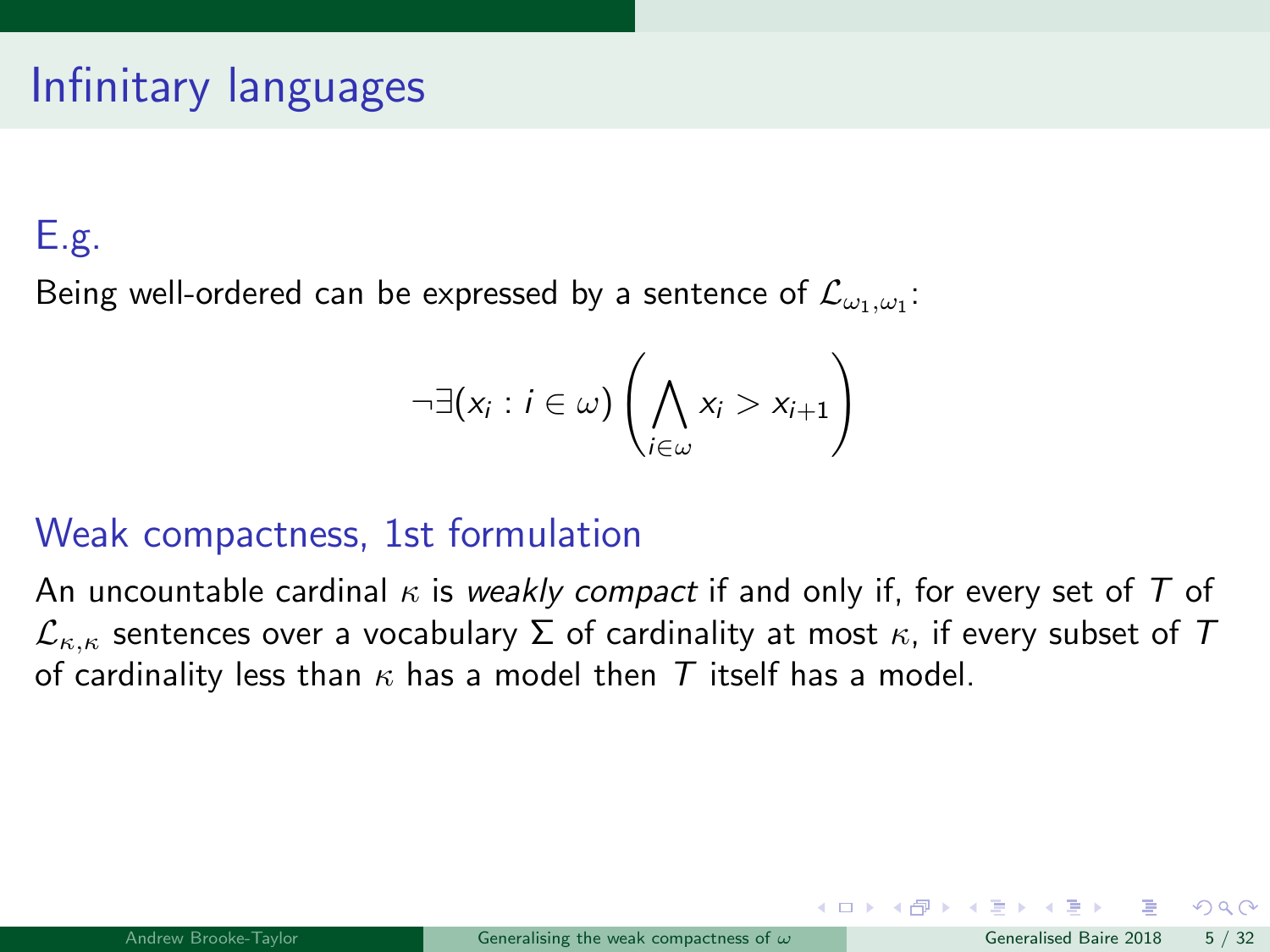# Infinitary languages

### E.g.

Being well-ordered can be expressed by a sentence of $\mathcal{L}_{\omega_1,\omega_1}$:

$$\neg\exists(x_i : i \in \omega)\left(\bigwedge_{i\in\omega} x_i > x_{i+1}\right)$$

### Weak compactness, 1st formulation

An uncountable cardinal $\kappa$ is *weakly compact* if and only if, for every set of $T$ of $\mathcal{L}_{\kappa,\kappa}$ sentences over a vocabulary $\Sigma$ of cardinality at most $\kappa$, if every subset of $T$ of cardinality less than $\kappa$ has a model then $T$ itself has a model.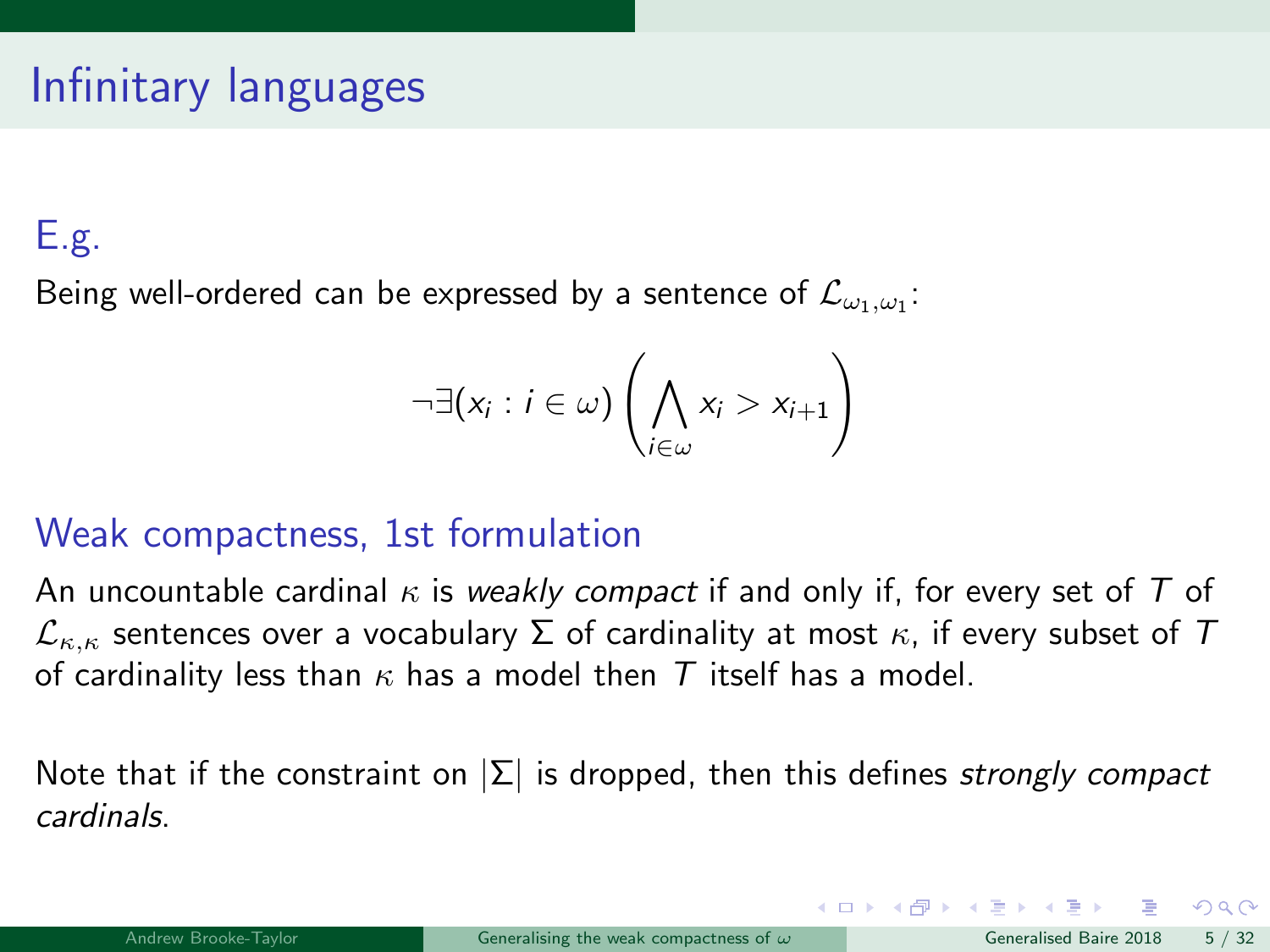# Infinitary languages

### E.g.

Being well-ordered can be expressed by a sentence of $\mathcal{L}_{\omega_1,\omega_1}$:

$$\neg\exists(x_i : i \in \omega)\left(\bigwedge_{i\in\omega} x_i > x_{i+1}\right)$$

### Weak compactness, 1st formulation

An uncountable cardinal $\kappa$ is *weakly compact* if and only if, for every set of $T$ of $\mathcal{L}_{\kappa,\kappa}$ sentences over a vocabulary $\Sigma$ of cardinality at most $\kappa$, if every subset of $T$ of cardinality less than $\kappa$ has a model then $T$ itself has a model.

Note that if the constraint on $|\Sigma|$ is dropped, then this defines *strongly compact cardinals*.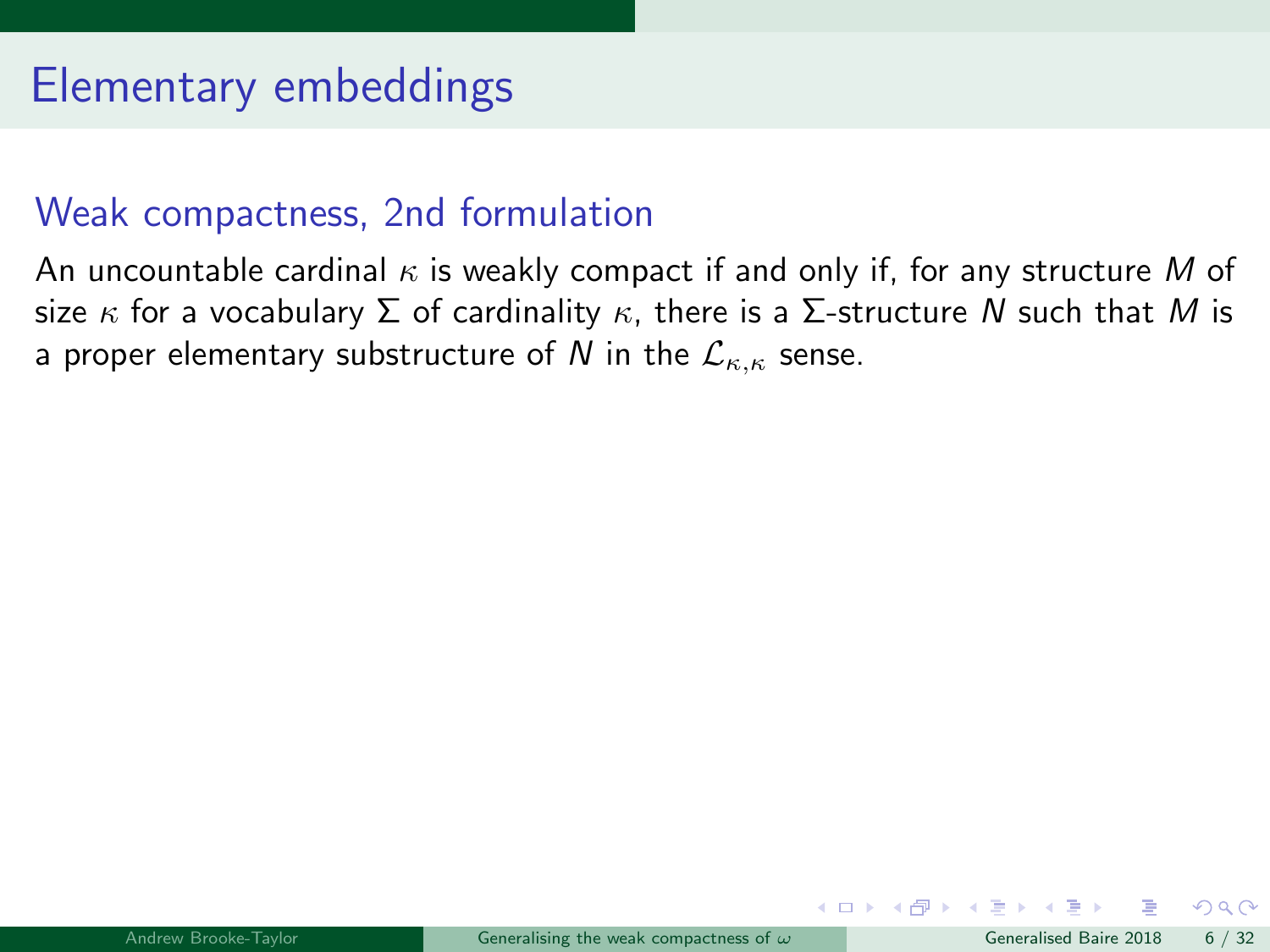# Elementary embeddings

## Weak compactness, 2nd formulation

An uncountable cardinal $\kappa$ is weakly compact if and only if, for any structure $M$ of size $\kappa$ for a vocabulary $\Sigma$ of cardinality $\kappa$, there is a $\Sigma$-structure $N$ such that $M$ is a proper elementary substructure of $N$ in the $\mathcal{L}_{\kappa,\kappa}$ sense.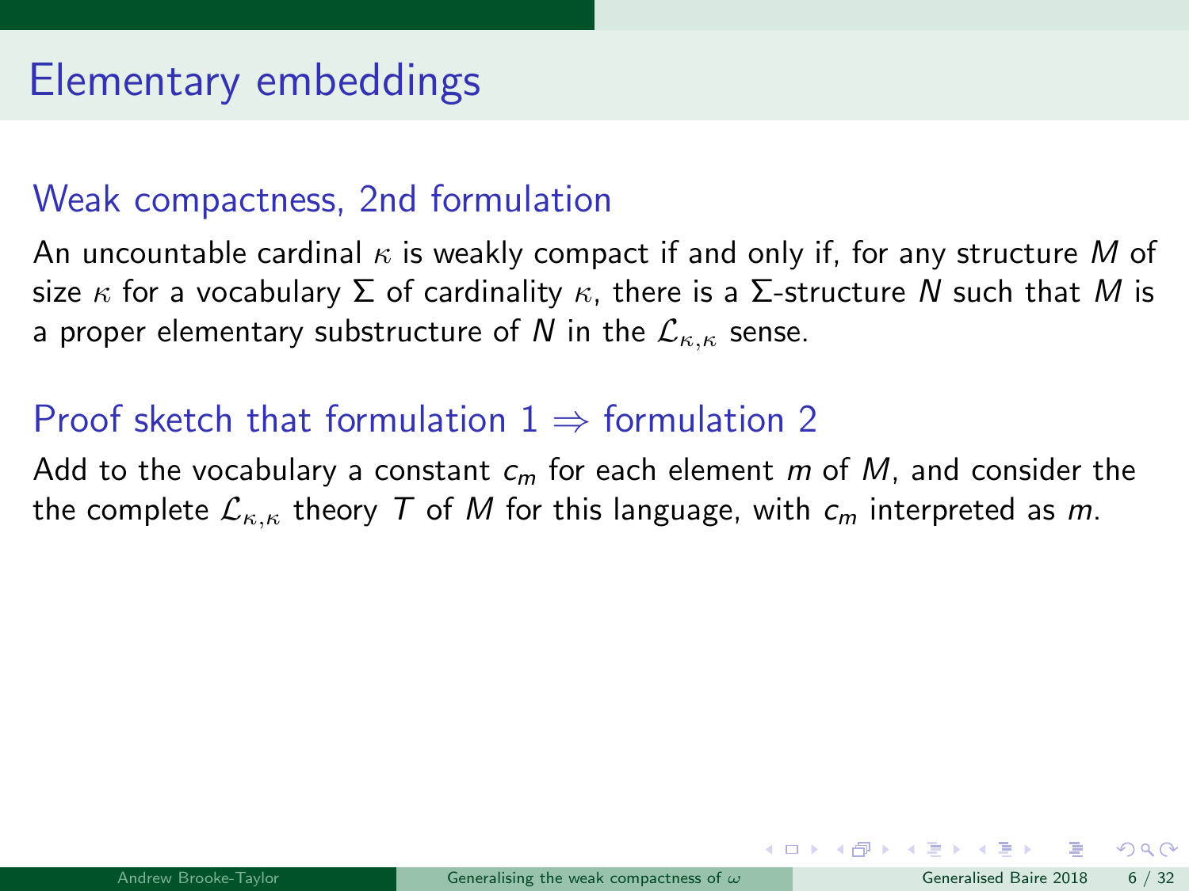# Elementary embeddings

## Weak compactness, 2nd formulation

An uncountable cardinal $\kappa$ is weakly compact if and only if, for any structure $M$ of size $\kappa$ for a vocabulary $\Sigma$ of cardinality $\kappa$, there is a $\Sigma$-structure $N$ such that $M$ is a proper elementary substructure of $N$ in the $\mathcal{L}_{\kappa,\kappa}$ sense.

## Proof sketch that formulation 1 $\Rightarrow$ formulation 2

Add to the vocabulary a constant $c_m$ for each element $m$ of $M$, and consider the the complete $\mathcal{L}_{\kappa,\kappa}$ theory $T$ of $M$ for this language, with $c_m$ interpreted as $m$.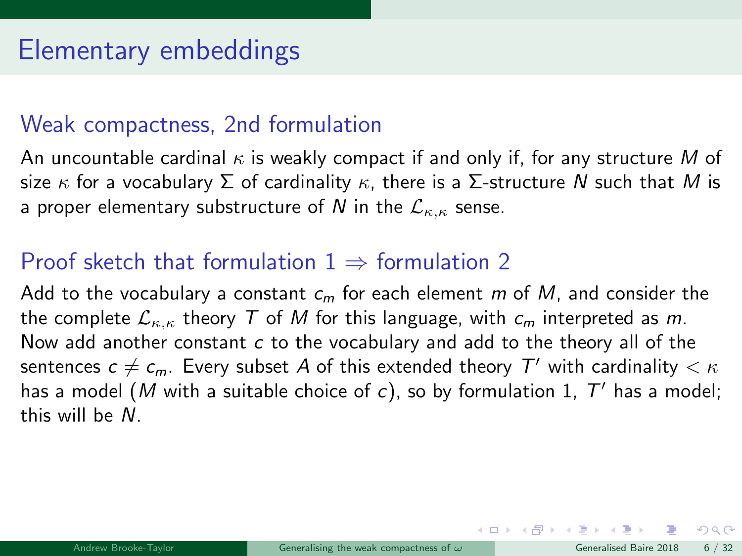# Elementary embeddings

## Weak compactness, 2nd formulation

An uncountable cardinal $\kappa$ is weakly compact if and only if, for any structure $M$ of size $\kappa$ for a vocabulary $\Sigma$ of cardinality $\kappa$, there is a $\Sigma$-structure $N$ such that $M$ is a proper elementary substructure of $N$ in the $\mathcal{L}_{\kappa,\kappa}$ sense.

## Proof sketch that formulation 1 $\Rightarrow$ formulation 2

Add to the vocabulary a constant $c_m$ for each element $m$ of $M$, and consider the the complete $\mathcal{L}_{\kappa,\kappa}$ theory $T$ of $M$ for this language, with $c_m$ interpreted as $m$. Now add another constant $c$ to the vocabulary and add to the theory all of the sentences $c \neq c_m$. Every subset $A$ of this extended theory $T'$ with cardinality $< \kappa$ has a model ($M$ with a suitable choice of $c$), so by formulation 1, $T'$ has a model; this will be $N$.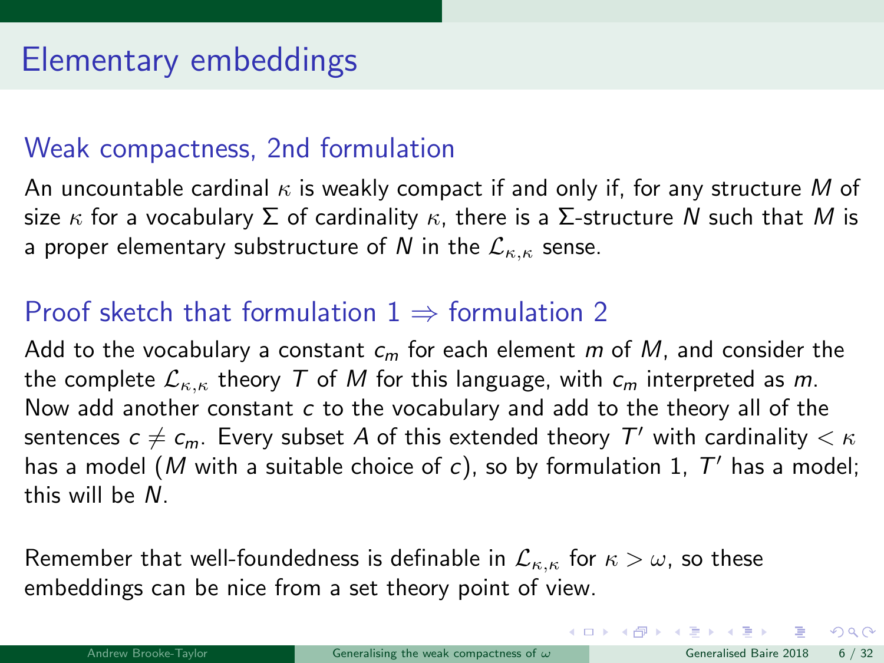# Elementary embeddings

## Weak compactness, 2nd formulation

An uncountable cardinal $\kappa$ is weakly compact if and only if, for any structure $M$ of size $\kappa$ for a vocabulary $\Sigma$ of cardinality $\kappa$, there is a $\Sigma$-structure $N$ such that $M$ is a proper elementary substructure of $N$ in the $\mathcal{L}_{\kappa,\kappa}$ sense.

## Proof sketch that formulation 1 $\Rightarrow$ formulation 2

Add to the vocabulary a constant $c_m$ for each element $m$ of $M$, and consider the the complete $\mathcal{L}_{\kappa,\kappa}$ theory $T$ of $M$ for this language, with $c_m$ interpreted as $m$. Now add another constant $c$ to the vocabulary and add to the theory all of the sentences $c \neq c_m$. Every subset $A$ of this extended theory $T'$ with cardinality $< \kappa$ has a model ($M$ with a suitable choice of $c$), so by formulation 1, $T'$ has a model; this will be $N$.

Remember that well-foundedness is definable in $\mathcal{L}_{\kappa,\kappa}$ for $\kappa > \omega$, so these embeddings can be nice from a set theory point of view.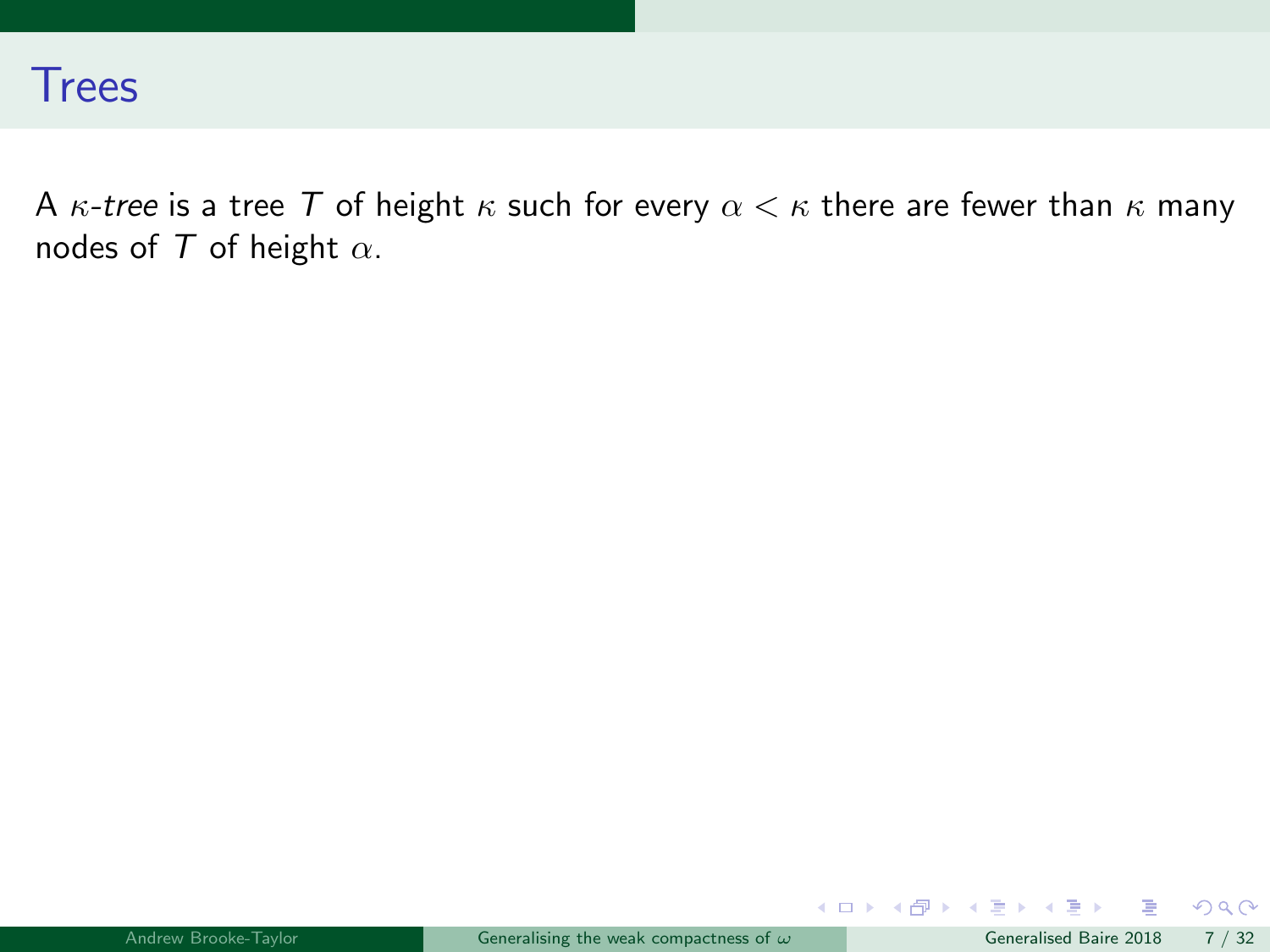# Trees

A $\kappa$-*tree* is a tree $T$ of height $\kappa$ such for every $\alpha < \kappa$ there are fewer than $\kappa$ many nodes of $T$ of height $\alpha$.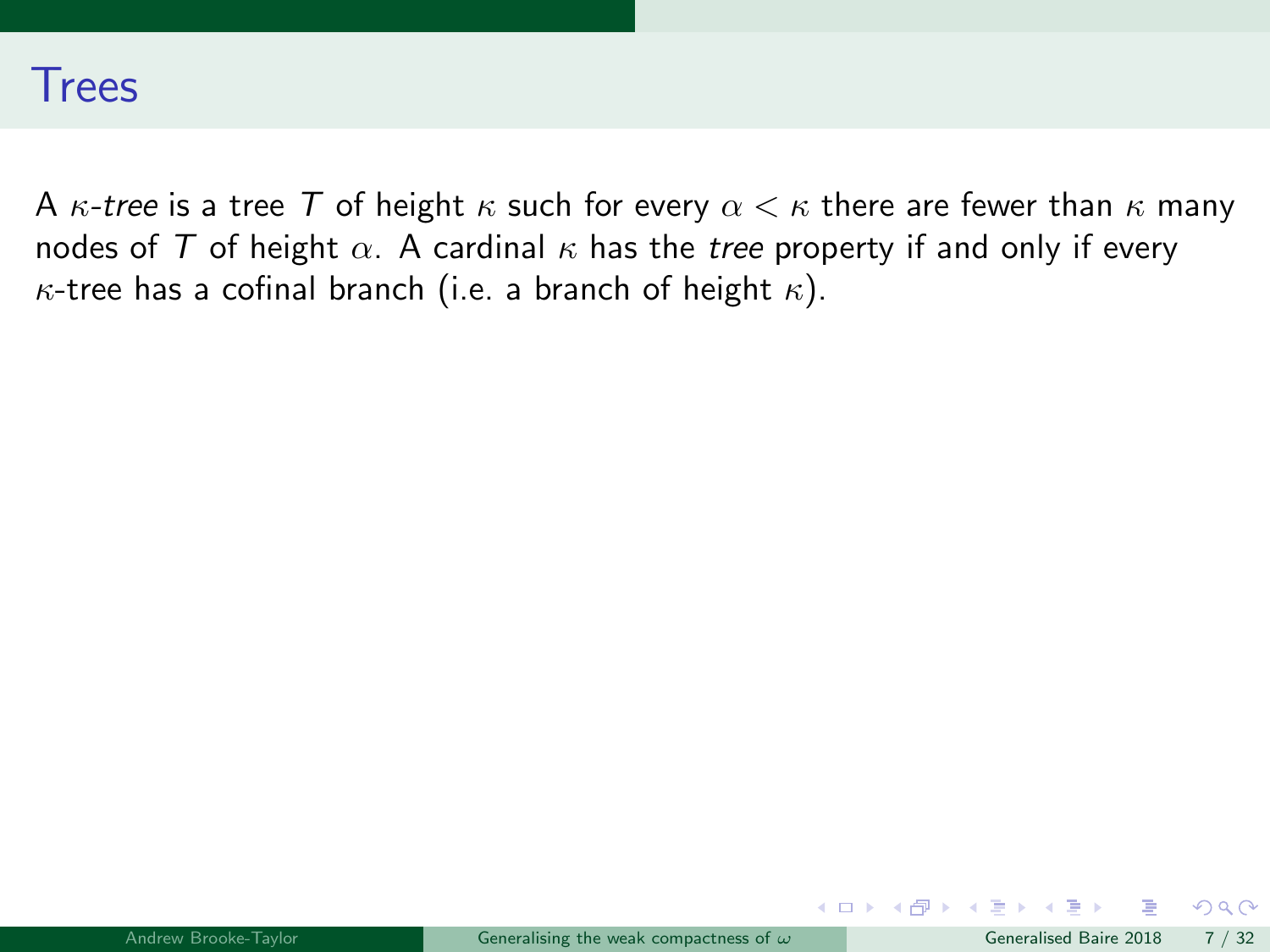# Trees

A $\kappa$-*tree* is a tree $T$ of height $\kappa$ such for every $\alpha < \kappa$ there are fewer than $\kappa$ many nodes of $T$ of height $\alpha$. A cardinal $\kappa$ has the *tree* property if and only if every $\kappa$-tree has a cofinal branch (i.e. a branch of height $\kappa$).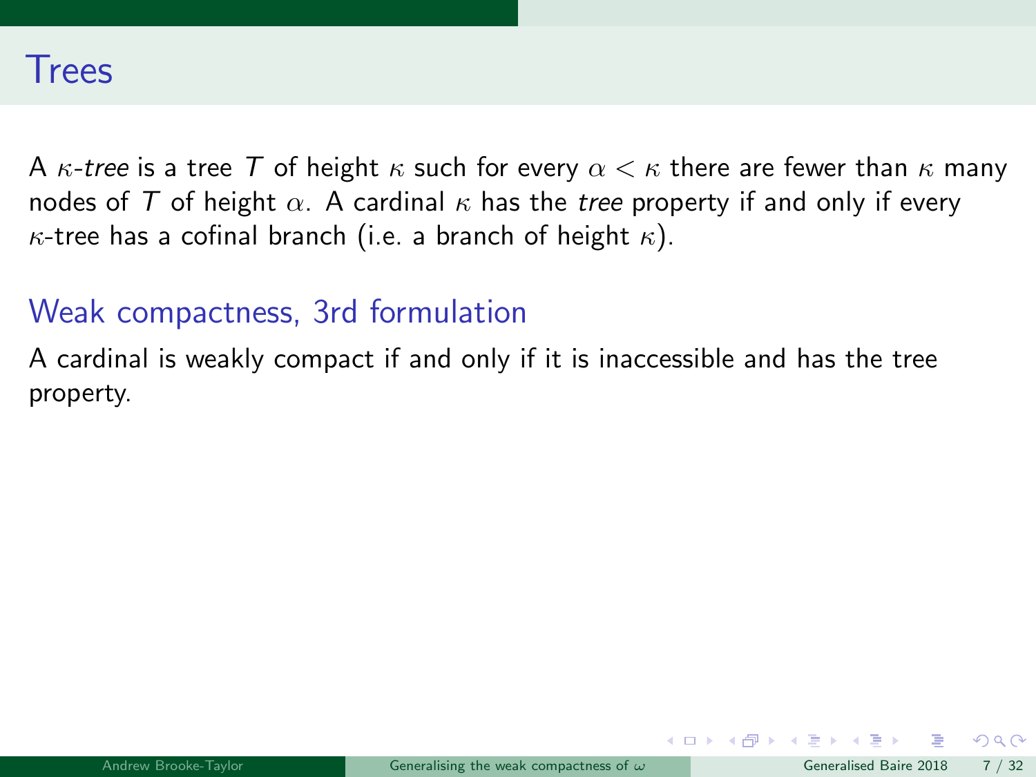# Trees

A $\kappa$-*tree* is a tree $T$ of height $\kappa$ such for every $\alpha < \kappa$ there are fewer than $\kappa$ many nodes of $T$ of height $\alpha$. A cardinal $\kappa$ has the *tree* property if and only if every $\kappa$-tree has a cofinal branch (i.e. a branch of height $\kappa$).

## Weak compactness, 3rd formulation

A cardinal is weakly compact if and only if it is inaccessible and has the tree property.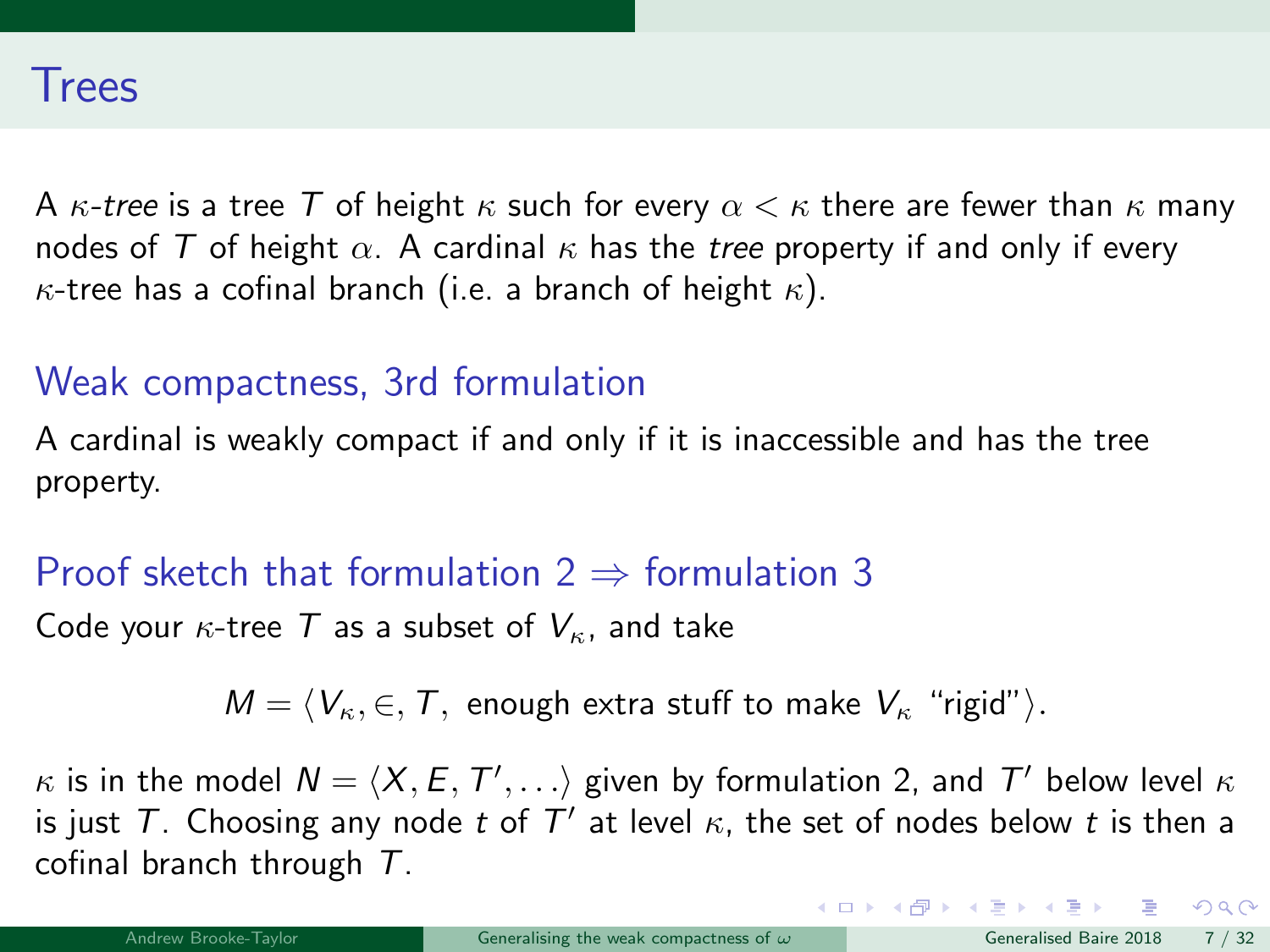# Trees

A $\kappa$-*tree* is a tree $T$ of height $\kappa$ such for every $\alpha < \kappa$ there are fewer than $\kappa$ many nodes of $T$ of height $\alpha$. A cardinal $\kappa$ has the *tree* property if and only if every $\kappa$-tree has a cofinal branch (i.e. a branch of height $\kappa$).

## Weak compactness, 3rd formulation

A cardinal is weakly compact if and only if it is inaccessible and has the tree property.

## Proof sketch that formulation 2 $\Rightarrow$ formulation 3

Code your $\kappa$-tree $T$ as a subset of $V_\kappa$, and take

$$M = \langle V_\kappa, \in, T, \text{ enough extra stuff to make } V_\kappa \text{ "rigid"}\rangle.$$

$\kappa$ is in the model $N = \langle X, E, T', \ldots\rangle$ given by formulation 2, and $T'$ below level $\kappa$ is just $T$. Choosing any node $t$ of $T'$ at level $\kappa$, the set of nodes below $t$ is then a cofinal branch through $T$.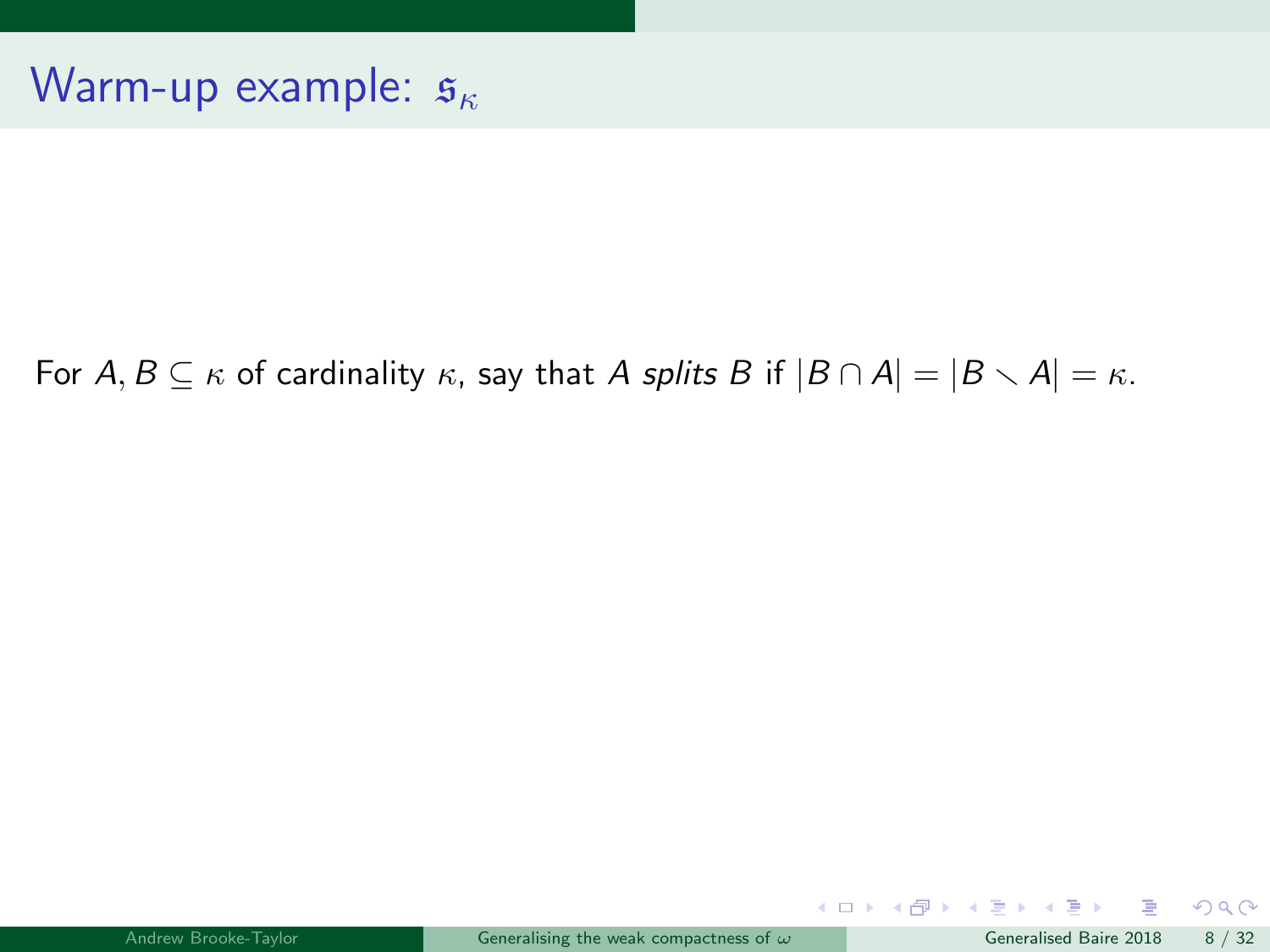# Warm-up example: $\mathfrak{s}_\kappa$

For $A, B \subseteq \kappa$ of cardinality $\kappa$, say that $A$ *splits* $B$ if $|B \cap A| = |B \setminus A| = \kappa$.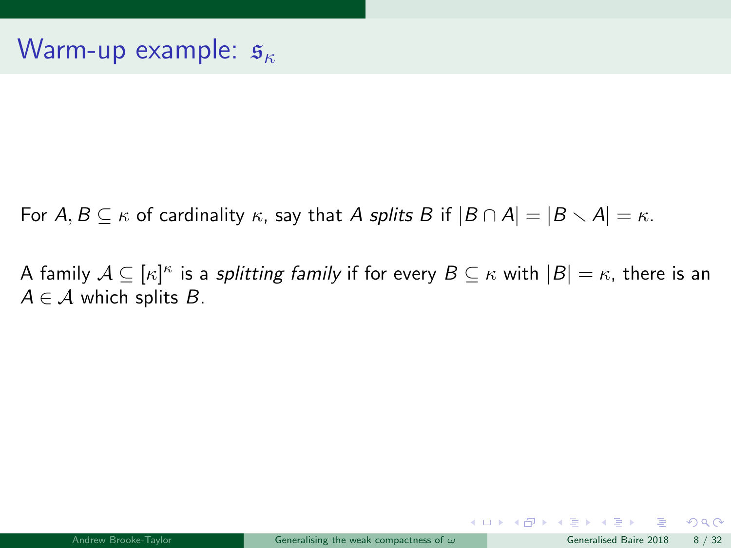# Warm-up example: $\mathfrak{s}_\kappa$

For $A, B \subseteq \kappa$ of cardinality $\kappa$, say that $A$ *splits* $B$ if $|B \cap A| = |B \smallsetminus A| = \kappa$.

A family $\mathcal{A} \subseteq [\kappa]^\kappa$ is a *splitting family* if for every $B \subseteq \kappa$ with $|B| = \kappa$, there is an $A \in \mathcal{A}$ which splits $B$.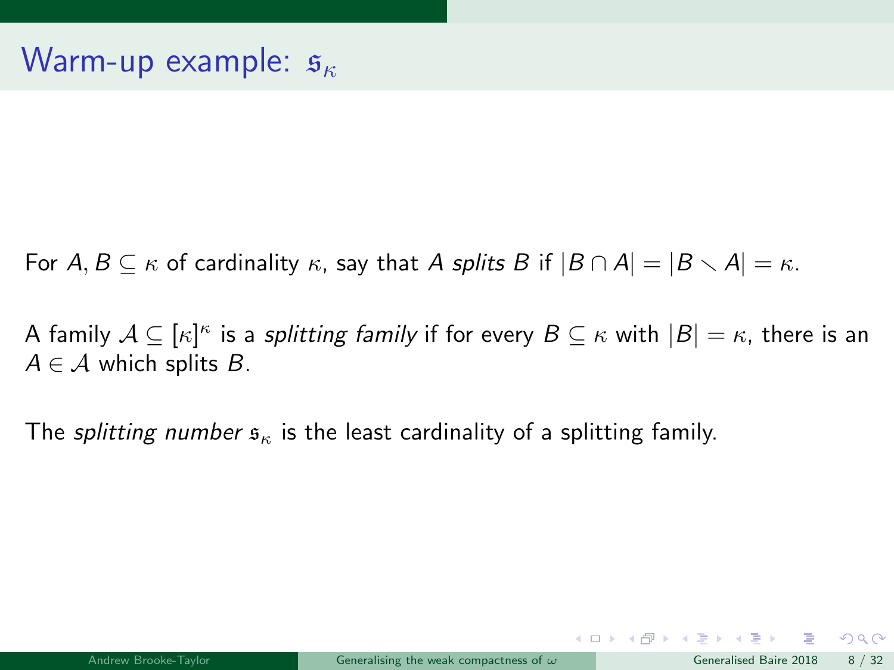# Warm-up example: $\mathfrak{s}_\kappa$

For $A, B \subseteq \kappa$ of cardinality $\kappa$, say that $A$ *splits* $B$ if $|B \cap A| = |B \setminus A| = \kappa$.

A family $\mathcal{A} \subseteq [\kappa]^\kappa$ is a *splitting family* if for every $B \subseteq \kappa$ with $|B| = \kappa$, there is an $A \in \mathcal{A}$ which splits $B$.

The *splitting number* $\mathfrak{s}_\kappa$ is the least cardinality of a splitting family.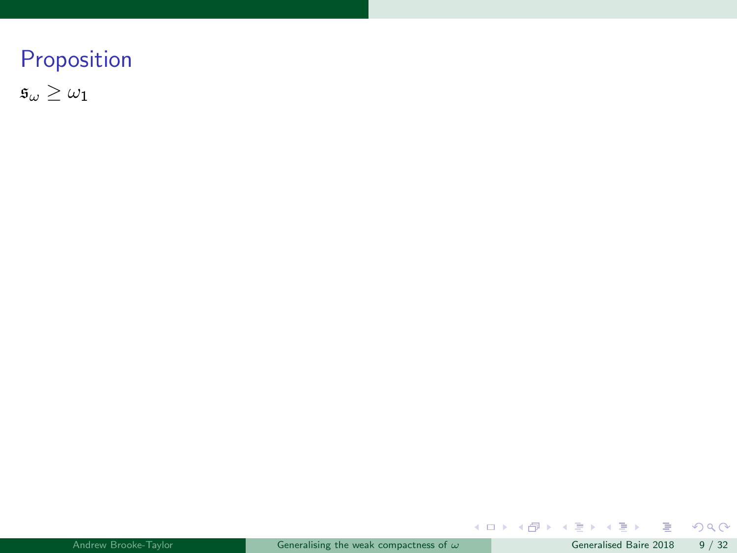## Proposition

$\mathfrak{s}_\omega \geq \omega_1$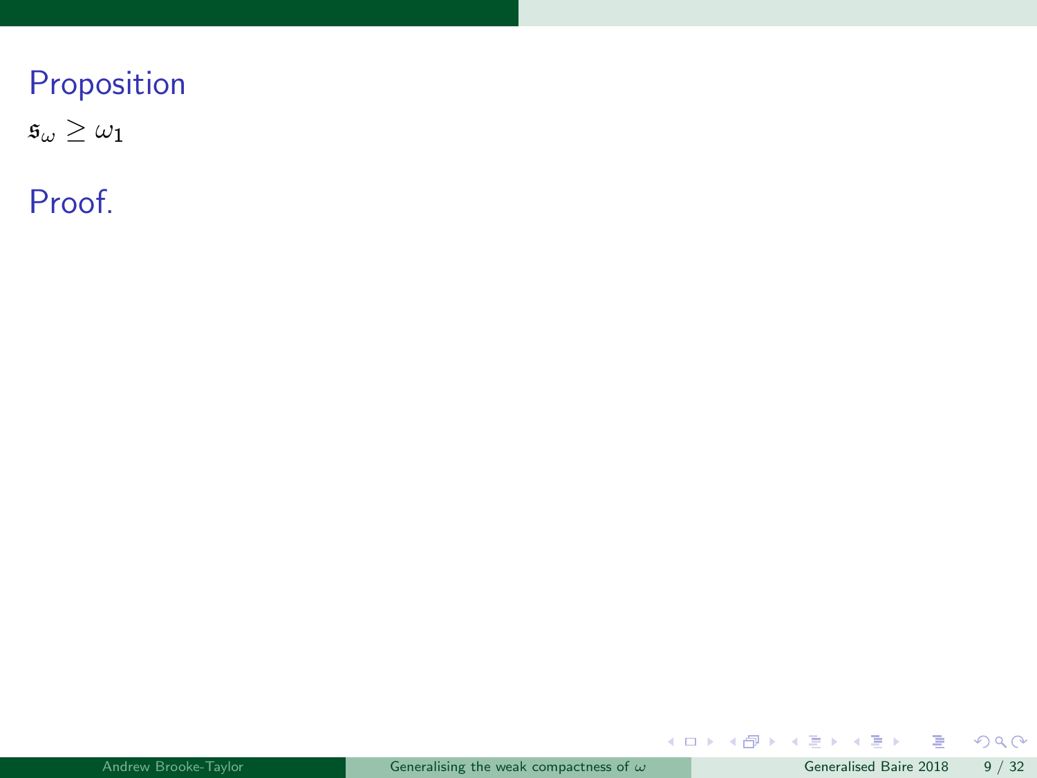**Proposition**

$\mathfrak{s}_\omega \geq \omega_1$

**Proof.**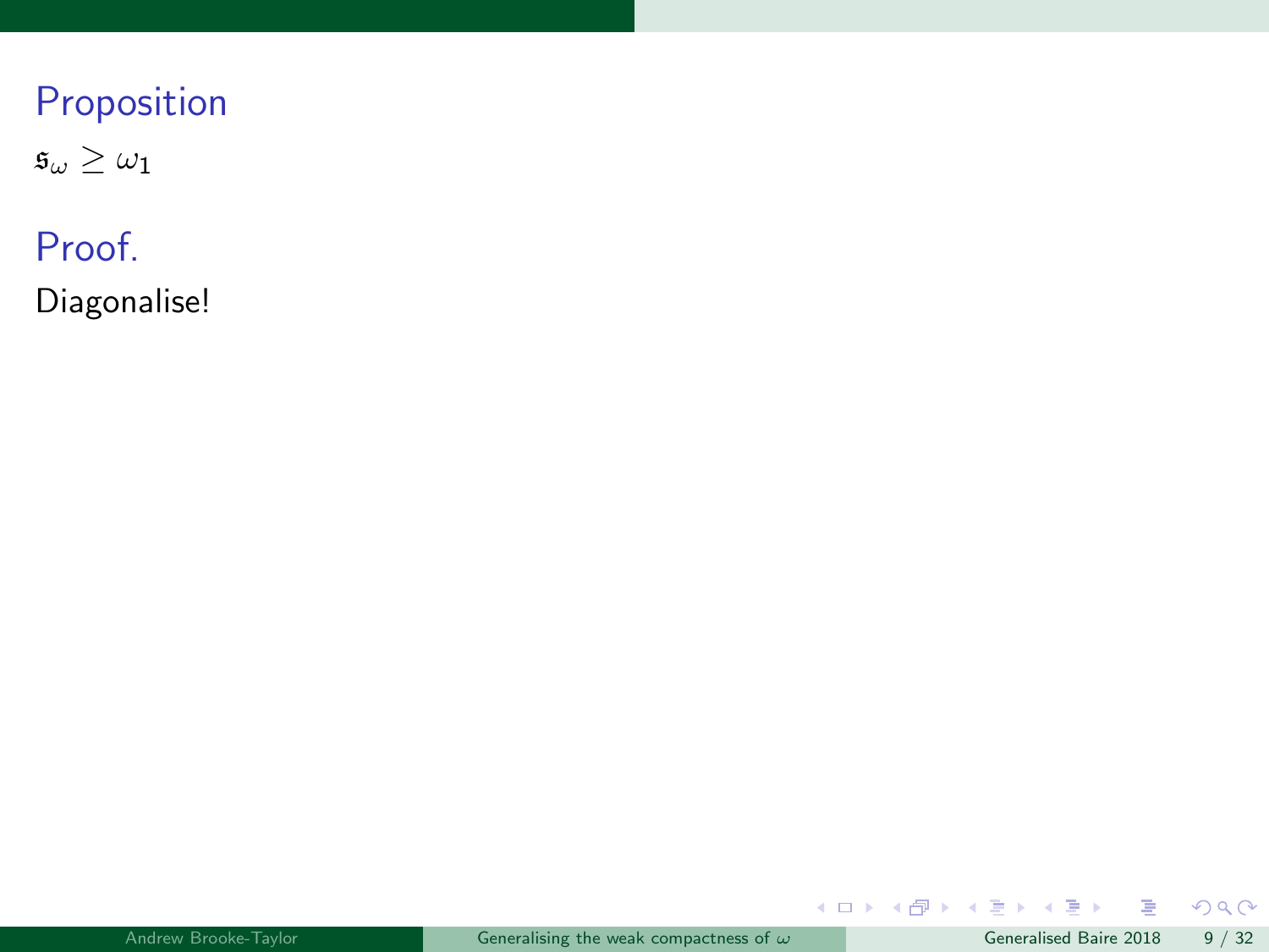**Proposition**

$\mathfrak{s}_\omega \geq \omega_1$

**Proof.**

Diagonalise!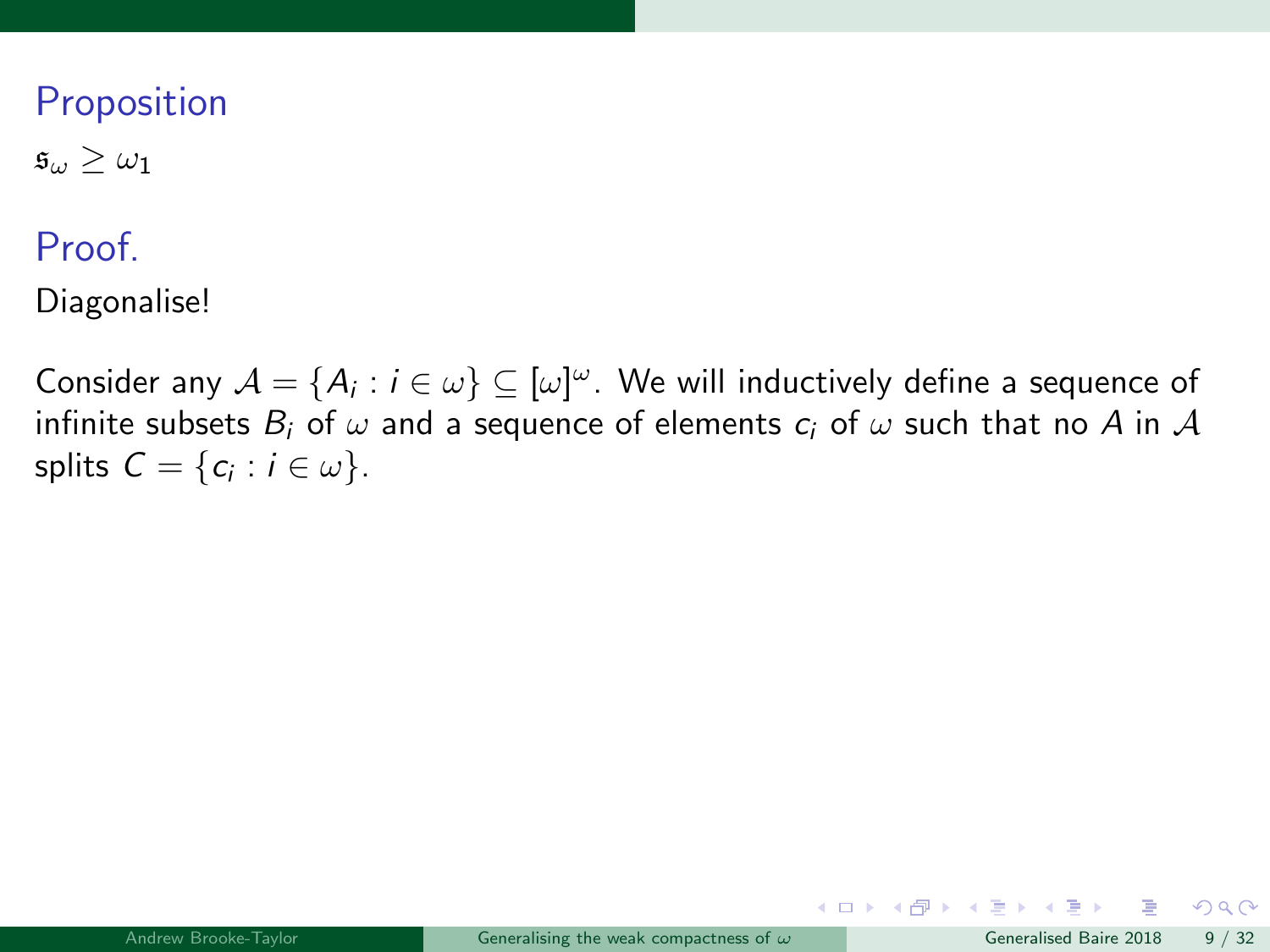## Proposition

$\mathfrak{s}_\omega \geq \omega_1$

## Proof.

Diagonalise!

Consider any $\mathcal{A} = \{A_i : i \in \omega\} \subseteq [\omega]^\omega$. We will inductively define a sequence of infinite subsets $B_i$ of $\omega$ and a sequence of elements $c_i$ of $\omega$ such that no $A$ in $\mathcal{A}$ splits $C = \{c_i : i \in \omega\}$.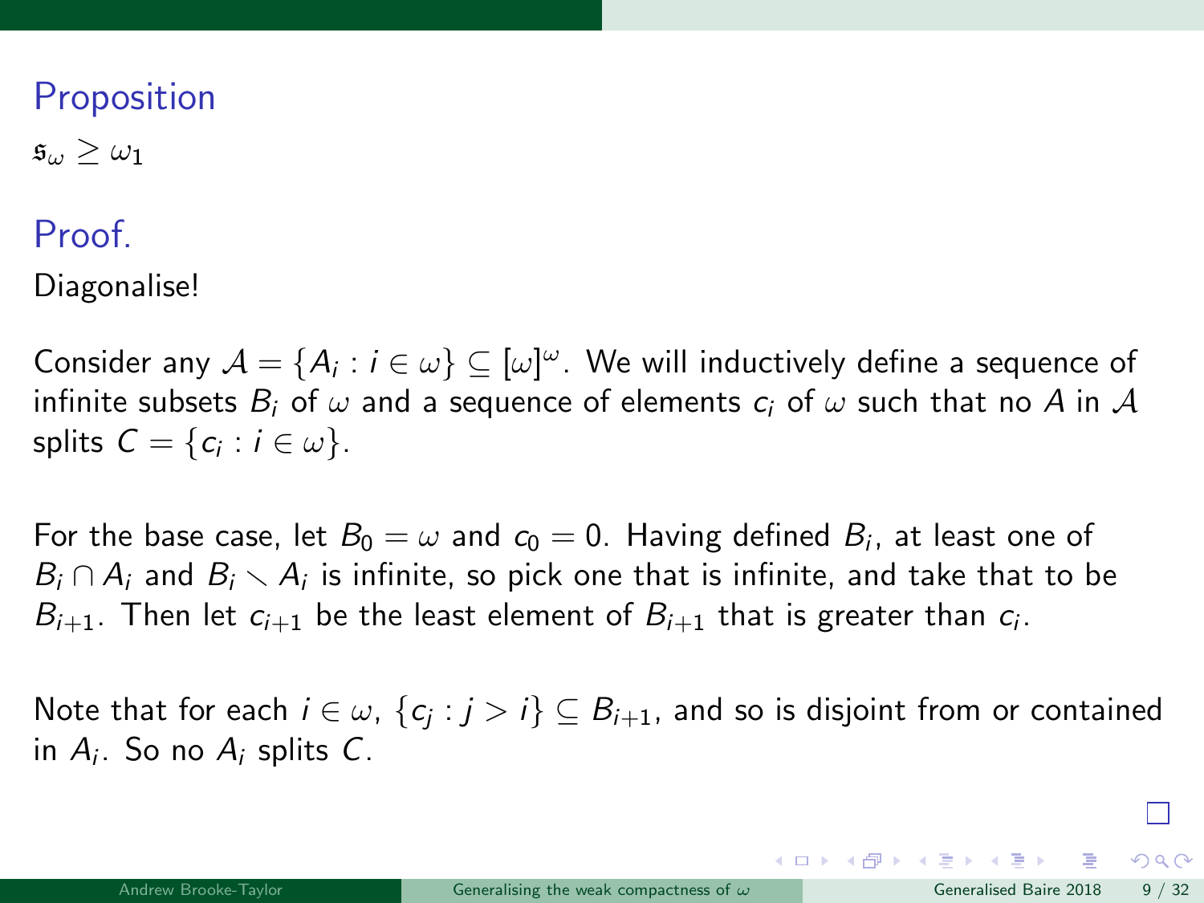## Proposition

$\mathfrak{s}_\omega \geq \omega_1$

## Proof.

Diagonalise!

Consider any $\mathcal{A} = \{A_i : i \in \omega\} \subseteq [\omega]^\omega$. We will inductively define a sequence of infinite subsets $B_i$ of $\omega$ and a sequence of elements $c_i$ of $\omega$ such that no $A$ in $\mathcal{A}$ splits $C = \{c_i : i \in \omega\}$.

For the base case, let $B_0 = \omega$ and $c_0 = 0$. Having defined $B_i$, at least one of $B_i \cap A_i$ and $B_i \smallsetminus A_i$ is infinite, so pick one that is infinite, and take that to be $B_{i+1}$. Then let $c_{i+1}$ be the least element of $B_{i+1}$ that is greater than $c_i$.

Note that for each $i \in \omega$, $\{c_j : j > i\} \subseteq B_{i+1}$, and so is disjoint from or contained in $A_i$. So no $A_i$ splits $C$.

$\square$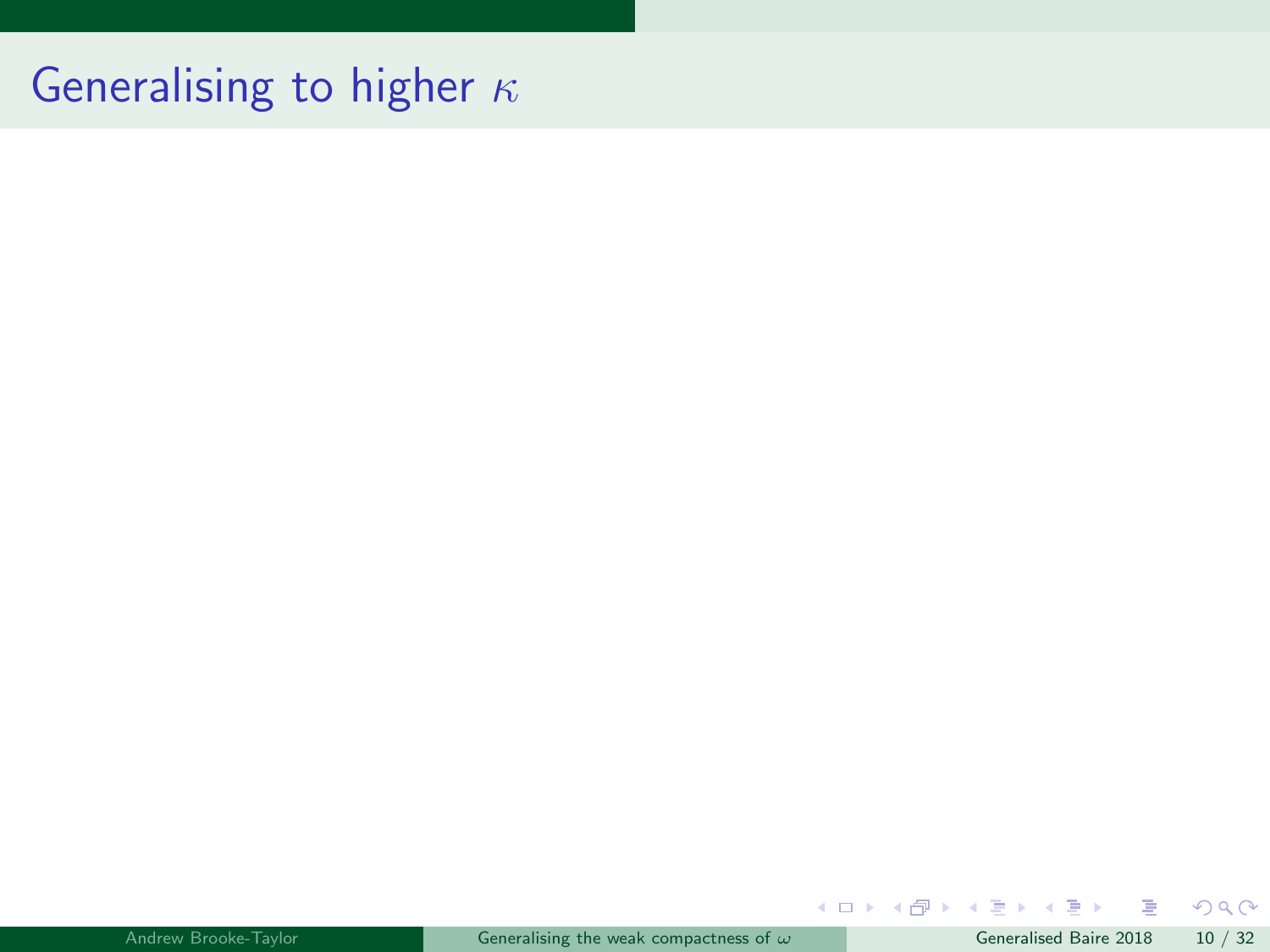# Generalising to higher $\kappa$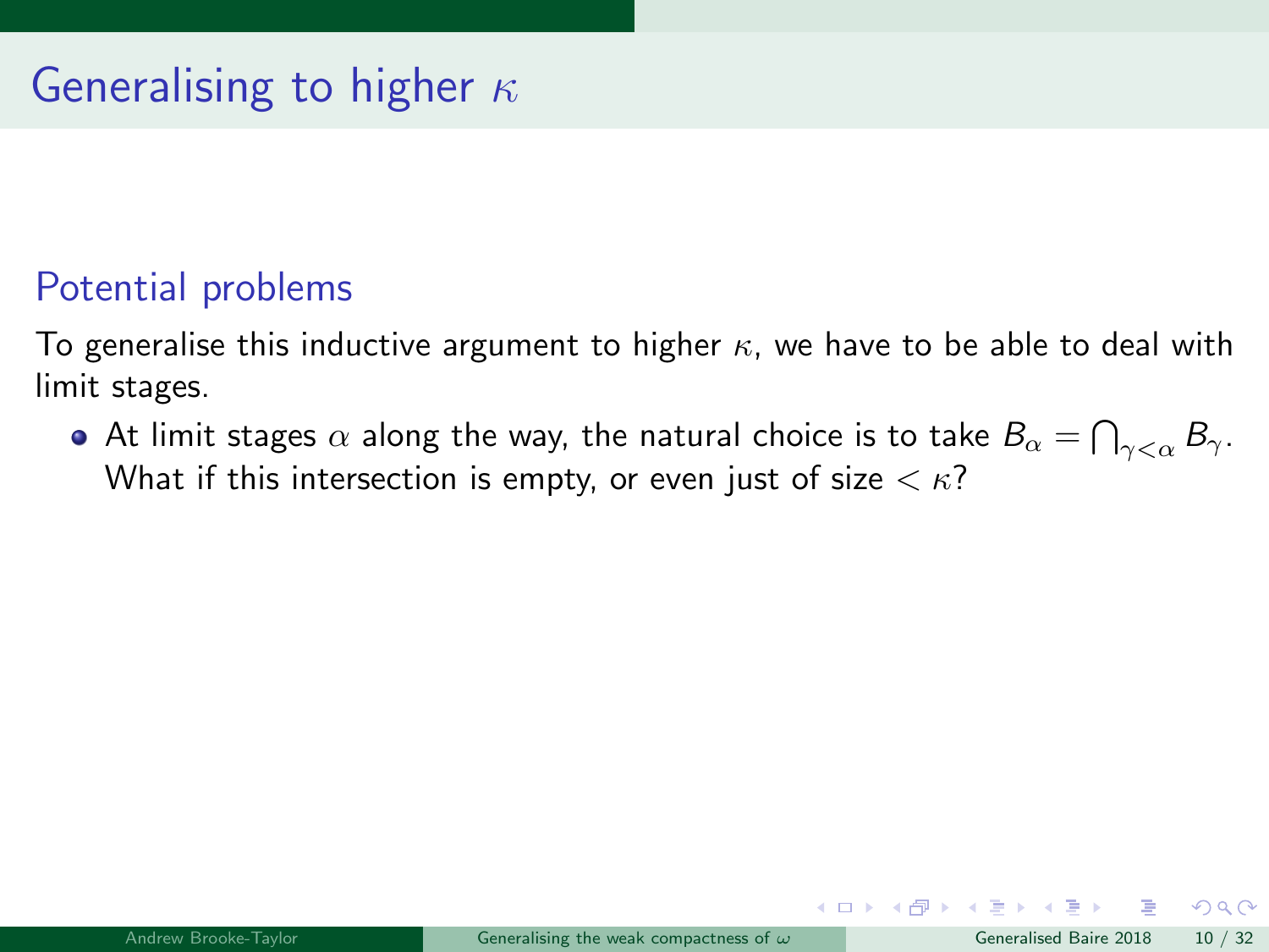# Generalising to higher $\kappa$

## Potential problems

To generalise this inductive argument to higher $\kappa$, we have to be able to deal with limit stages.

- At limit stages $\alpha$ along the way, the natural choice is to take $B_\alpha = \bigcap_{\gamma<\alpha} B_\gamma$. What if this intersection is empty, or even just of size $< \kappa$?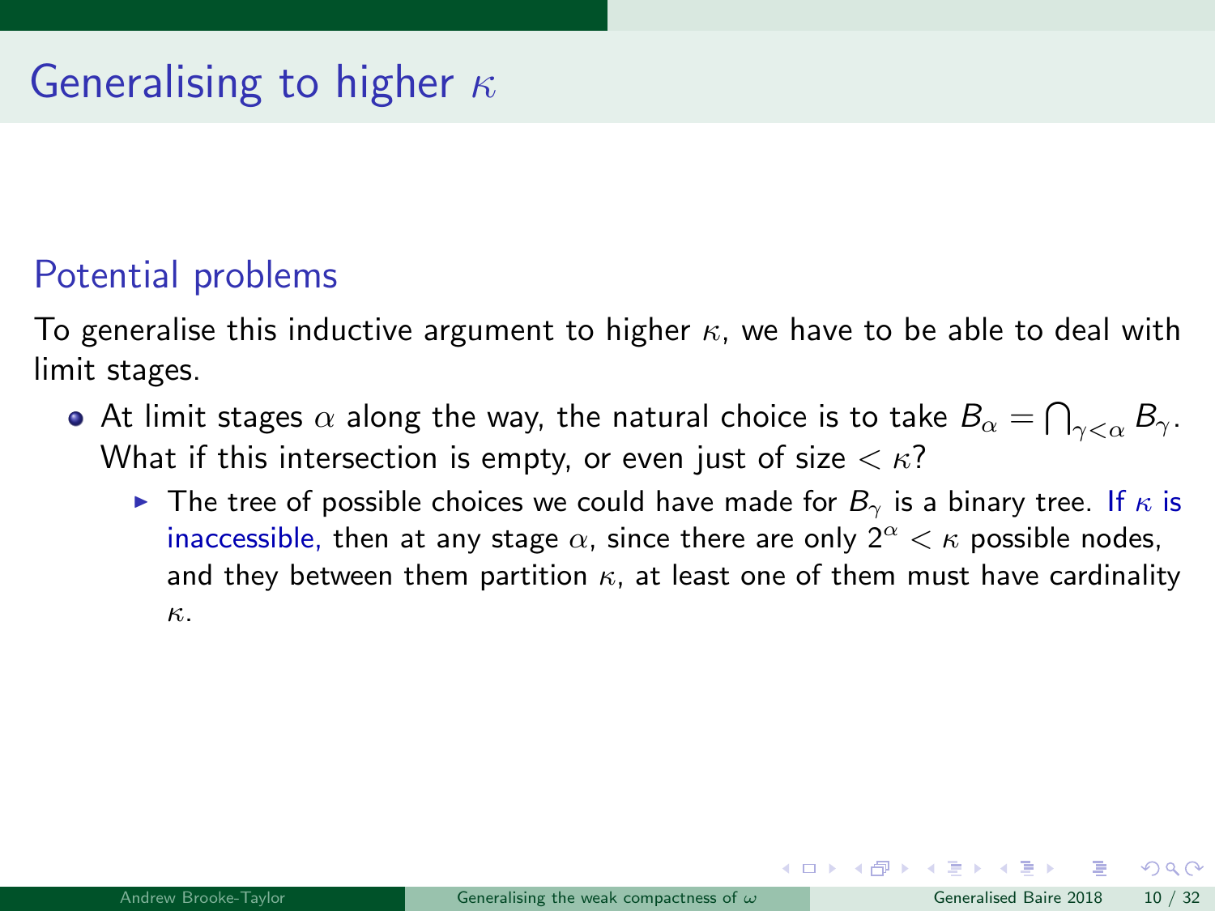# Generalising to higher $\kappa$

## Potential problems

To generalise this inductive argument to higher $\kappa$, we have to be able to deal with limit stages.

- At limit stages $\alpha$ along the way, the natural choice is to take $B_\alpha = \bigcap_{\gamma<\alpha} B_\gamma$. What if this intersection is empty, or even just of size $< \kappa$?
  - The tree of possible choices we could have made for $B_\gamma$ is a binary tree. If $\kappa$ is inaccessible, then at any stage $\alpha$, since there are only $2^\alpha < \kappa$ possible nodes, and they between them partition $\kappa$, at least one of them must have cardinality $\kappa$.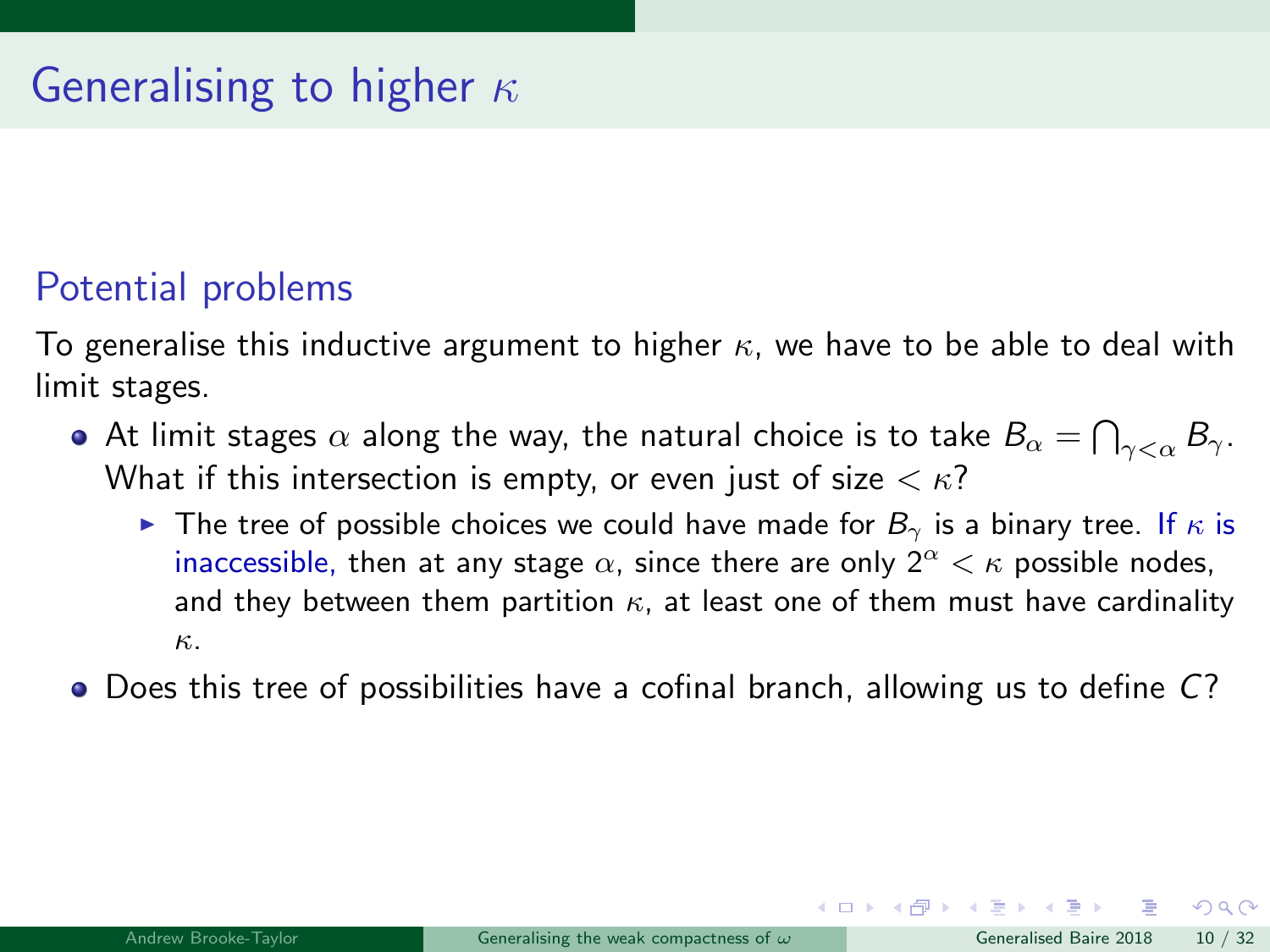# Generalising to higher $\kappa$

## Potential problems

To generalise this inductive argument to higher $\kappa$, we have to be able to deal with limit stages.

- At limit stages $\alpha$ along the way, the natural choice is to take $B_\alpha = \bigcap_{\gamma<\alpha} B_\gamma$. What if this intersection is empty, or even just of size $< \kappa$?
  - The tree of possible choices we could have made for $B_\gamma$ is a binary tree. If $\kappa$ is inaccessible, then at any stage $\alpha$, since there are only $2^\alpha < \kappa$ possible nodes, and they between them partition $\kappa$, at least one of them must have cardinality $\kappa$.
- Does this tree of possibilities have a cofinal branch, allowing us to define $C$?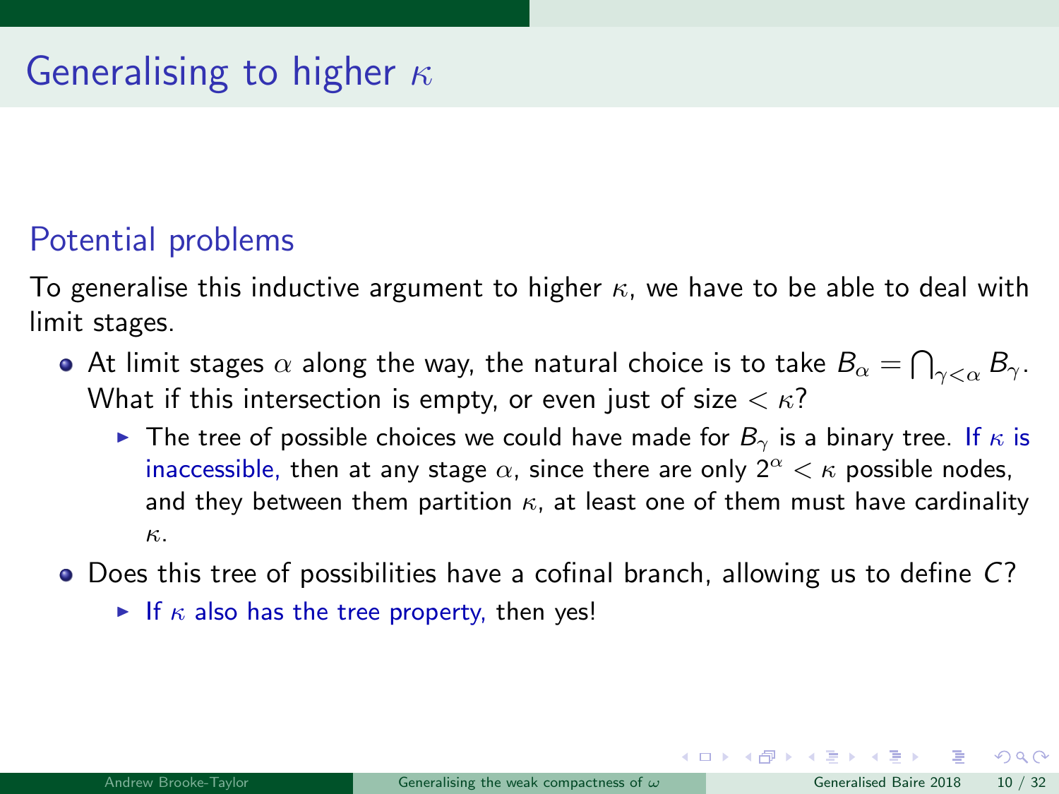# Generalising to higher $\kappa$

## Potential problems

To generalise this inductive argument to higher $\kappa$, we have to be able to deal with limit stages.

- At limit stages $\alpha$ along the way, the natural choice is to take $B_\alpha = \bigcap_{\gamma<\alpha} B_\gamma$. What if this intersection is empty, or even just of size $< \kappa$?
  - The tree of possible choices we could have made for $B_\gamma$ is a binary tree. If $\kappa$ is inaccessible, then at any stage $\alpha$, since there are only $2^\alpha < \kappa$ possible nodes, and they between them partition $\kappa$, at least one of them must have cardinality $\kappa$.
- Does this tree of possibilities have a cofinal branch, allowing us to define $C$?
  - If $\kappa$ also has the tree property, then yes!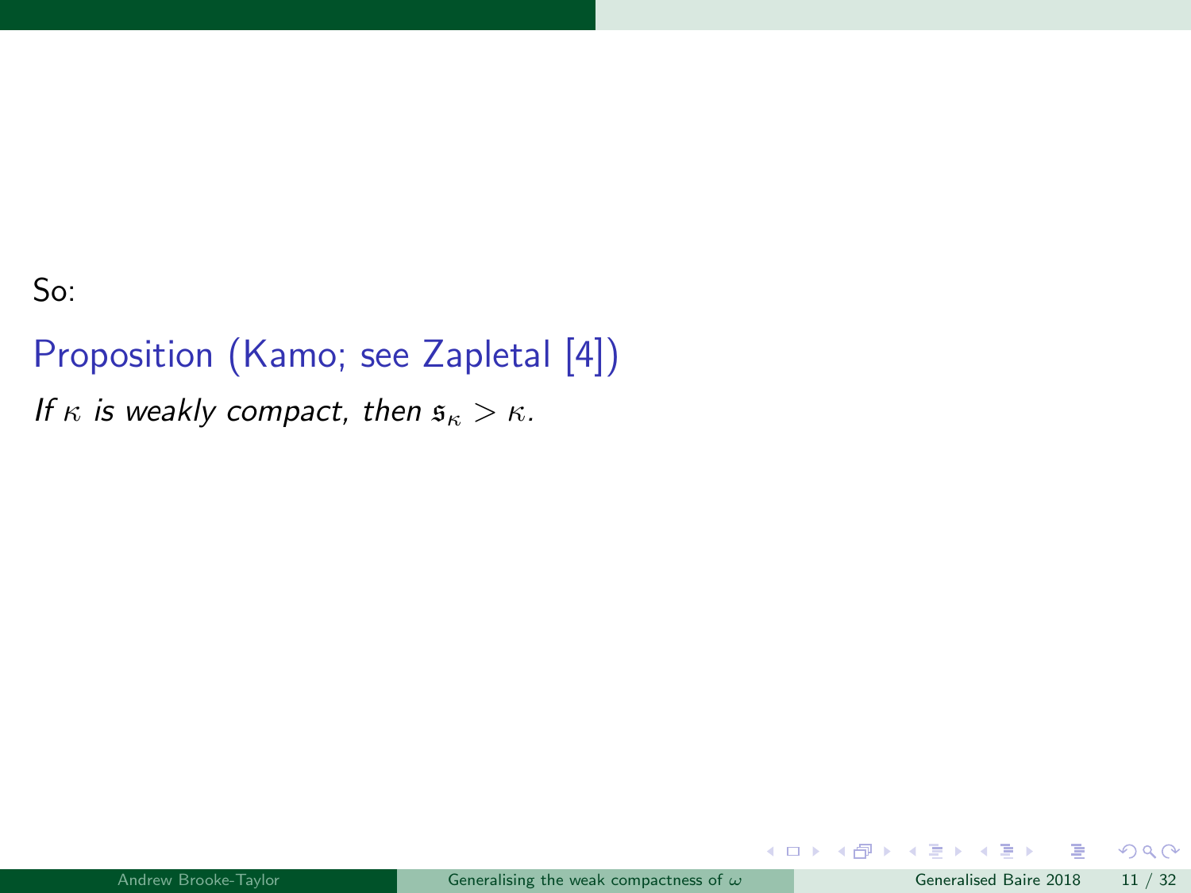So:

**Proposition (Kamo; see Zapletal [4])**

*If $\kappa$ is weakly compact, then $\mathfrak{s}_\kappa > \kappa$.*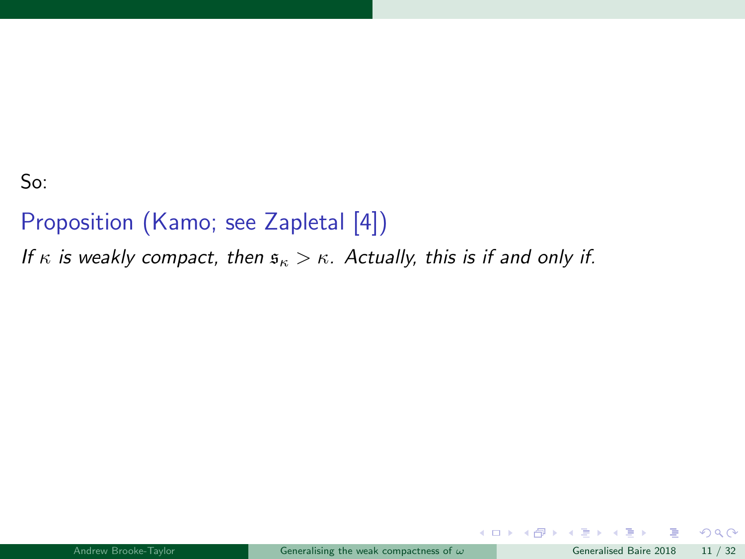So:

**Proposition (Kamo; see Zapletal [4])**

*If $\kappa$ is weakly compact, then $\mathfrak{s}_\kappa > \kappa$. Actually, this is if and only if.*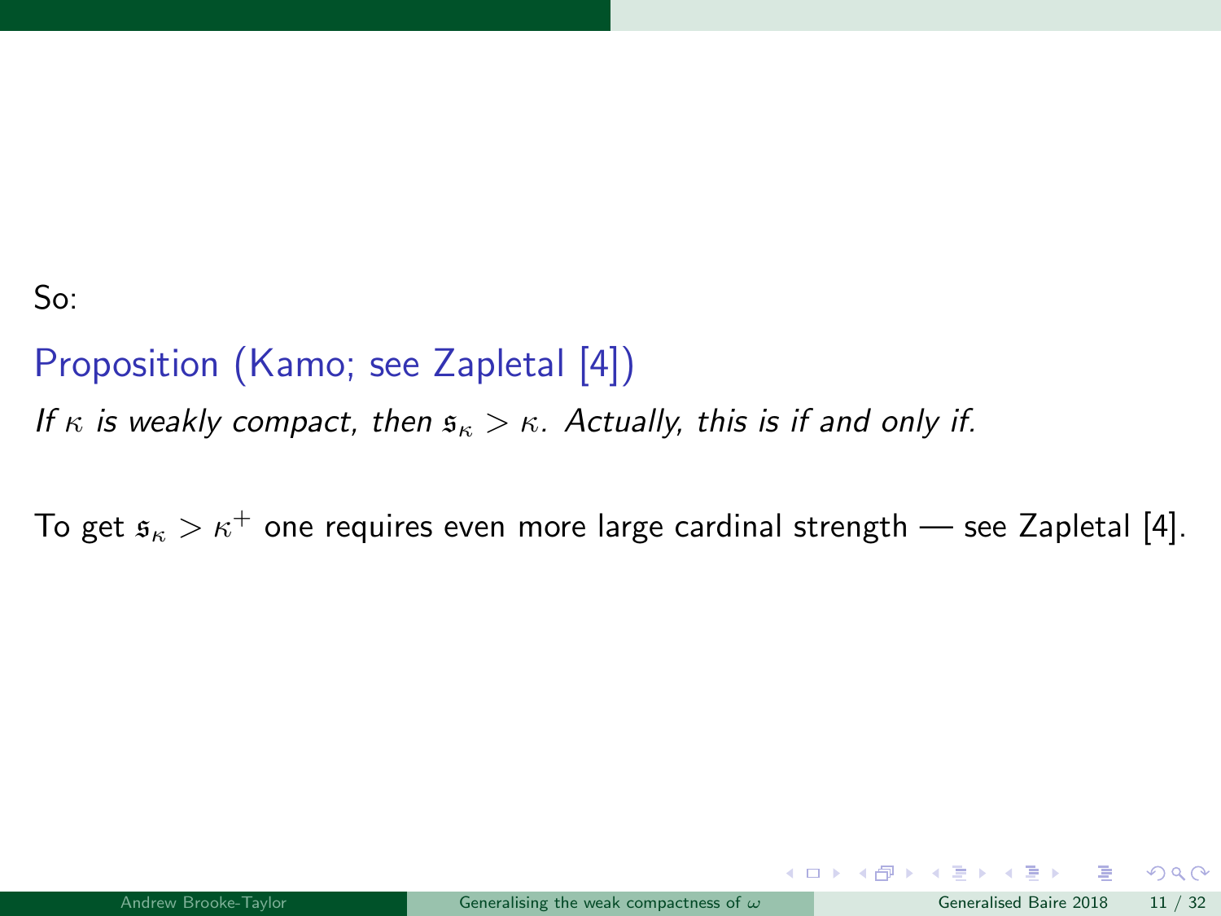So:

**Proposition (Kamo; see Zapletal [4])**

*If $\kappa$ is weakly compact, then $\mathfrak{s}_\kappa > \kappa$. Actually, this is if and only if.*

To get $\mathfrak{s}_\kappa > \kappa^+$ one requires even more large cardinal strength — see Zapletal [4].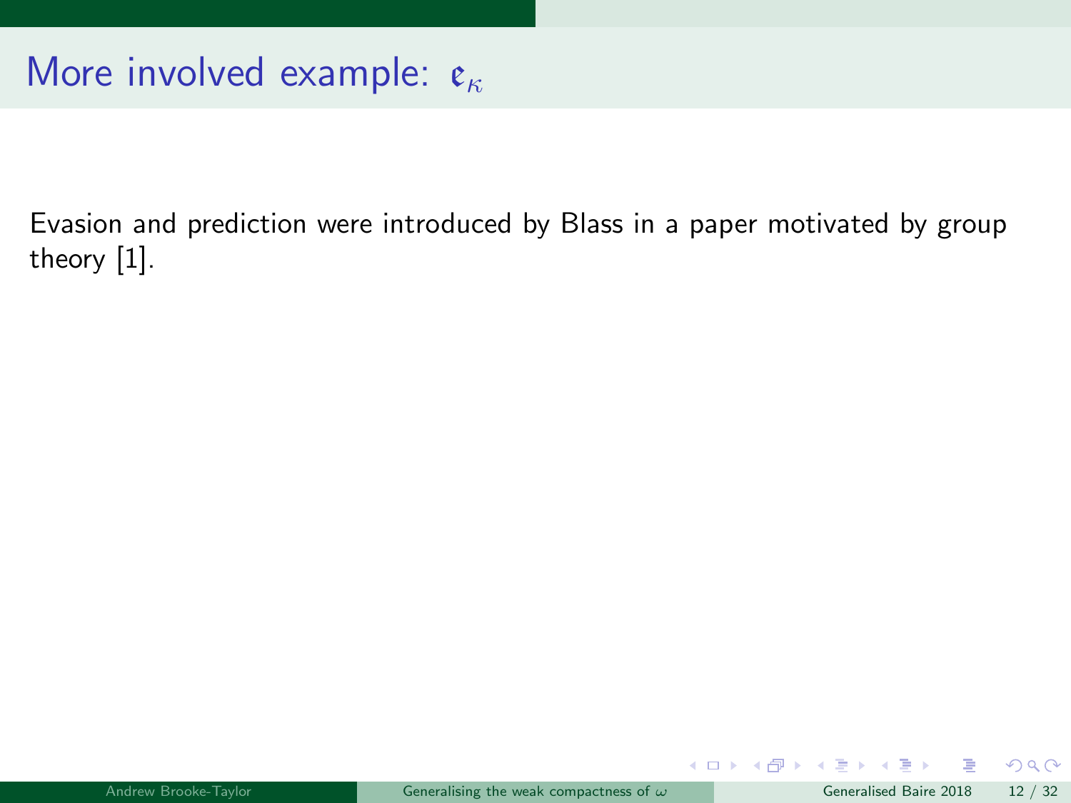# More involved example: $\mathfrak{e}_\kappa$

Evasion and prediction were introduced by Blass in a paper motivated by group theory [1].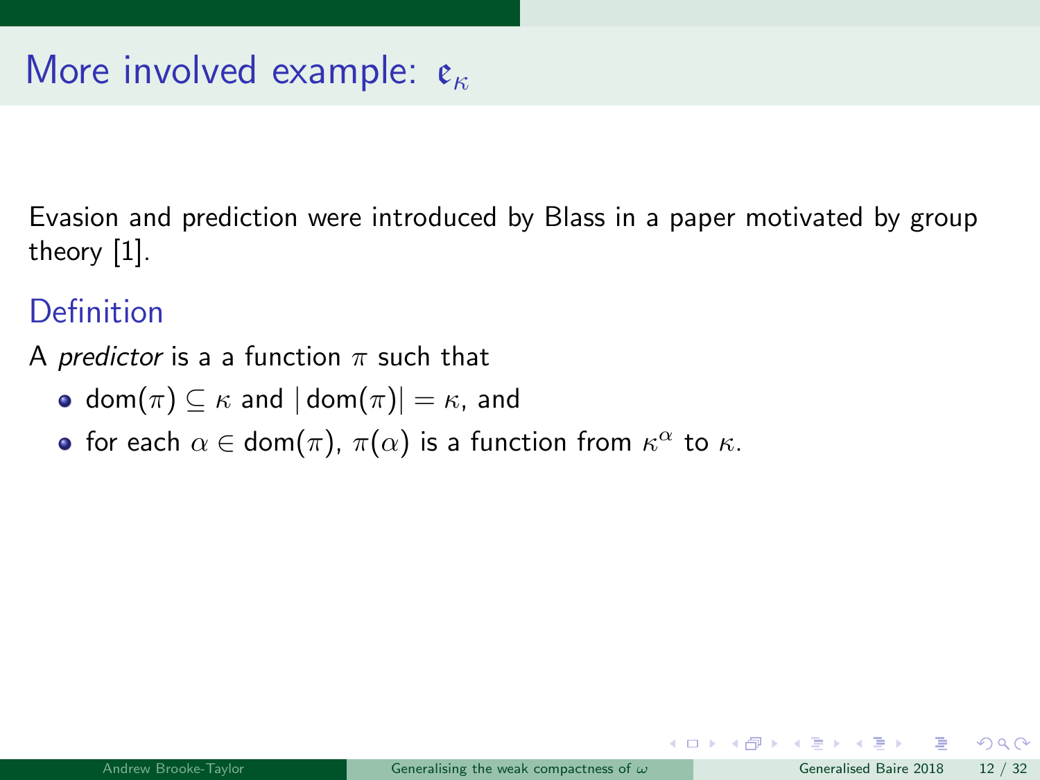# More involved example: $\mathfrak{e}_\kappa$

Evasion and prediction were introduced by Blass in a paper motivated by group theory [1].

## Definition

A *predictor* is a a function $\pi$ such that

- $\text{dom}(\pi) \subseteq \kappa$ and $|\text{dom}(\pi)| = \kappa$, and
- for each $\alpha \in \text{dom}(\pi)$, $\pi(\alpha)$ is a function from $\kappa^\alpha$ to $\kappa$.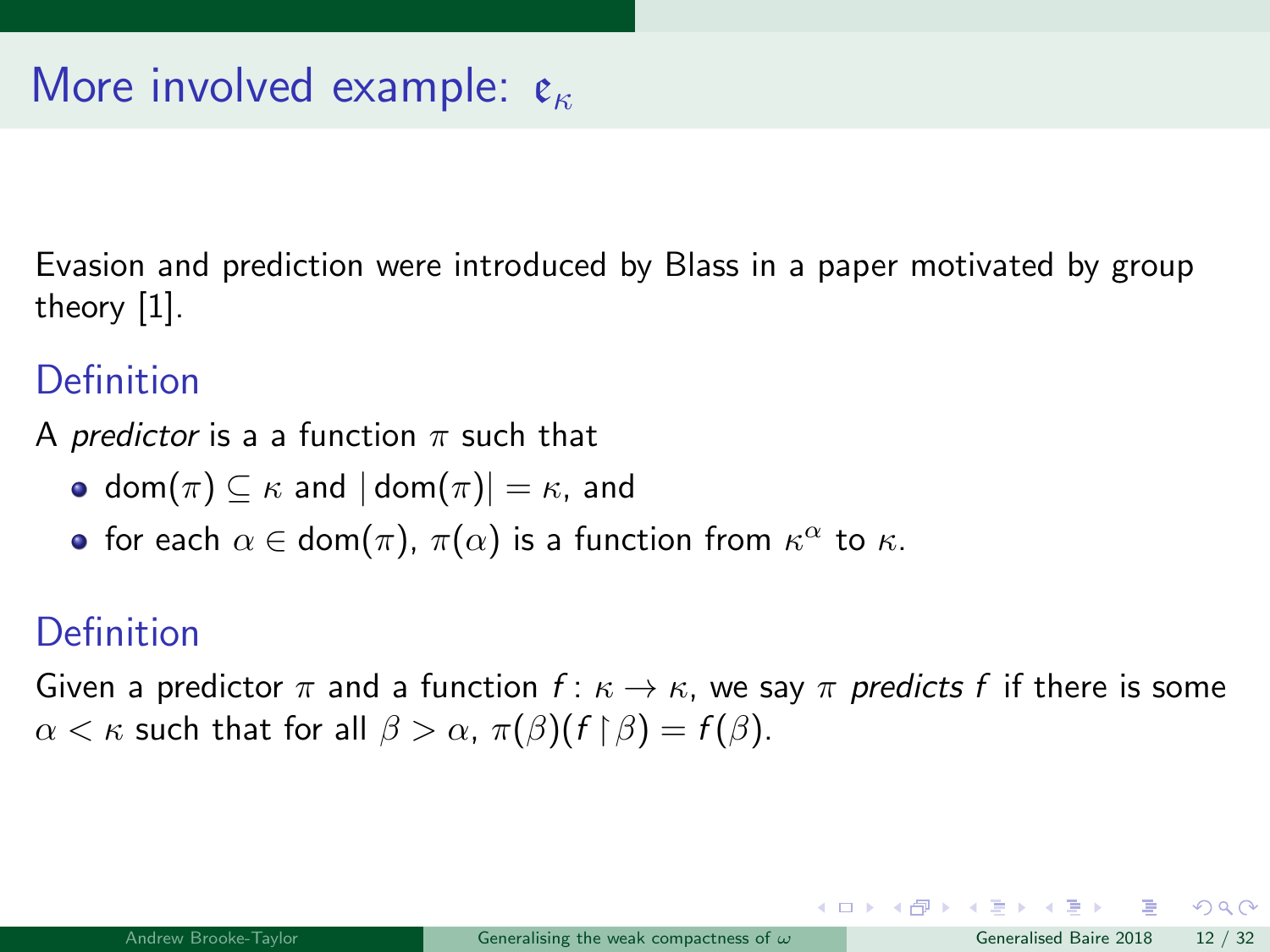# More involved example: $\mathfrak{e}_\kappa$

Evasion and prediction were introduced by Blass in a paper motivated by group theory [1].

## Definition

A *predictor* is a a function $\pi$ such that

- $\mathrm{dom}(\pi) \subseteq \kappa$ and $|\mathrm{dom}(\pi)| = \kappa$, and
- for each $\alpha \in \mathrm{dom}(\pi)$, $\pi(\alpha)$ is a function from $\kappa^\alpha$ to $\kappa$.

## Definition

Given a predictor $\pi$ and a function $f : \kappa \to \kappa$, we say $\pi$ *predicts* $f$ if there is some $\alpha < \kappa$ such that for all $\beta > \alpha$, $\pi(\beta)(f \restriction \beta) = f(\beta)$.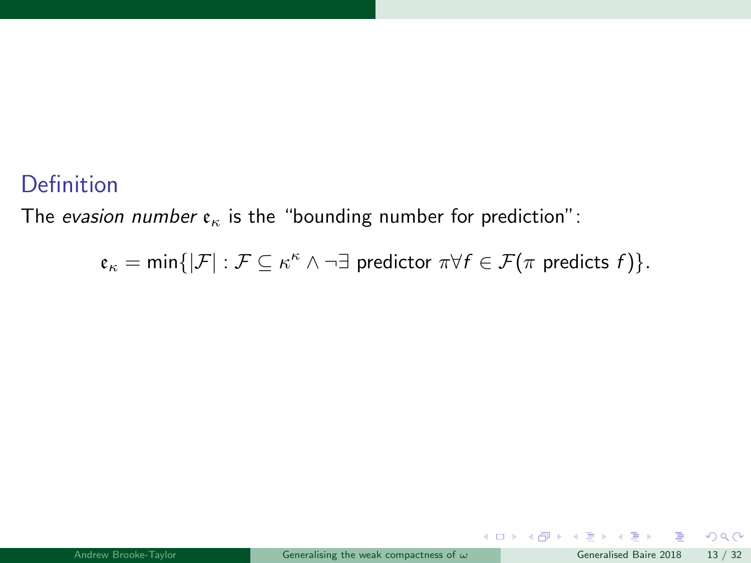### Definition

The *evasion number* $\mathfrak{e}_\kappa$ is the "bounding number for prediction":

$$\mathfrak{e}_\kappa = \min\{|\mathcal{F}| : \mathcal{F} \subseteq \kappa^\kappa \wedge \neg\exists \text{ predictor } \pi \forall f \in \mathcal{F}(\pi \text{ predicts } f)\}.$$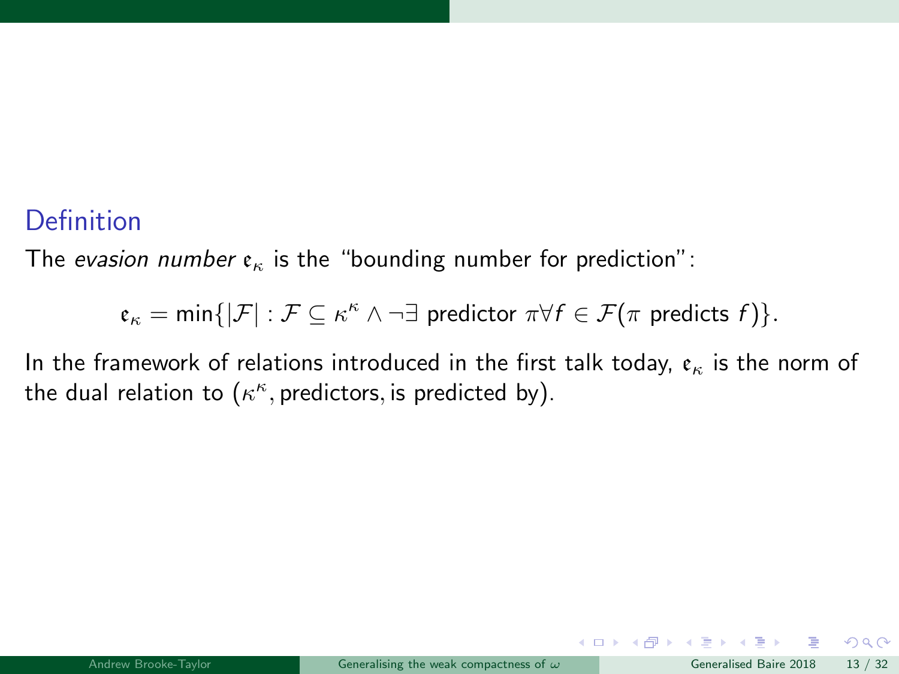### Definition

The *evasion number* $\mathfrak{e}_\kappa$ is the "bounding number for prediction":

$$\mathfrak{e}_\kappa = \min\{|\mathcal{F}| : \mathcal{F} \subseteq \kappa^\kappa \wedge \neg\exists \text{ predictor } \pi \forall f \in \mathcal{F}(\pi \text{ predicts } f)\}.$$

In the framework of relations introduced in the first talk today, $\mathfrak{e}_\kappa$ is the norm of the dual relation to $(\kappa^\kappa, \text{predictors}, \text{is predicted by})$.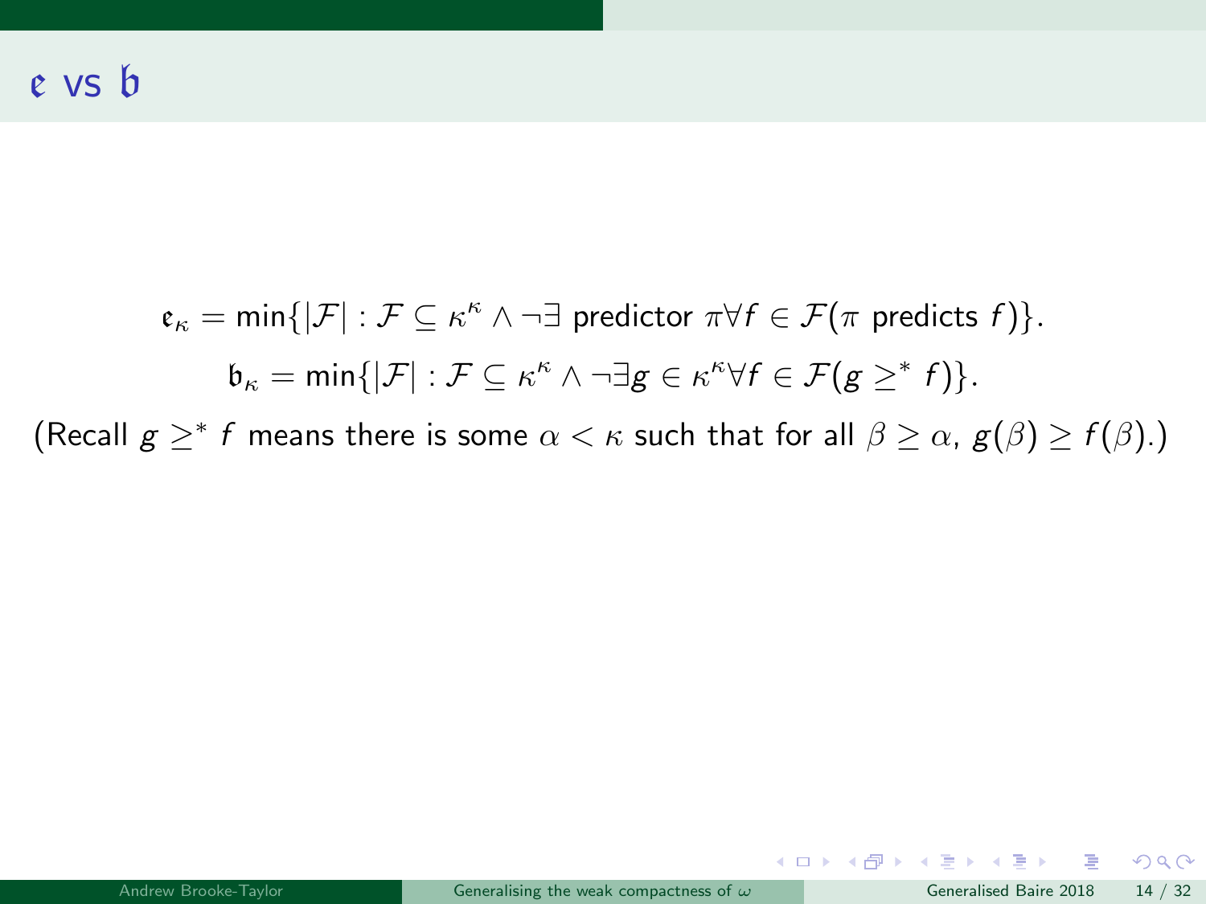# $\mathfrak{e}$ vs $\mathfrak{b}$

$$\mathfrak{e}_\kappa = \min\{|\mathcal{F}| : \mathcal{F} \subseteq \kappa^\kappa \wedge \neg\exists \text{ predictor } \pi \forall f \in \mathcal{F}(\pi \text{ predicts } f)\}.$$

$$\mathfrak{b}_\kappa = \min\{|\mathcal{F}| : \mathcal{F} \subseteq \kappa^\kappa \wedge \neg\exists g \in \kappa^\kappa \forall f \in \mathcal{F}(g \geq^* f)\}.$$

(Recall $g \geq^* f$ means there is some $\alpha < \kappa$ such that for all $\beta \geq \alpha$, $g(\beta) \geq f(\beta)$.)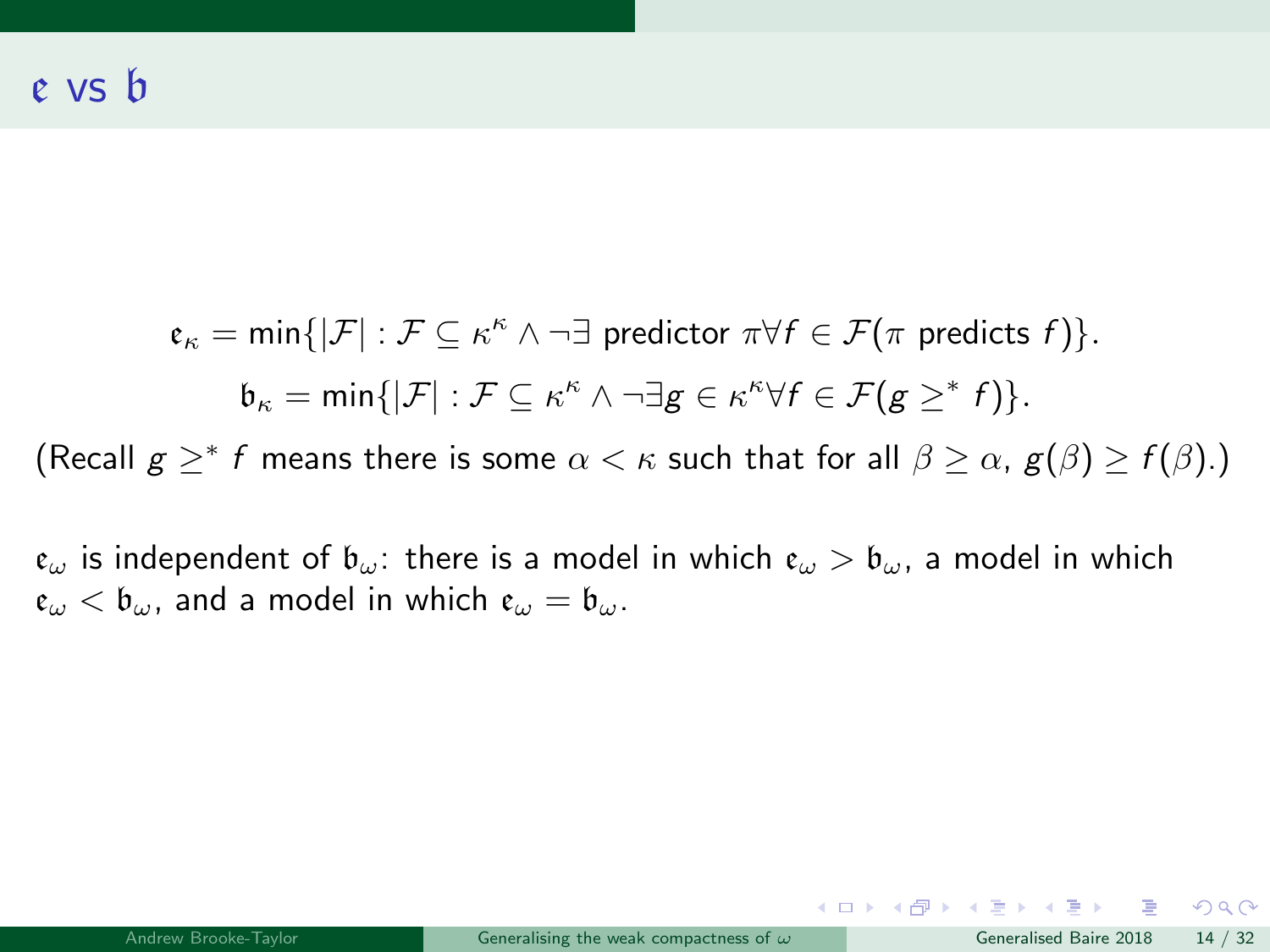# $\mathfrak{e}$ vs $\mathfrak{b}$

$$\mathfrak{e}_\kappa = \min\{|\mathcal{F}| : \mathcal{F} \subseteq \kappa^\kappa \wedge \neg\exists \text{ predictor } \pi \forall f \in \mathcal{F}(\pi \text{ predicts } f)\}.$$

$$\mathfrak{b}_\kappa = \min\{|\mathcal{F}| : \mathcal{F} \subseteq \kappa^\kappa \wedge \neg\exists g \in \kappa^\kappa \forall f \in \mathcal{F}(g \geq^* f)\}.$$

(Recall $g \geq^* f$ means there is some $\alpha < \kappa$ such that for all $\beta \geq \alpha$, $g(\beta) \geq f(\beta)$.)

$\mathfrak{e}_\omega$ is independent of $\mathfrak{b}_\omega$: there is a model in which $\mathfrak{e}_\omega > \mathfrak{b}_\omega$, a model in which $\mathfrak{e}_\omega < \mathfrak{b}_\omega$, and a model in which $\mathfrak{e}_\omega = \mathfrak{b}_\omega$.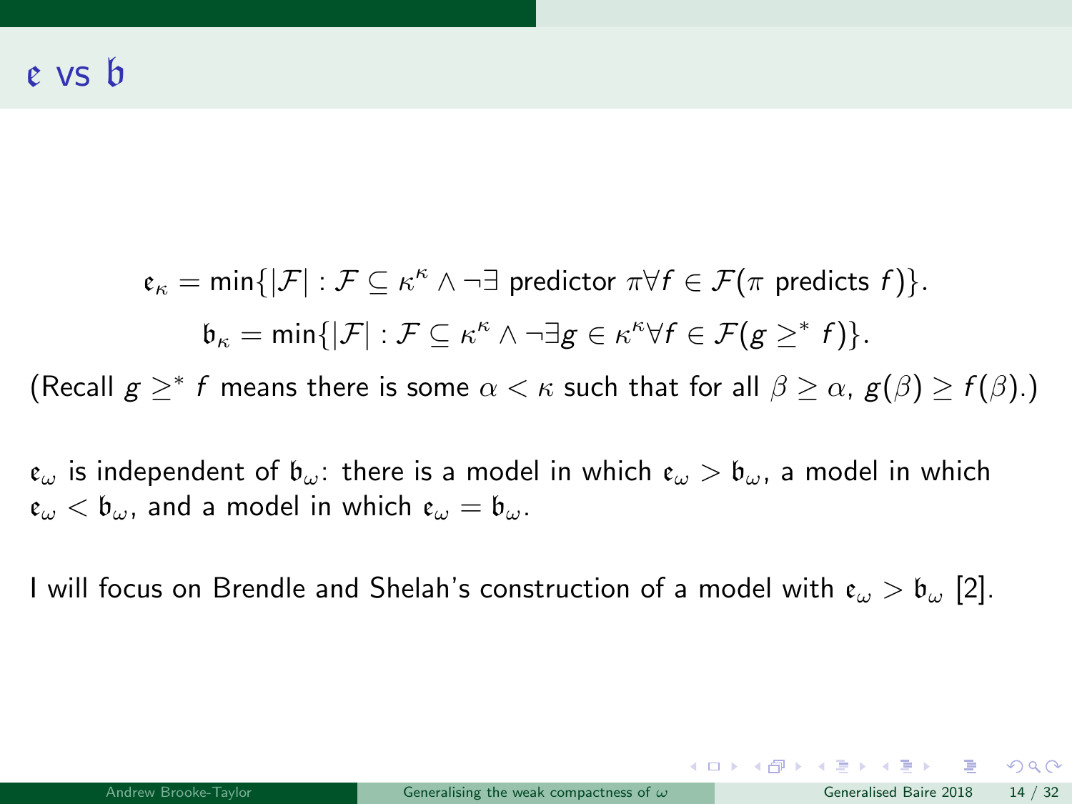# $\mathfrak{e}$ vs $\mathfrak{b}$

$$\mathfrak{e}_\kappa = \min\{|\mathcal{F}| : \mathcal{F} \subseteq \kappa^\kappa \wedge \neg\exists \text{ predictor } \pi \forall f \in \mathcal{F}(\pi \text{ predicts } f)\}.$$

$$\mathfrak{b}_\kappa = \min\{|\mathcal{F}| : \mathcal{F} \subseteq \kappa^\kappa \wedge \neg\exists g \in \kappa^\kappa \forall f \in \mathcal{F}(g \geq^* f)\}.$$

(Recall $g \geq^* f$ means there is some $\alpha < \kappa$ such that for all $\beta \geq \alpha$, $g(\beta) \geq f(\beta)$.)

$\mathfrak{e}_\omega$ is independent of $\mathfrak{b}_\omega$: there is a model in which $\mathfrak{e}_\omega > \mathfrak{b}_\omega$, a model in which $\mathfrak{e}_\omega < \mathfrak{b}_\omega$, and a model in which $\mathfrak{e}_\omega = \mathfrak{b}_\omega$.

I will focus on Brendle and Shelah's construction of a model with $\mathfrak{e}_\omega > \mathfrak{b}_\omega$ [2].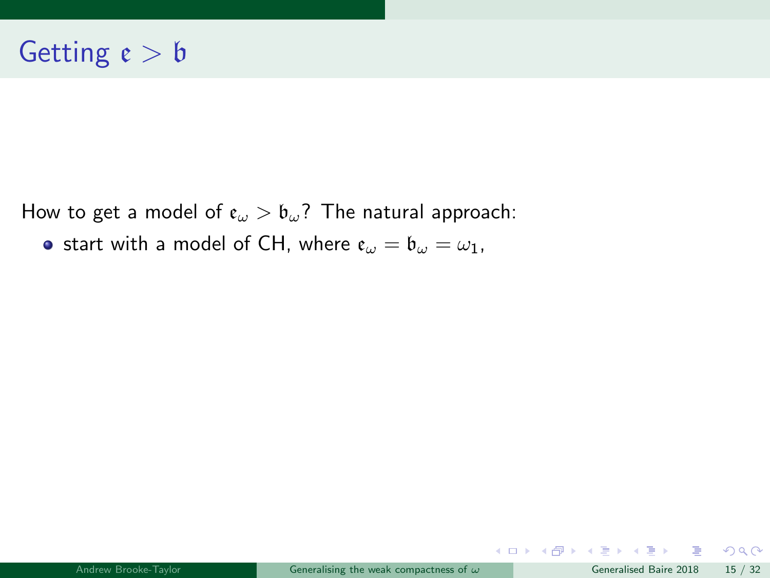# Getting $\mathfrak{e} > \mathfrak{b}$

How to get a model of $\mathfrak{e}_\omega > \mathfrak{b}_\omega$? The natural approach:

- start with a model of CH, where $\mathfrak{e}_\omega = \mathfrak{b}_\omega = \omega_1$,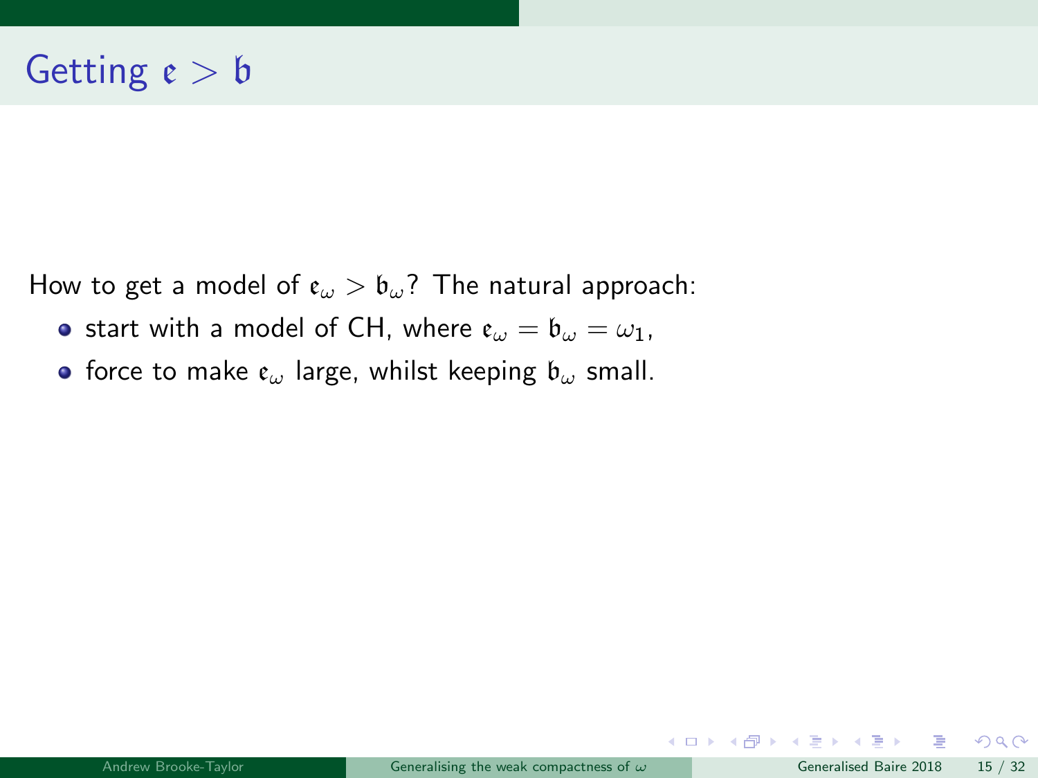# Getting $\mathfrak{e} > \mathfrak{b}$

How to get a model of $\mathfrak{e}_\omega > \mathfrak{b}_\omega$? The natural approach:

- start with a model of CH, where $\mathfrak{e}_\omega = \mathfrak{b}_\omega = \omega_1$,
- force to make $\mathfrak{e}_\omega$ large, whilst keeping $\mathfrak{b}_\omega$ small.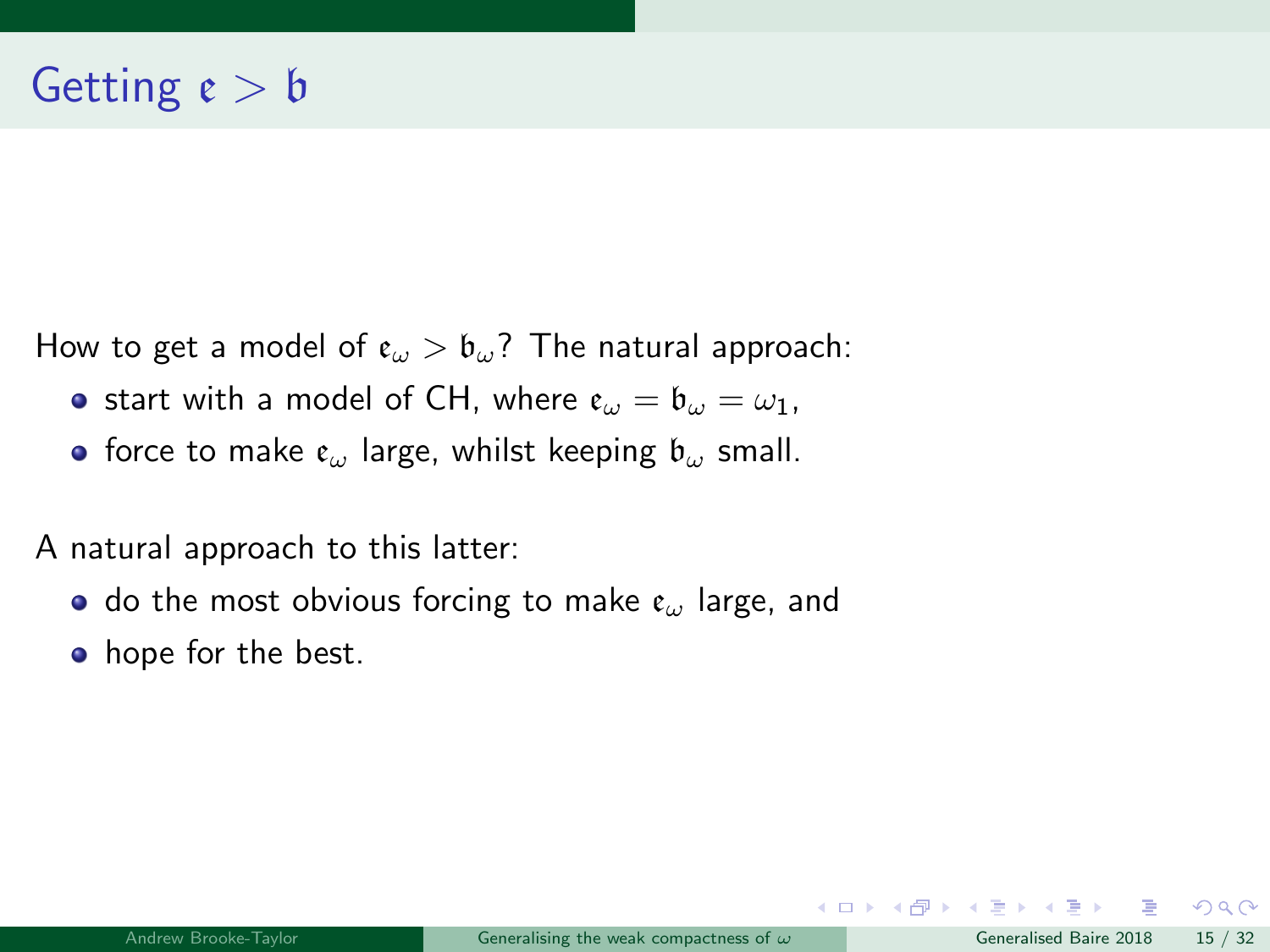# Getting $\mathfrak{e} > \mathfrak{b}$

How to get a model of $\mathfrak{e}_\omega > \mathfrak{b}_\omega$? The natural approach:

- start with a model of CH, where $\mathfrak{e}_\omega = \mathfrak{b}_\omega = \omega_1$,
- force to make $\mathfrak{e}_\omega$ large, whilst keeping $\mathfrak{b}_\omega$ small.

A natural approach to this latter:

- do the most obvious forcing to make $\mathfrak{e}_\omega$ large, and
- hope for the best.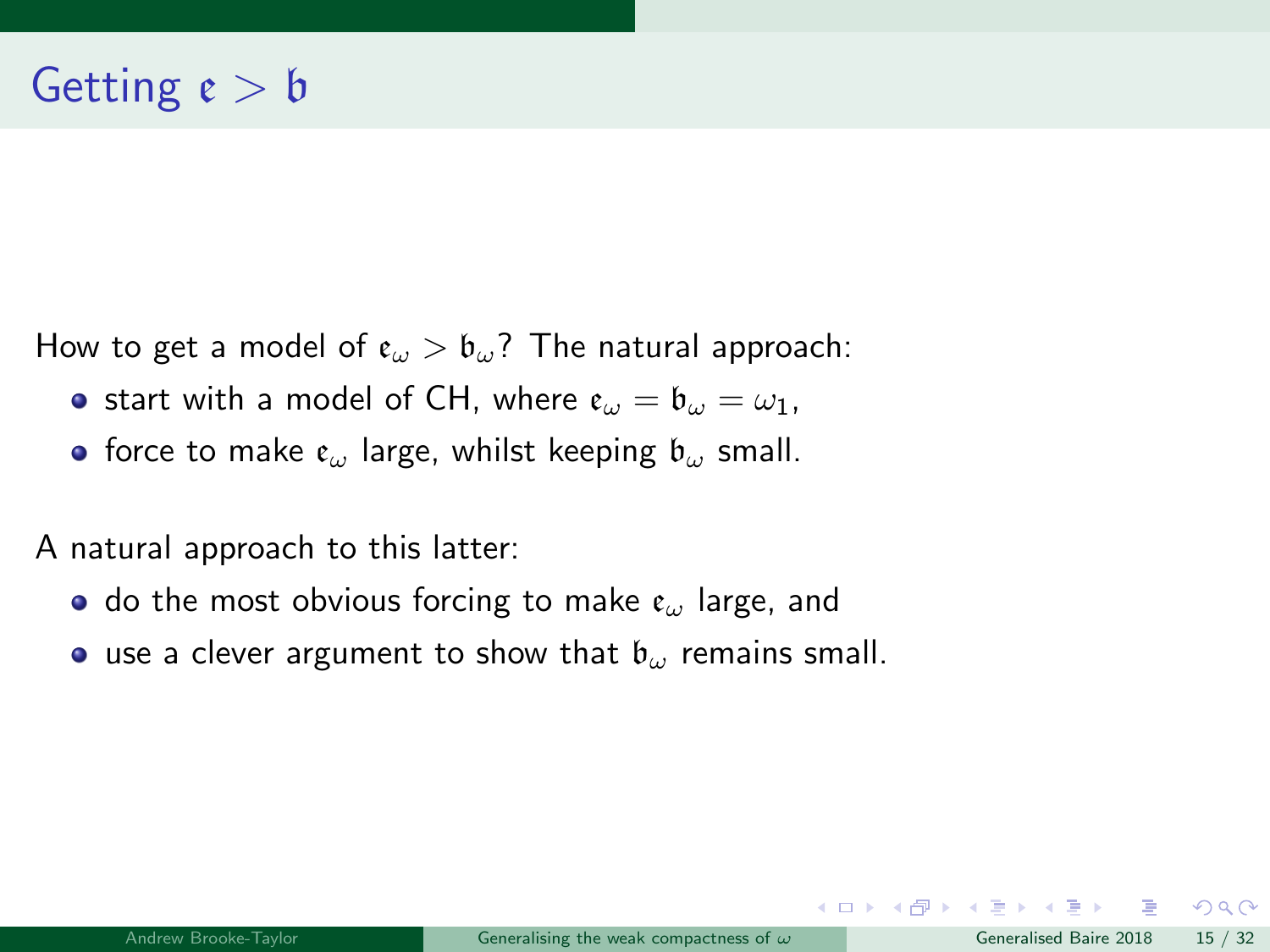# Getting $\mathfrak{e} > \mathfrak{b}$

How to get a model of $\mathfrak{e}_\omega > \mathfrak{b}_\omega$? The natural approach:

- start with a model of CH, where $\mathfrak{e}_\omega = \mathfrak{b}_\omega = \omega_1$,
- force to make $\mathfrak{e}_\omega$ large, whilst keeping $\mathfrak{b}_\omega$ small.

A natural approach to this latter:

- do the most obvious forcing to make $\mathfrak{e}_\omega$ large, and
- use a clever argument to show that $\mathfrak{b}_\omega$ remains small.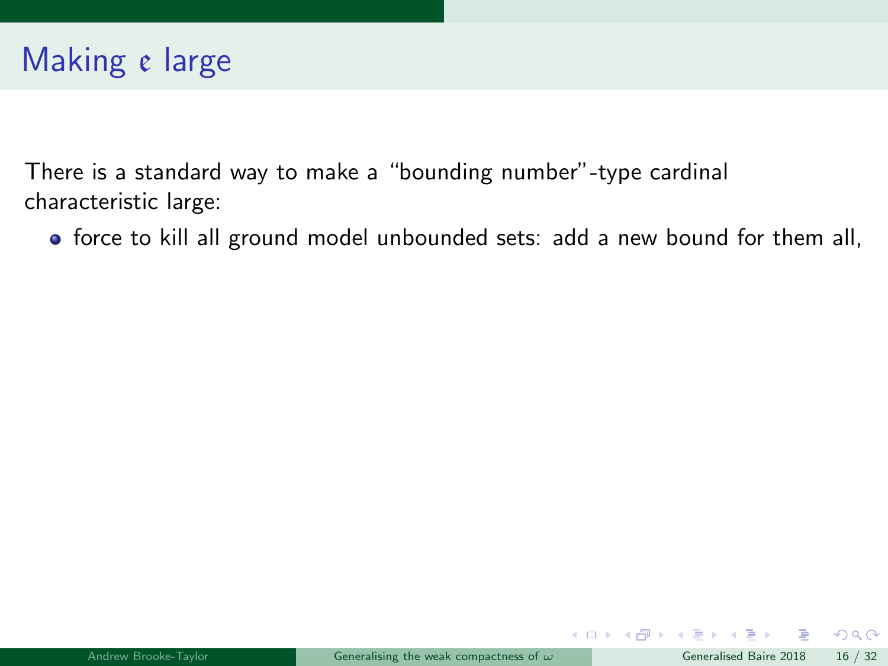# Making $\mathfrak{c}$ large

There is a standard way to make a "bounding number"-type cardinal characteristic large:

- force to kill all ground model unbounded sets: add a new bound for them all,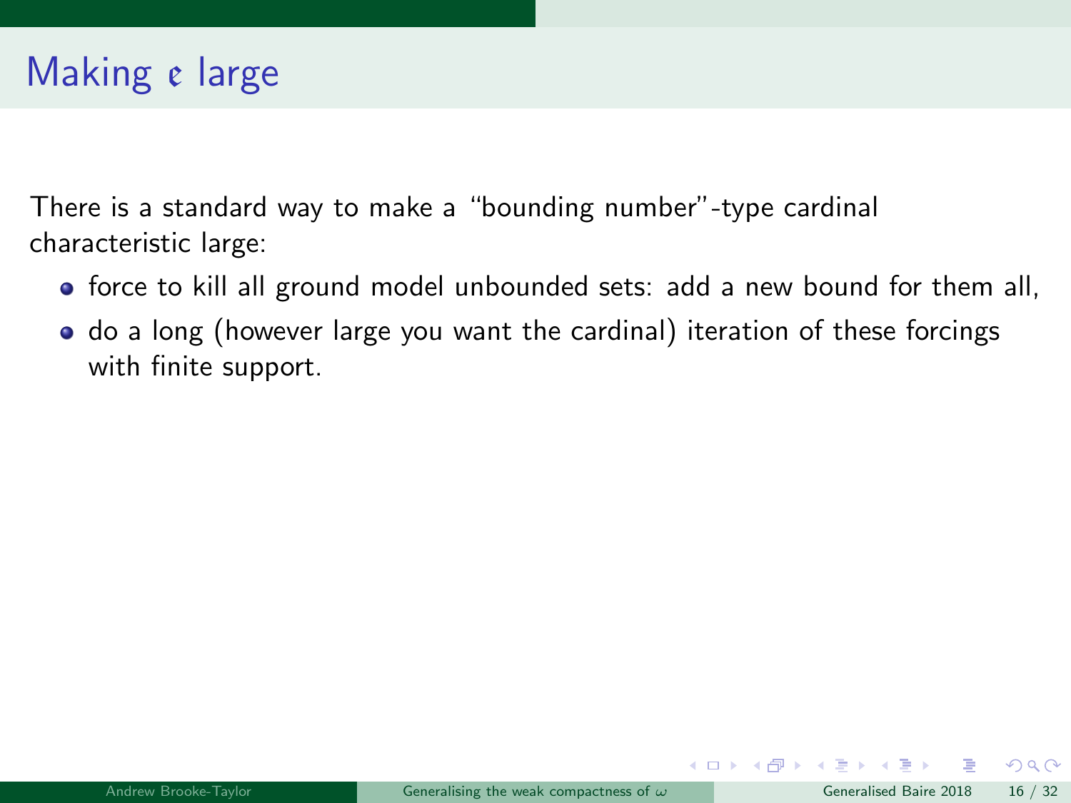# Making $\mathfrak{c}$ large

There is a standard way to make a "bounding number"-type cardinal characteristic large:

- force to kill all ground model unbounded sets: add a new bound for them all,
- do a long (however large you want the cardinal) iteration of these forcings with finite support.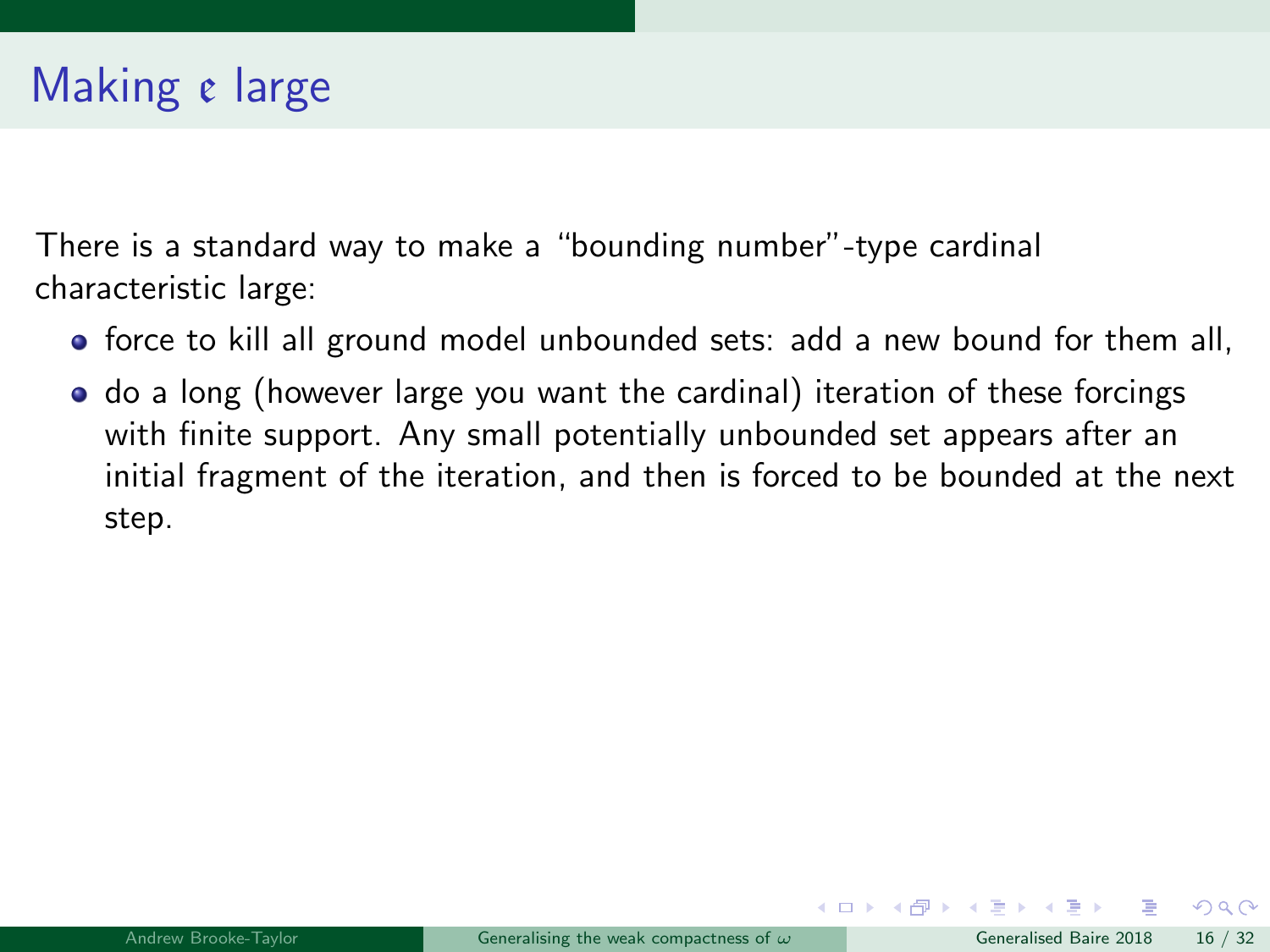# Making $\mathfrak{c}$ large

There is a standard way to make a "bounding number"-type cardinal characteristic large:

- force to kill all ground model unbounded sets: add a new bound for them all,
- do a long (however large you want the cardinal) iteration of these forcings with finite support. Any small potentially unbounded set appears after an initial fragment of the iteration, and then is forced to be bounded at the next step.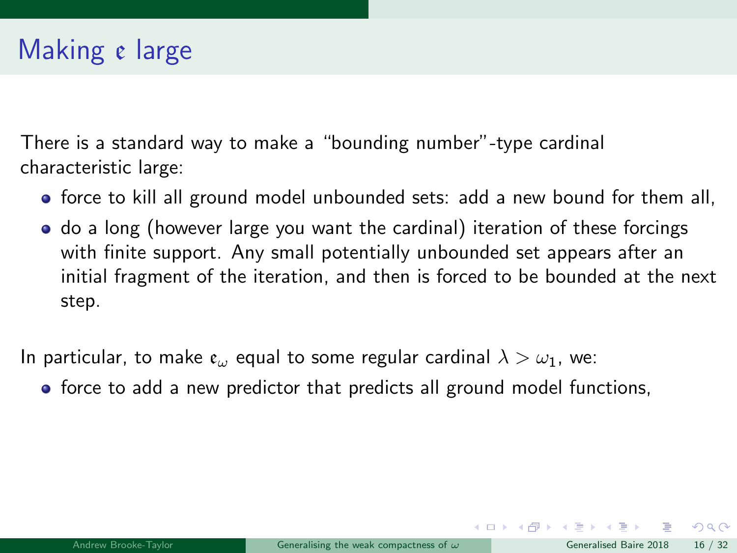# Making $\mathfrak{e}$ large

There is a standard way to make a "bounding number"-type cardinal characteristic large:

- force to kill all ground model unbounded sets: add a new bound for them all,
- do a long (however large you want the cardinal) iteration of these forcings with finite support. Any small potentially unbounded set appears after an initial fragment of the iteration, and then is forced to be bounded at the next step.

In particular, to make $\mathfrak{e}_\omega$ equal to some regular cardinal $\lambda > \omega_1$, we:

- force to add a new predictor that predicts all ground model functions,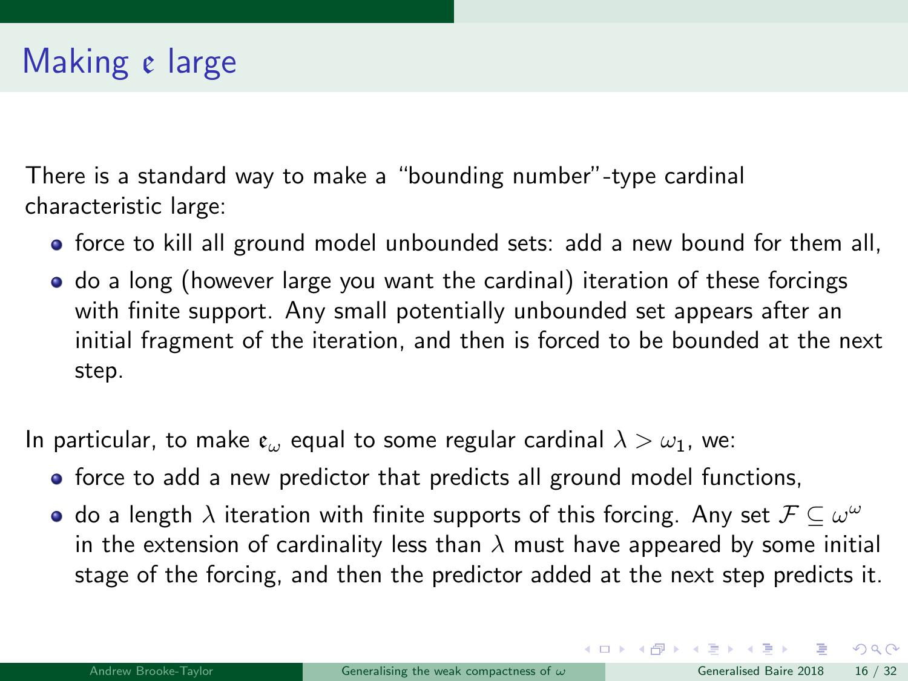# Making $\mathfrak{e}$ large

There is a standard way to make a "bounding number"-type cardinal characteristic large:

- force to kill all ground model unbounded sets: add a new bound for them all,
- do a long (however large you want the cardinal) iteration of these forcings with finite support. Any small potentially unbounded set appears after an initial fragment of the iteration, and then is forced to be bounded at the next step.

In particular, to make $\mathfrak{e}_\omega$ equal to some regular cardinal $\lambda > \omega_1$, we:

- force to add a new predictor that predicts all ground model functions,
- do a length $\lambda$ iteration with finite supports of this forcing. Any set $\mathcal{F} \subseteq \omega^\omega$ in the extension of cardinality less than $\lambda$ must have appeared by some initial stage of the forcing, and then the predictor added at the next step predicts it.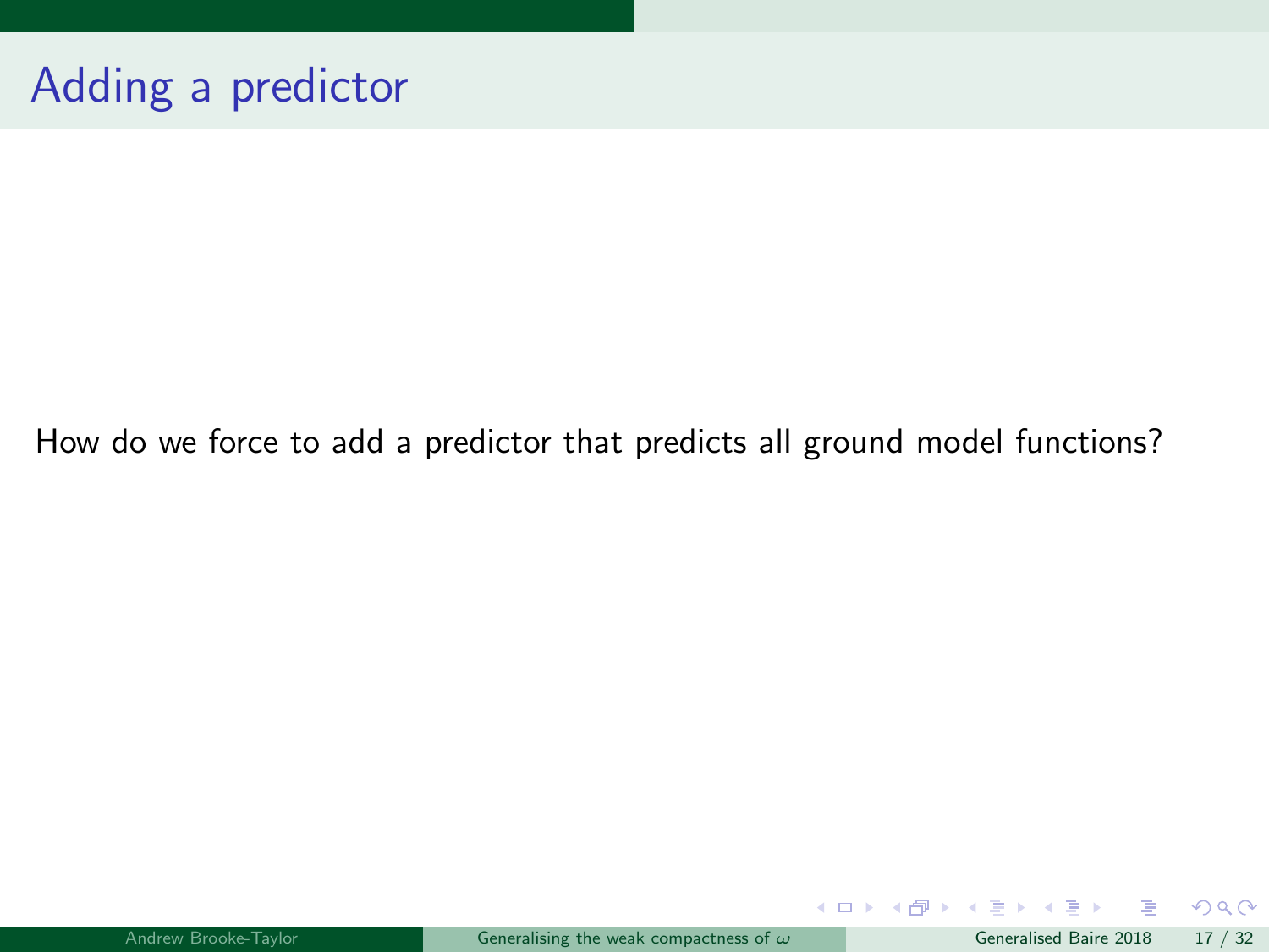# Adding a predictor

How do we force to add a predictor that predicts all ground model functions?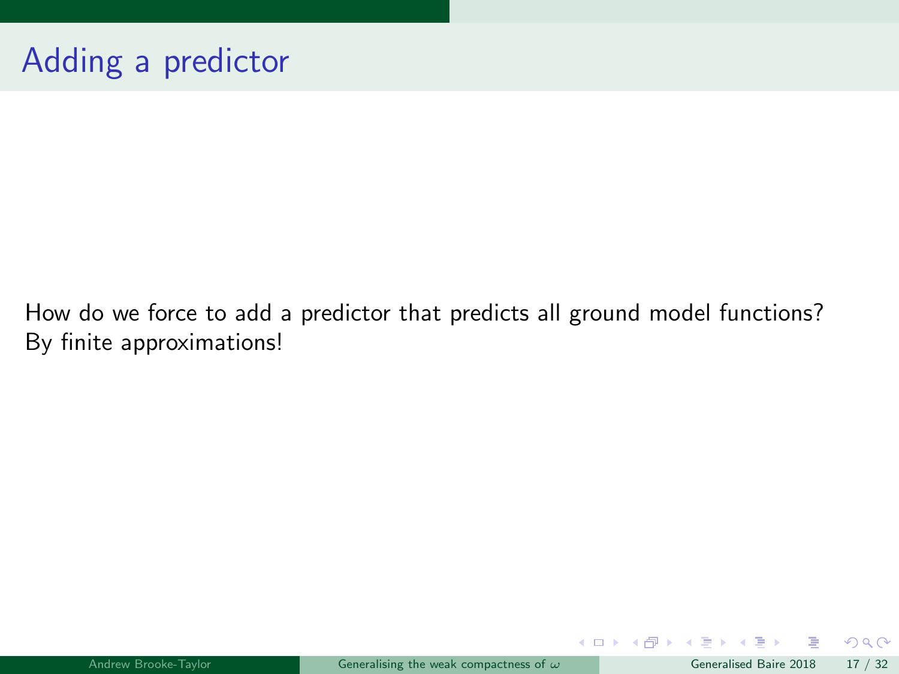# Adding a predictor

How do we force to add a predictor that predicts all ground model functions?
By finite approximations!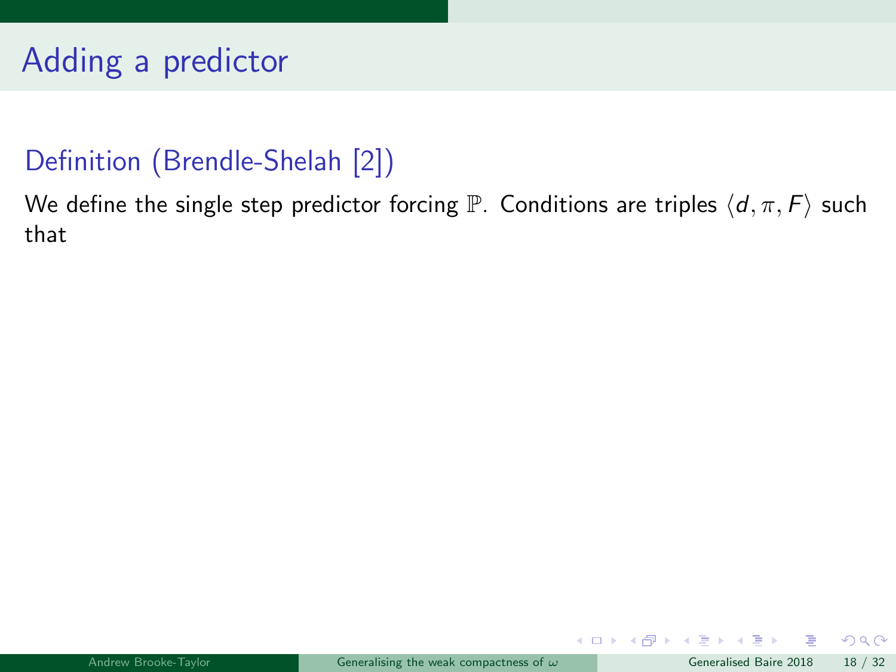# Adding a predictor

**Definition (Brendle-Shelah [2])**

We define the single step predictor forcing $\mathbb{P}$. Conditions are triples $\langle d, \pi, F \rangle$ such that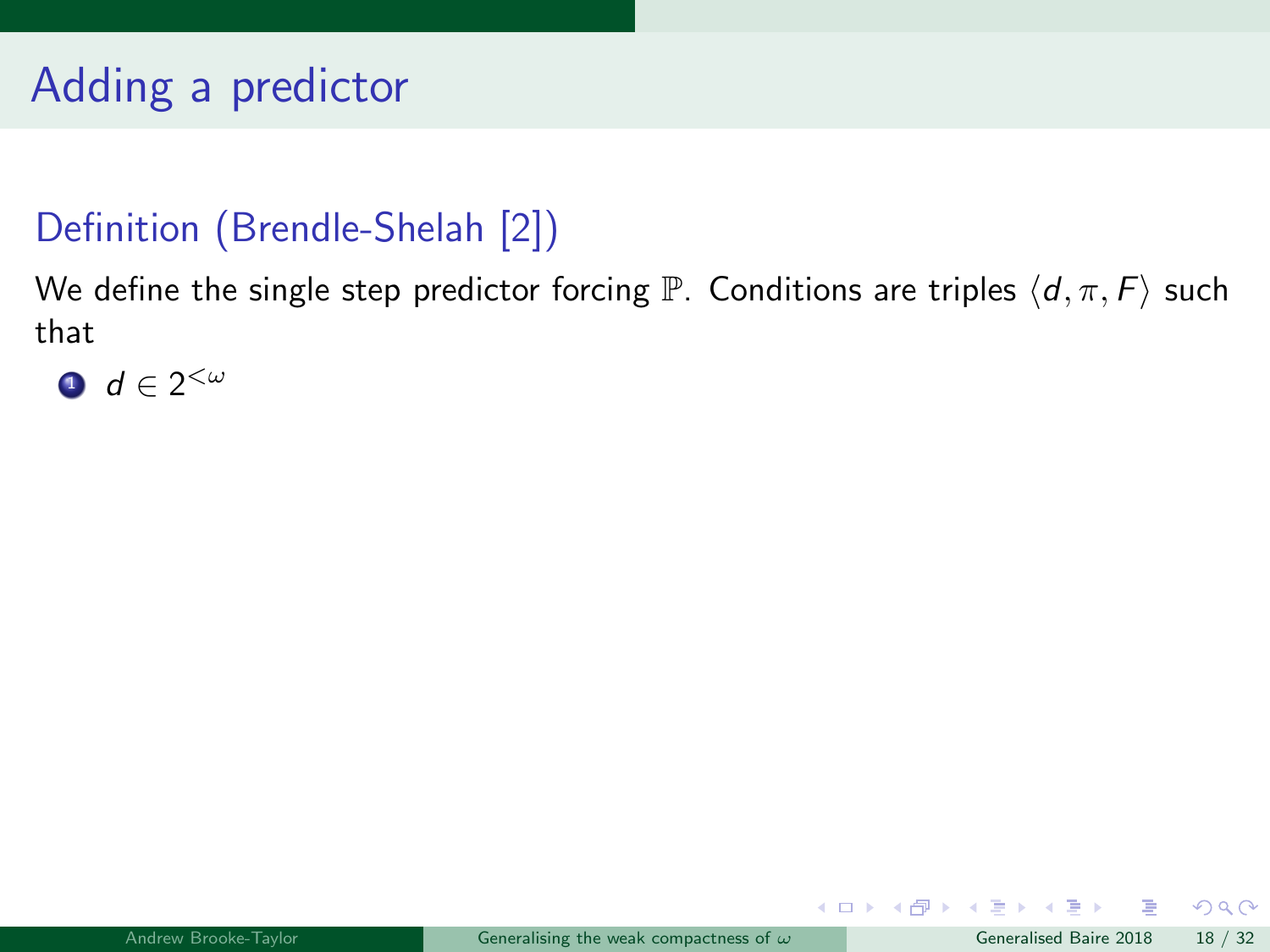# Adding a predictor

## Definition (Brendle-Shelah [2])

We define the single step predictor forcing $\mathbb{P}$. Conditions are triples $\langle d, \pi, F\rangle$ such that

1. $d \in 2^{<\omega}$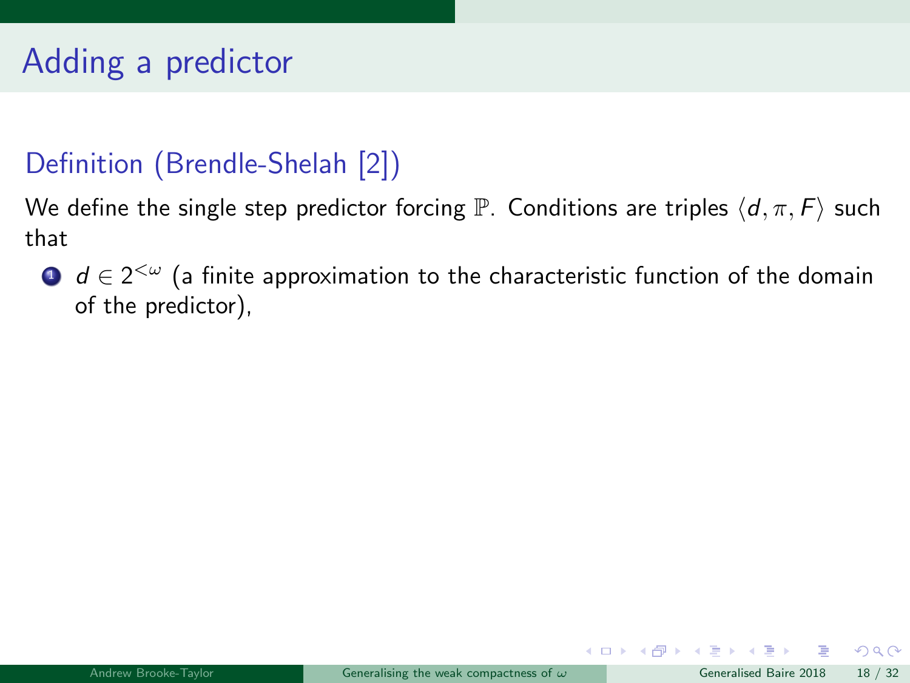# Adding a predictor

## Definition (Brendle-Shelah [2])

We define the single step predictor forcing $\mathbb{P}$. Conditions are triples $\langle d, \pi, F \rangle$ such that

1. $d \in 2^{<\omega}$ (a finite approximation to the characteristic function of the domain of the predictor),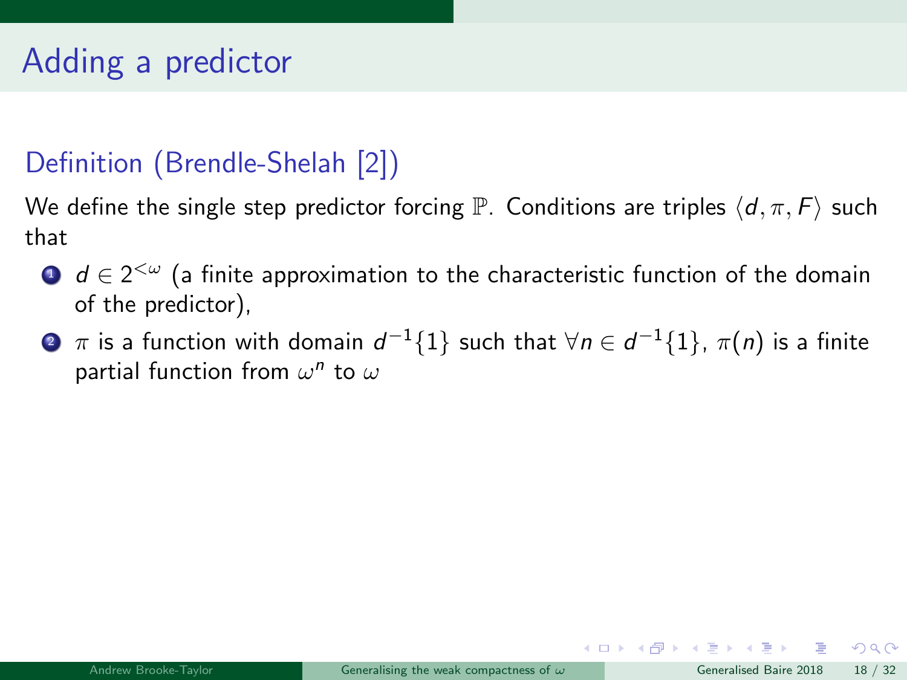# Adding a predictor

## Definition (Brendle-Shelah [2])

We define the single step predictor forcing $\mathbb{P}$. Conditions are triples $\langle d, \pi, F \rangle$ such that

1. $d \in 2^{<\omega}$ (a finite approximation to the characteristic function of the domain of the predictor),
2. $\pi$ is a function with domain $d^{-1}\{1\}$ such that $\forall n \in d^{-1}\{1\}$, $\pi(n)$ is a finite partial function from $\omega^n$ to $\omega$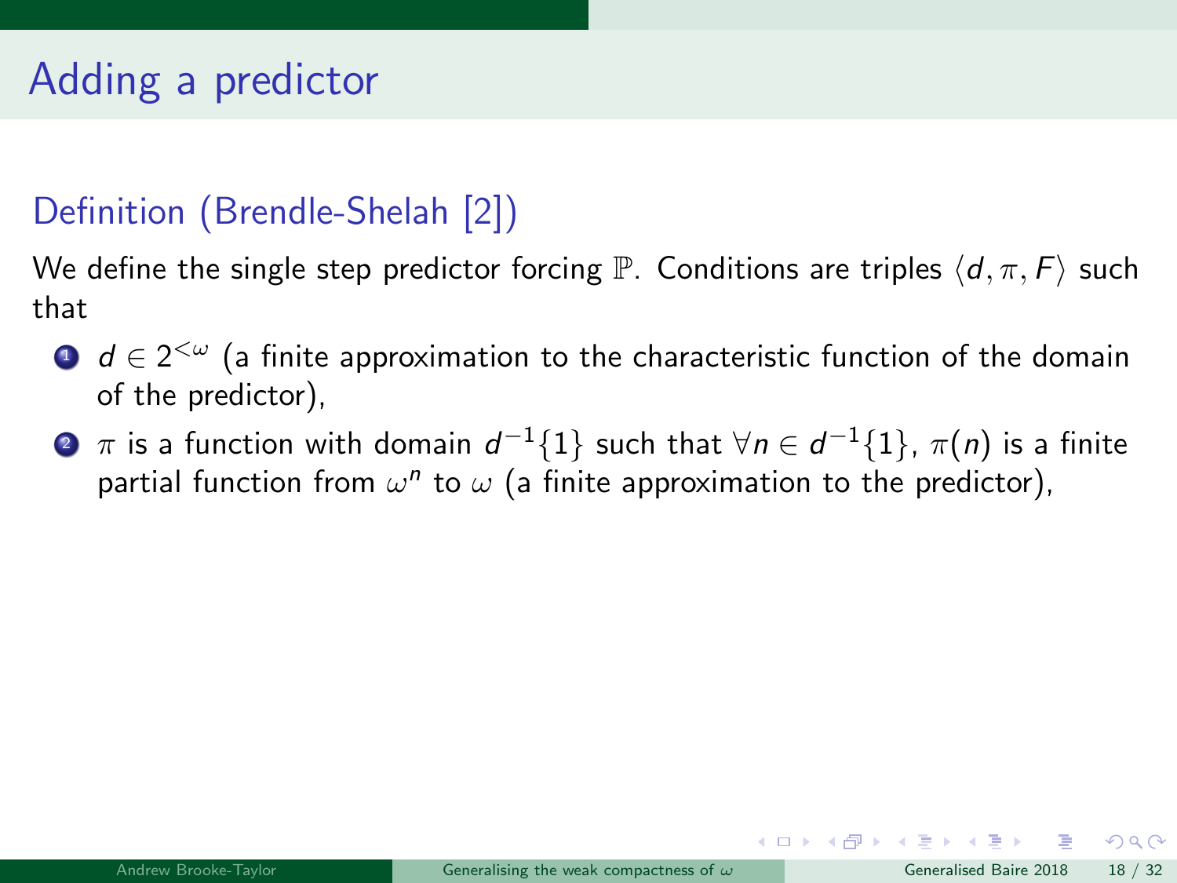# Adding a predictor

## Definition (Brendle-Shelah [2])

We define the single step predictor forcing $\mathbb{P}$. Conditions are triples $\langle d, \pi, F\rangle$ such that

1. $d \in 2^{<\omega}$ (a finite approximation to the characteristic function of the domain of the predictor),
2. $\pi$ is a function with domain $d^{-1}\{1\}$ such that $\forall n \in d^{-1}\{1\}$, $\pi(n)$ is a finite partial function from $\omega^n$ to $\omega$ (a finite approximation to the predictor),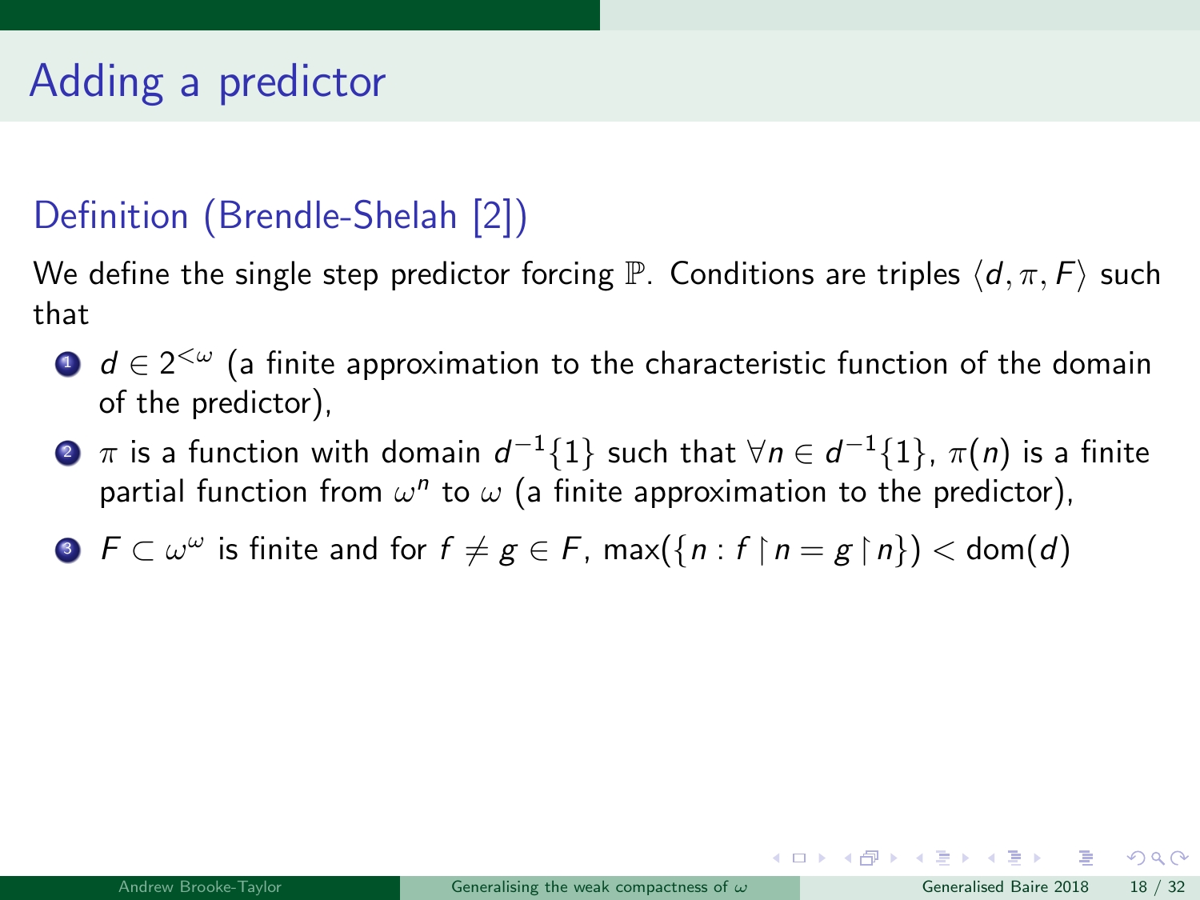# Adding a predictor

## Definition (Brendle-Shelah [2])

We define the single step predictor forcing $\mathbb{P}$. Conditions are triples $\langle d, \pi, F\rangle$ such that

1. $d \in 2^{<\omega}$ (a finite approximation to the characteristic function of the domain of the predictor),
2. $\pi$ is a function with domain $d^{-1}\{1\}$ such that $\forall n \in d^{-1}\{1\}$, $\pi(n)$ is a finite partial function from $\omega^n$ to $\omega$ (a finite approximation to the predictor),
3. $F \subset \omega^\omega$ is finite and for $f \neq g \in F$, $\max(\{n : f \restriction n = g \restriction n\}) < \mathrm{dom}(d)$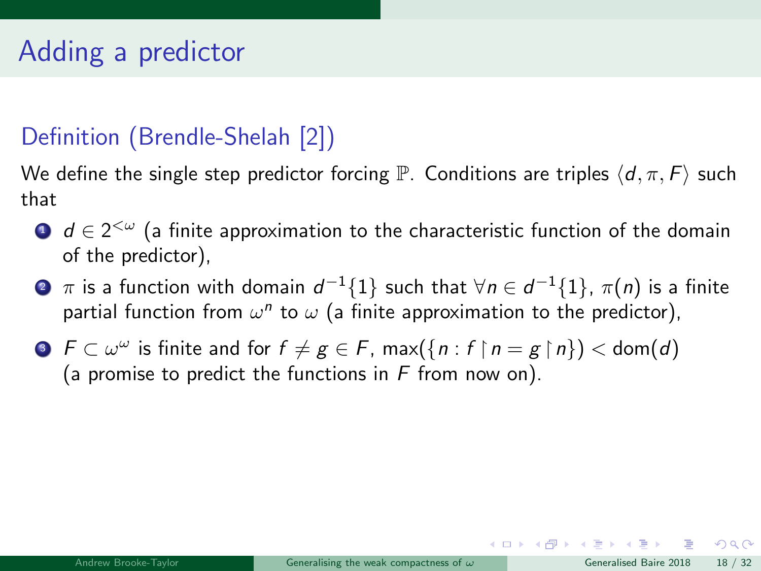# Adding a predictor

## Definition (Brendle-Shelah [2])

We define the single step predictor forcing $\mathbb{P}$. Conditions are triples $\langle d, \pi, F \rangle$ such that

1. $d \in 2^{<\omega}$ (a finite approximation to the characteristic function of the domain of the predictor),
2. $\pi$ is a function with domain $d^{-1}\{1\}$ such that $\forall n \in d^{-1}\{1\}$, $\pi(n)$ is a finite partial function from $\omega^n$ to $\omega$ (a finite approximation to the predictor),
3. $F \subset \omega^\omega$ is finite and for $f \neq g \in F$, $\max(\{n : f \restriction n = g \restriction n\}) < \mathrm{dom}(d)$ (a promise to predict the functions in $F$ from now on).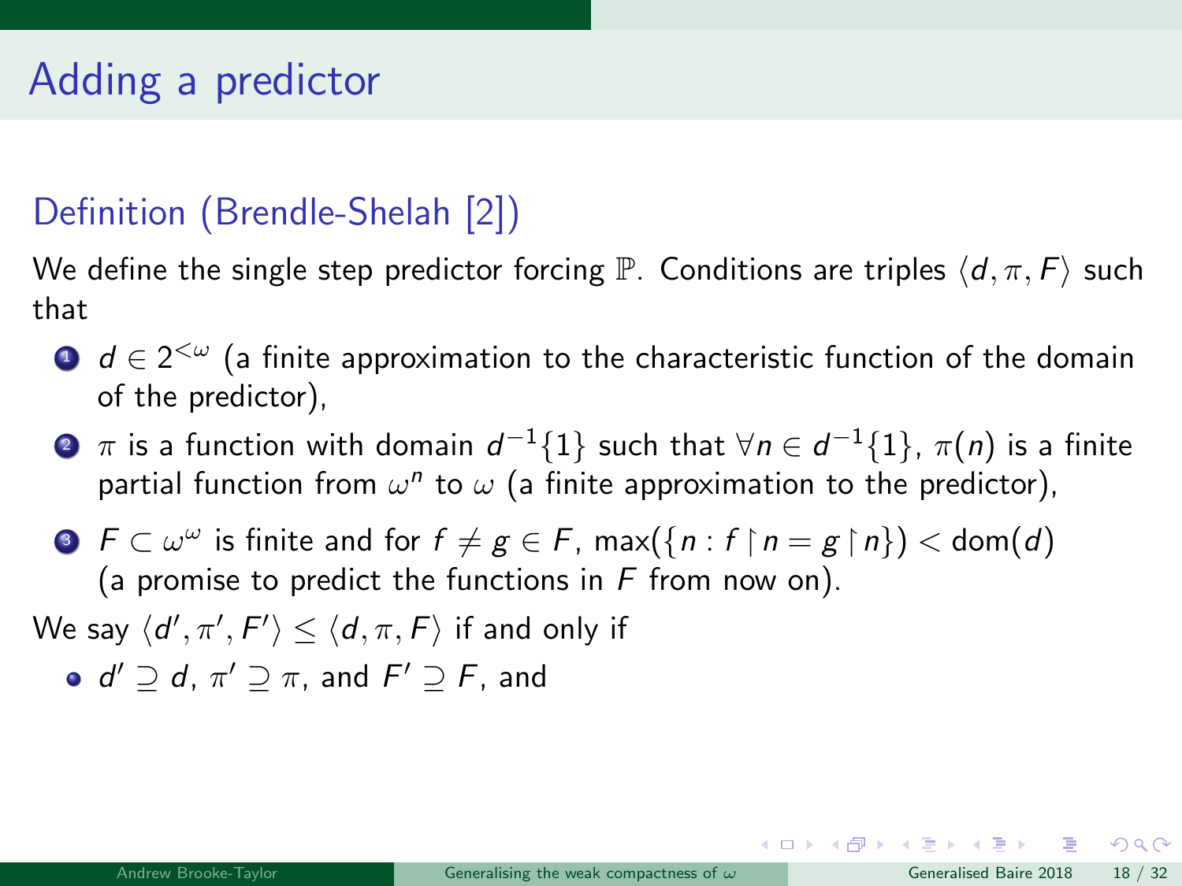# Adding a predictor

## Definition (Brendle-Shelah [2])

We define the single step predictor forcing $\mathbb{P}$. Conditions are triples $\langle d, \pi, F \rangle$ such that

1. $d \in 2^{<\omega}$ (a finite approximation to the characteristic function of the domain of the predictor),
2. $\pi$ is a function with domain $d^{-1}\{1\}$ such that $\forall n \in d^{-1}\{1\}$, $\pi(n)$ is a finite partial function from $\omega^n$ to $\omega$ (a finite approximation to the predictor),
3. $F \subset \omega^\omega$ is finite and for $f \neq g \in F$, $\max(\{n : f \restriction n = g \restriction n\}) < \mathrm{dom}(d)$ (a promise to predict the functions in $F$ from now on).

We say $\langle d', \pi', F' \rangle \leq \langle d, \pi, F \rangle$ if and only if

- $d' \supseteq d$, $\pi' \supseteq \pi$, and $F' \supseteq F$, and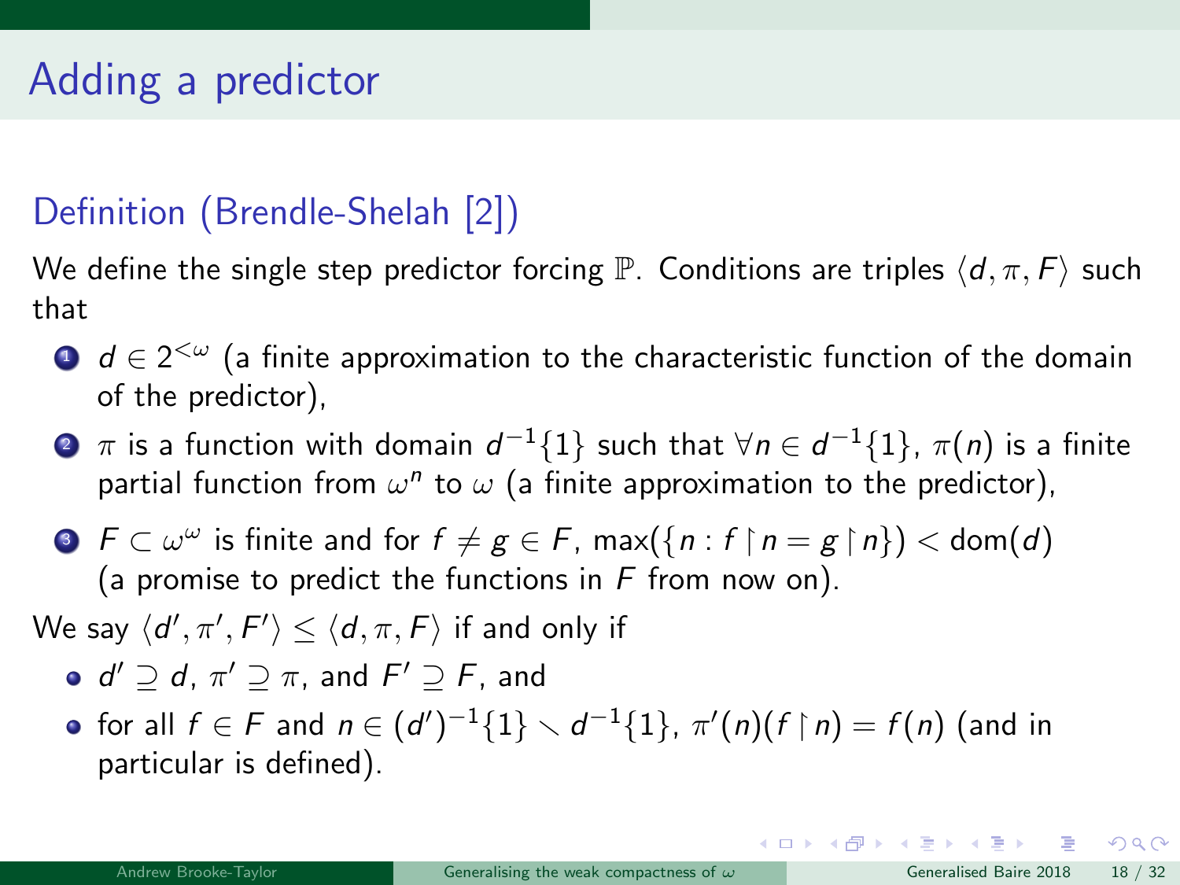# Adding a predictor

## Definition (Brendle-Shelah [2])

We define the single step predictor forcing $\mathbb{P}$. Conditions are triples $\langle d, \pi, F \rangle$ such that

1. $d \in 2^{<\omega}$ (a finite approximation to the characteristic function of the domain of the predictor),
2. $\pi$ is a function with domain $d^{-1}\{1\}$ such that $\forall n \in d^{-1}\{1\}$, $\pi(n)$ is a finite partial function from $\omega^n$ to $\omega$ (a finite approximation to the predictor),
3. $F \subset \omega^\omega$ is finite and for $f \neq g \in F$, $\max(\{n : f \restriction n = g \restriction n\}) < \mathrm{dom}(d)$ (a promise to predict the functions in $F$ from now on).

We say $\langle d', \pi', F' \rangle \leq \langle d, \pi, F \rangle$ if and only if

- $d' \supseteq d$, $\pi' \supseteq \pi$, and $F' \supseteq F$, and
- for all $f \in F$ and $n \in (d')^{-1}\{1\} \setminus d^{-1}\{1\}$, $\pi'(n)(f \restriction n) = f(n)$ (and in particular is defined).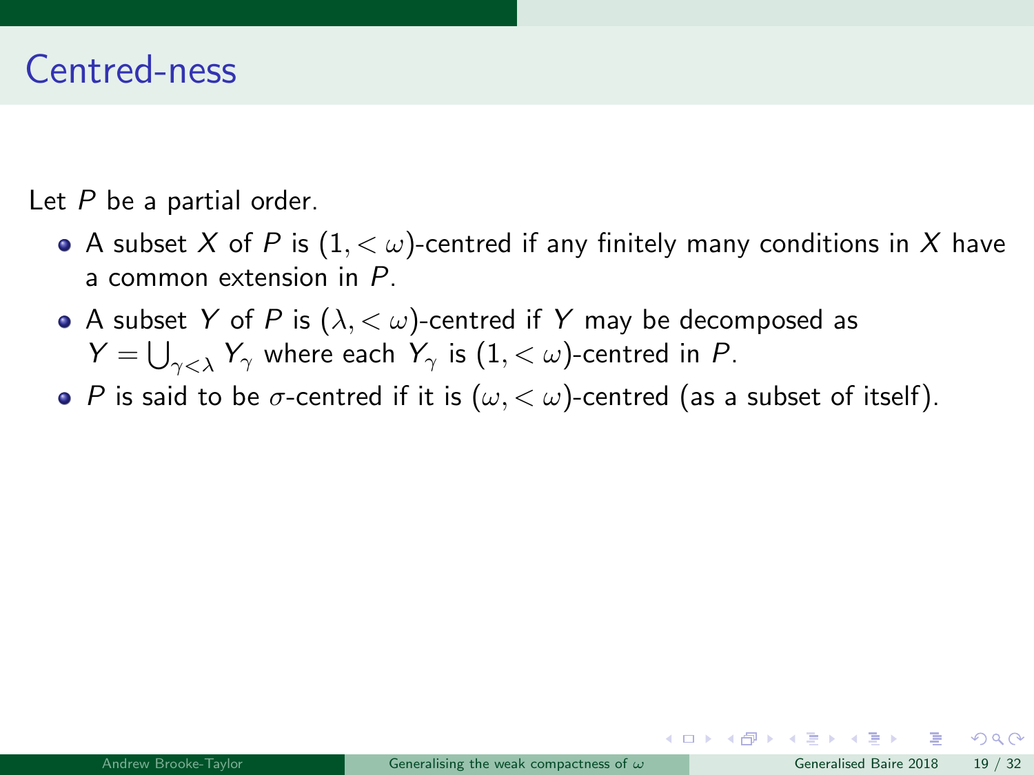# Centred-ness

Let $P$ be a partial order.

- A subset $X$ of $P$ is $(1, <\omega)$-centred if any finitely many conditions in $X$ have a common extension in $P$.
- A subset $Y$ of $P$ is $(\lambda, <\omega)$-centred if $Y$ may be decomposed as $Y = \bigcup_{\gamma<\lambda} Y_\gamma$ where each $Y_\gamma$ is $(1, <\omega)$-centred in $P$.
- $P$ is said to be $\sigma$-centred if it is $(\omega, <\omega)$-centred (as a subset of itself).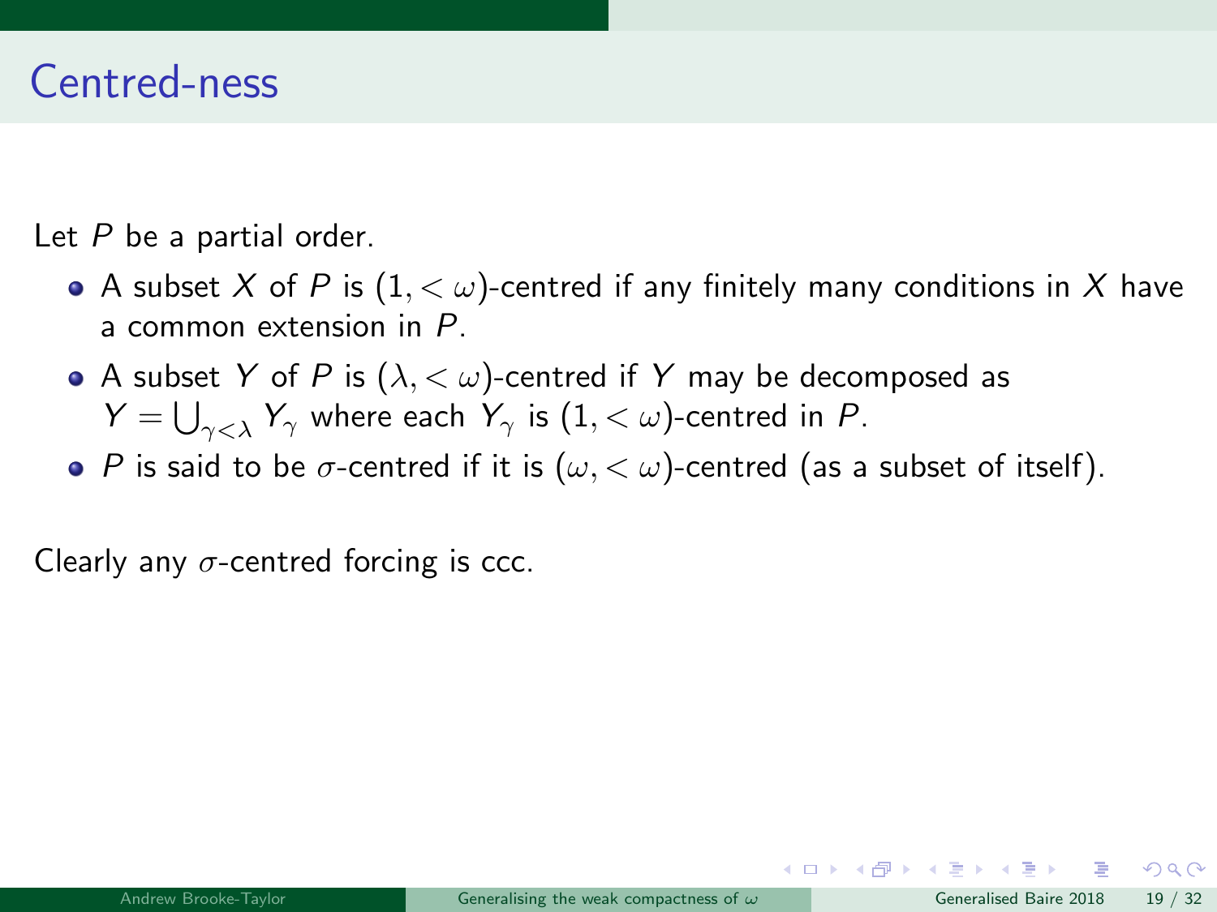# Centred-ness

Let $P$ be a partial order.

- A subset $X$ of $P$ is $(1, <\omega)$-centred if any finitely many conditions in $X$ have a common extension in $P$.
- A subset $Y$ of $P$ is $(\lambda, <\omega)$-centred if $Y$ may be decomposed as $Y = \bigcup_{\gamma<\lambda} Y_\gamma$ where each $Y_\gamma$ is $(1, <\omega)$-centred in $P$.
- $P$ is said to be $\sigma$-centred if it is $(\omega, <\omega)$-centred (as a subset of itself).

Clearly any $\sigma$-centred forcing is ccc.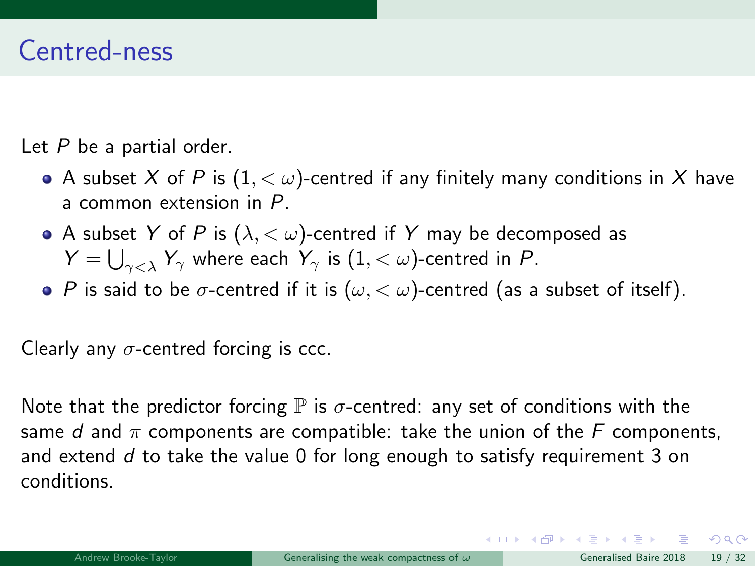# Centred-ness

Let $P$ be a partial order.

- A subset $X$ of $P$ is $(1, <\omega)$-centred if any finitely many conditions in $X$ have a common extension in $P$.
- A subset $Y$ of $P$ is $(\lambda, <\omega)$-centred if $Y$ may be decomposed as $Y = \bigcup_{\gamma<\lambda} Y_\gamma$ where each $Y_\gamma$ is $(1, <\omega)$-centred in $P$.
- $P$ is said to be $\sigma$-centred if it is $(\omega, <\omega)$-centred (as a subset of itself).

Clearly any $\sigma$-centred forcing is ccc.

Note that the predictor forcing $\mathbb{P}$ is $\sigma$-centred: any set of conditions with the same $d$ and $\pi$ components are compatible: take the union of the $F$ components, and extend $d$ to take the value 0 for long enough to satisfy requirement 3 on conditions.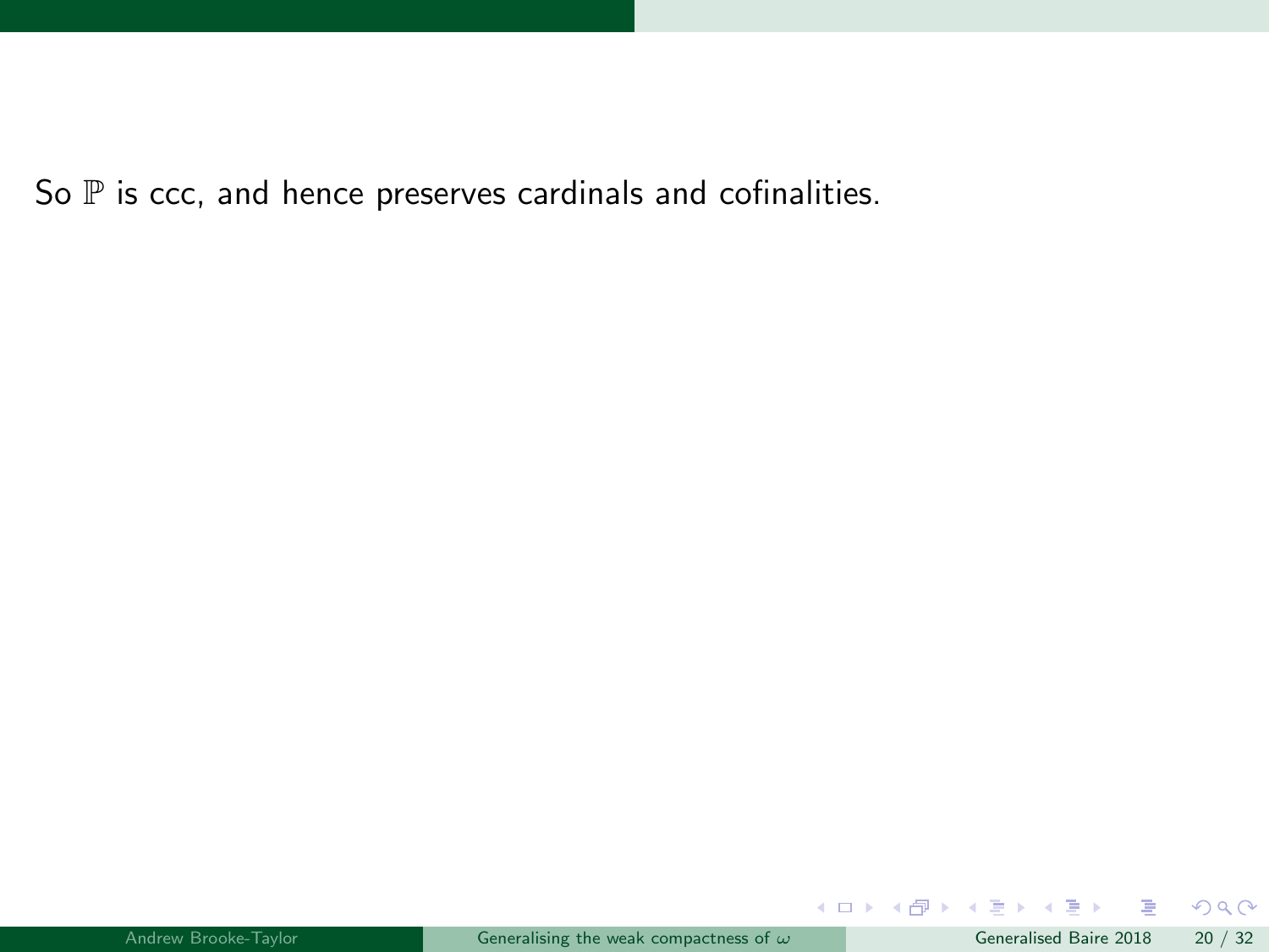So $\mathbb{P}$ is ccc, and hence preserves cardinals and cofinalities.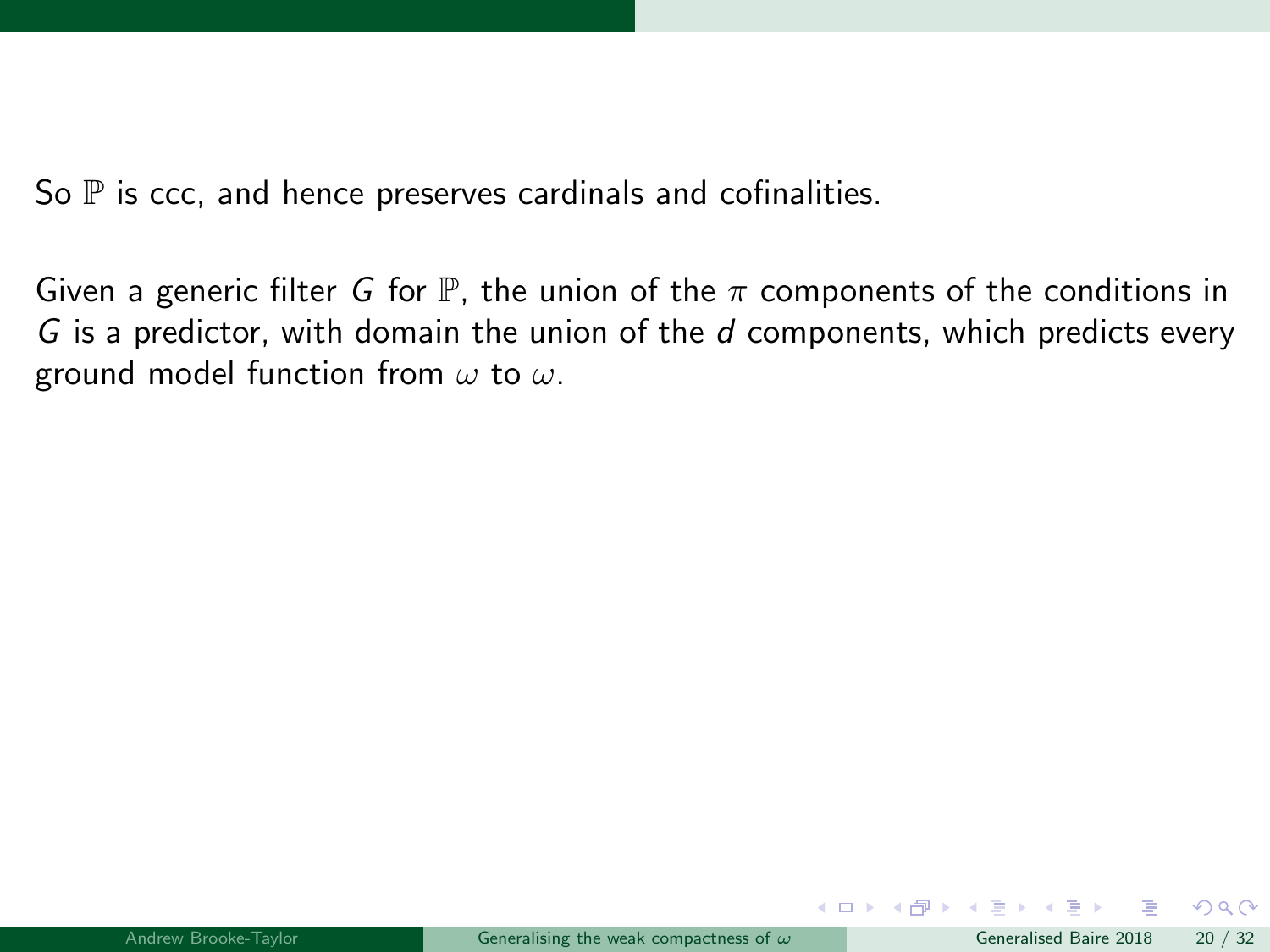So $\mathbb{P}$ is ccc, and hence preserves cardinals and cofinalities.

Given a generic filter $G$ for $\mathbb{P}$, the union of the $\pi$ components of the conditions in $G$ is a predictor, with domain the union of the $d$ components, which predicts every ground model function from $\omega$ to $\omega$.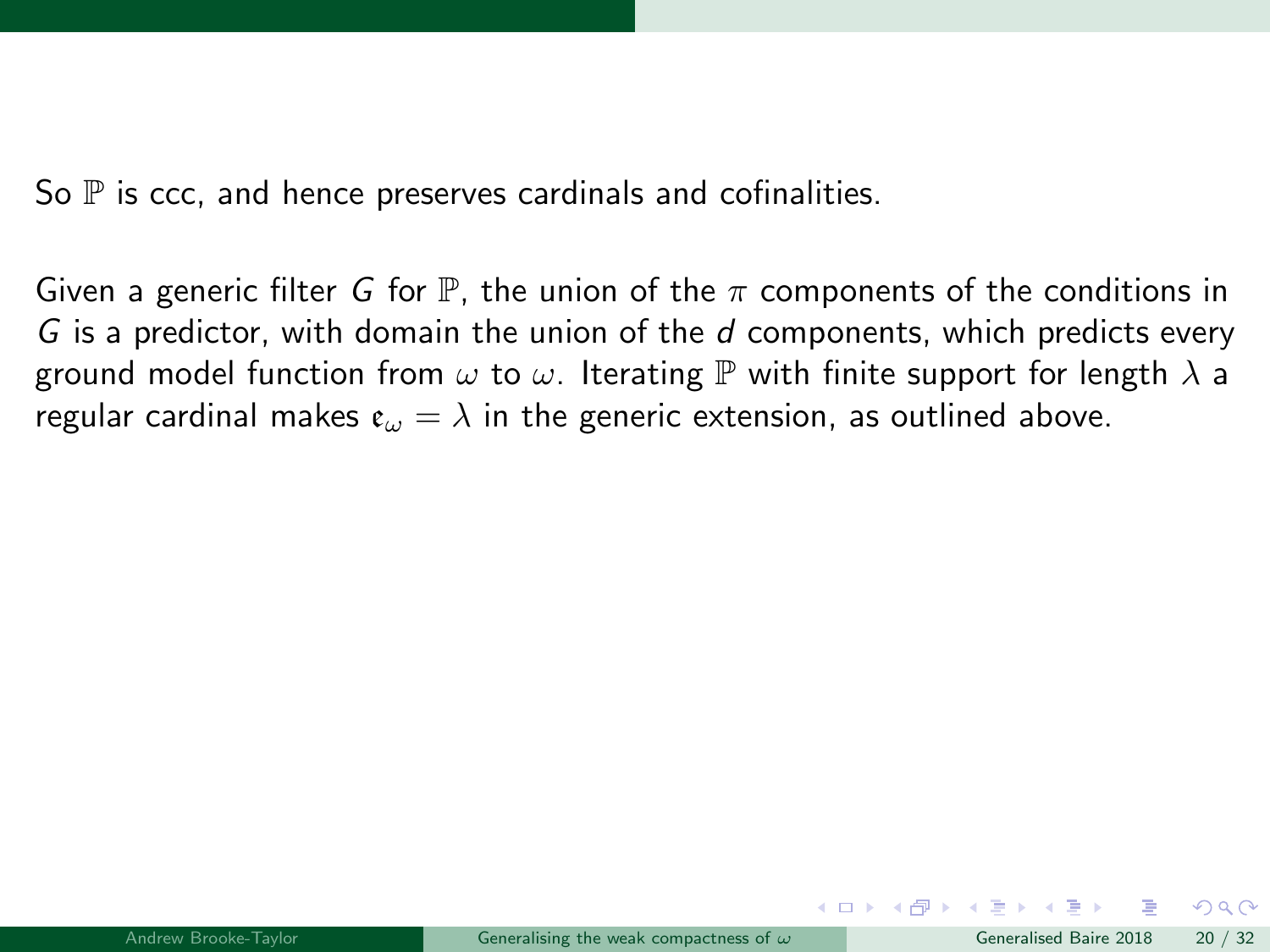So $\mathbb{P}$ is ccc, and hence preserves cardinals and cofinalities.

Given a generic filter $G$ for $\mathbb{P}$, the union of the $\pi$ components of the conditions in $G$ is a predictor, with domain the union of the $d$ components, which predicts every ground model function from $\omega$ to $\omega$. Iterating $\mathbb{P}$ with finite support for length $\lambda$ a regular cardinal makes $\mathfrak{e}_\omega = \lambda$ in the generic extension, as outlined above.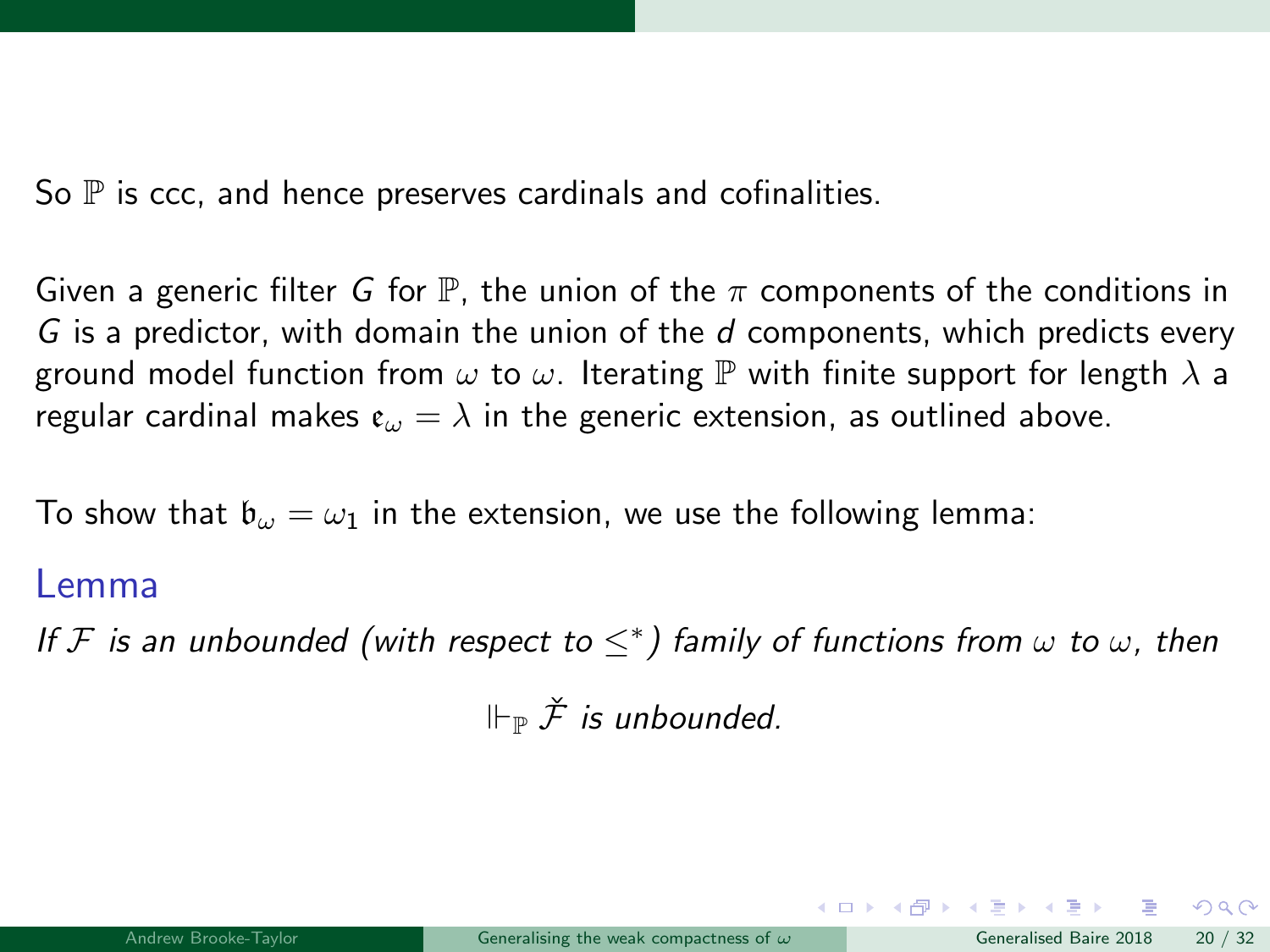So $\mathbb{P}$ is ccc, and hence preserves cardinals and cofinalities.

Given a generic filter $G$ for $\mathbb{P}$, the union of the $\pi$ components of the conditions in $G$ is a predictor, with domain the union of the $d$ components, which predicts every ground model function from $\omega$ to $\omega$. Iterating $\mathbb{P}$ with finite support for length $\lambda$ a regular cardinal makes $\mathfrak{e}_\omega = \lambda$ in the generic extension, as outlined above.

To show that $\mathfrak{b}_\omega = \omega_1$ in the extension, we use the following lemma:

## Lemma

*If $\mathcal{F}$ is an unbounded (with respect to $\leq^*$) family of functions from $\omega$ to $\omega$, then*

$$\Vdash_{\mathbb{P}} \check{\mathcal{F}} \text{ is unbounded.}$$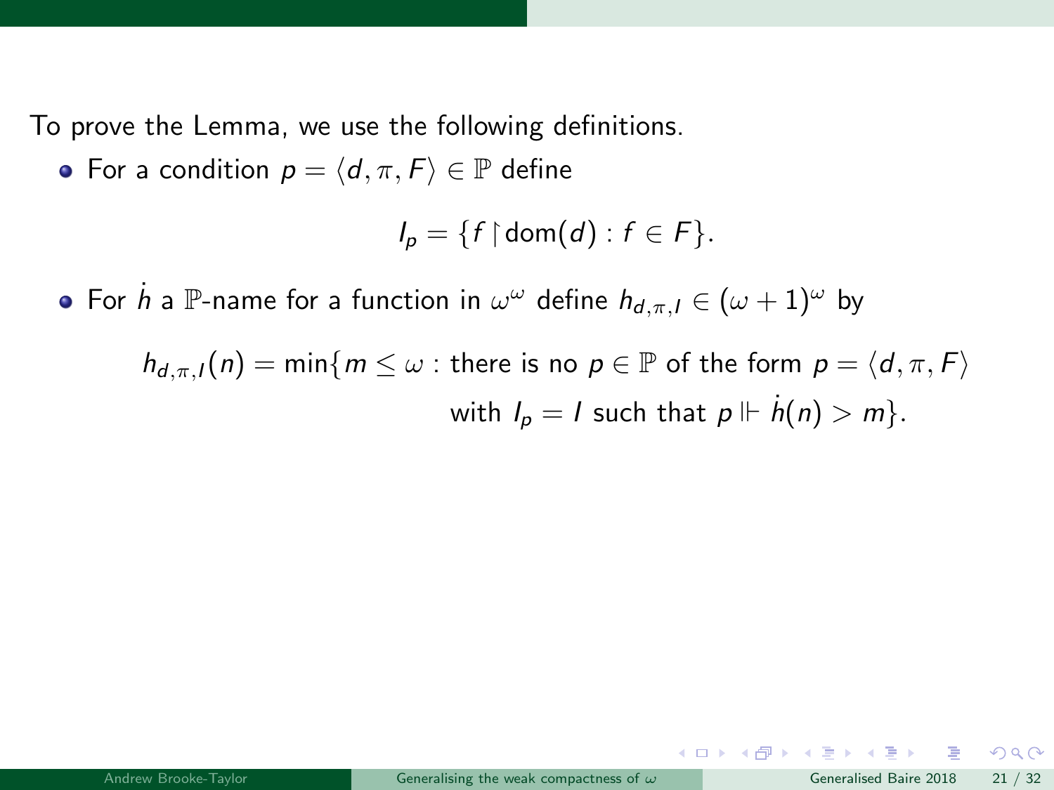To prove the Lemma, we use the following definitions.

- For a condition $p = \langle d, \pi, F \rangle \in \mathbb{P}$ define

$$I_p = \{f \restriction \mathrm{dom}(d) : f \in F\}.$$

- For $\dot{h}$ a $\mathbb{P}$-name for a function in $\omega^\omega$ define $h_{d,\pi,I} \in (\omega+1)^\omega$ by

$$h_{d,\pi,I}(n) = \min\{m \leq \omega : \text{there is no } p \in \mathbb{P} \text{ of the form } p = \langle d, \pi, F \rangle \text{ with } I_p = I \text{ such that } p \Vdash \dot{h}(n) > m\}.$$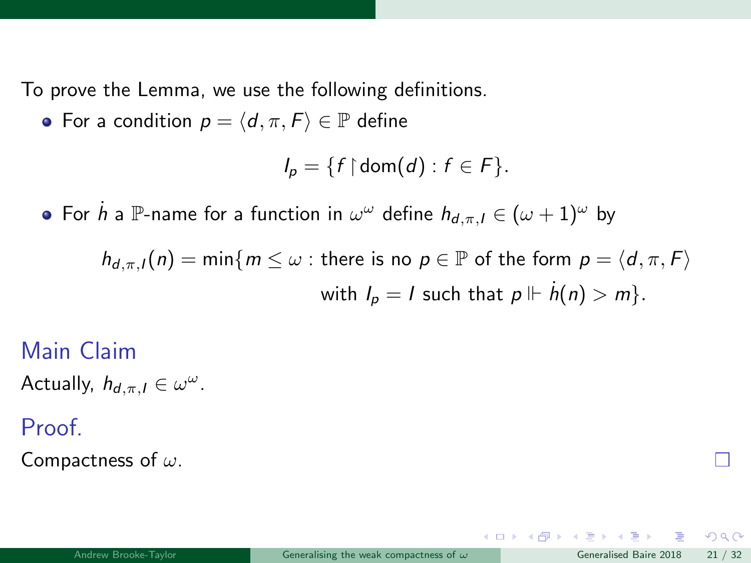To prove the Lemma, we use the following definitions.

- For a condition $p = \langle d, \pi, F\rangle \in \mathbb{P}$ define

$$I_p = \{f \restriction \mathrm{dom}(d) : f \in F\}.$$

- For $\dot{h}$ a $\mathbb{P}$-name for a function in $\omega^\omega$ define $h_{d,\pi,I} \in (\omega+1)^\omega$ by

$$h_{d,\pi,I}(n) = \min\{m \leq \omega : \text{there is no } p \in \mathbb{P} \text{ of the form } p = \langle d, \pi, F\rangle \text{ with } I_p = I \text{ such that } p \Vdash \dot{h}(n) > m\}.$$

### Main Claim

Actually, $h_{d,\pi,I} \in \omega^\omega$.

### Proof.

Compactness of $\omega$. □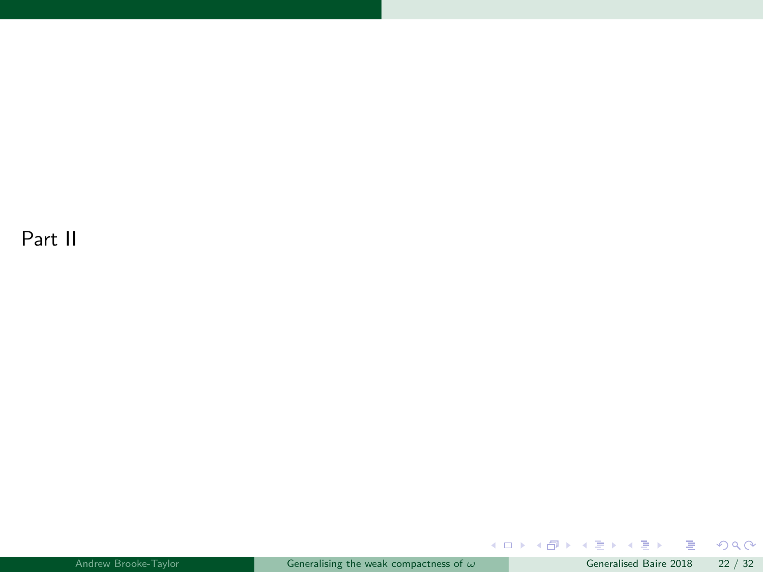# Part II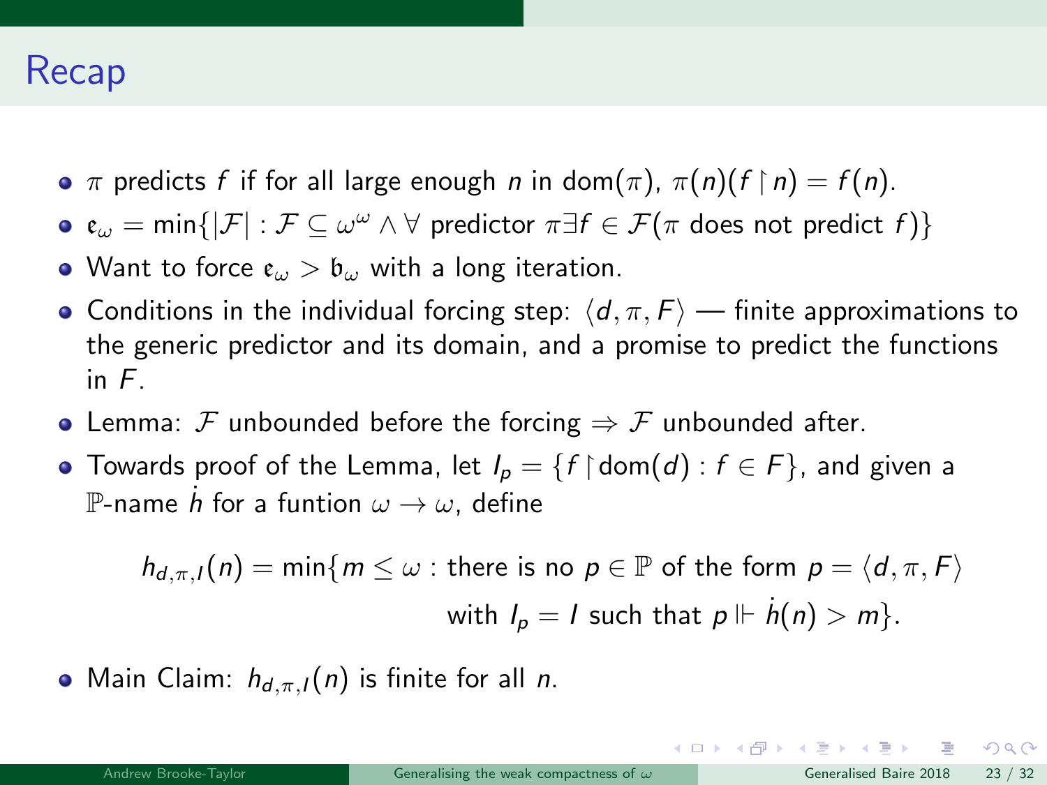# Recap

- $\pi$ predicts $f$ if for all large enough $n$ in $\mathrm{dom}(\pi)$, $\pi(n)(f \restriction n) = f(n)$.
- $\mathfrak{e}_\omega = \min\{|\mathcal{F}| : \mathcal{F} \subseteq \omega^\omega \wedge \forall$ predictor $\pi \exists f \in \mathcal{F}(\pi$ does not predict $f)\}$
- Want to force $\mathfrak{e}_\omega > \mathfrak{b}_\omega$ with a long iteration.
- Conditions in the individual forcing step: $\langle d, \pi, F\rangle$ — finite approximations to the generic predictor and its domain, and a promise to predict the functions in $F$.
- Lemma: $\mathcal{F}$ unbounded before the forcing $\Rightarrow$ $\mathcal{F}$ unbounded after.
- Towards proof of the Lemma, let $I_p = \{f \restriction \mathrm{dom}(d) : f \in F\}$, and given a $\mathbb{P}$-name $\dot{h}$ for a funtion $\omega \to \omega$, define

$$h_{d,\pi,I}(n) = \min\{m \leq \omega : \text{there is no } p \in \mathbb{P} \text{ of the form } p = \langle d, \pi, F\rangle \text{ with } I_p = I \text{ such that } p \Vdash \dot{h}(n) > m\}.$$

- Main Claim: $h_{d,\pi,I}(n)$ is finite for all $n$.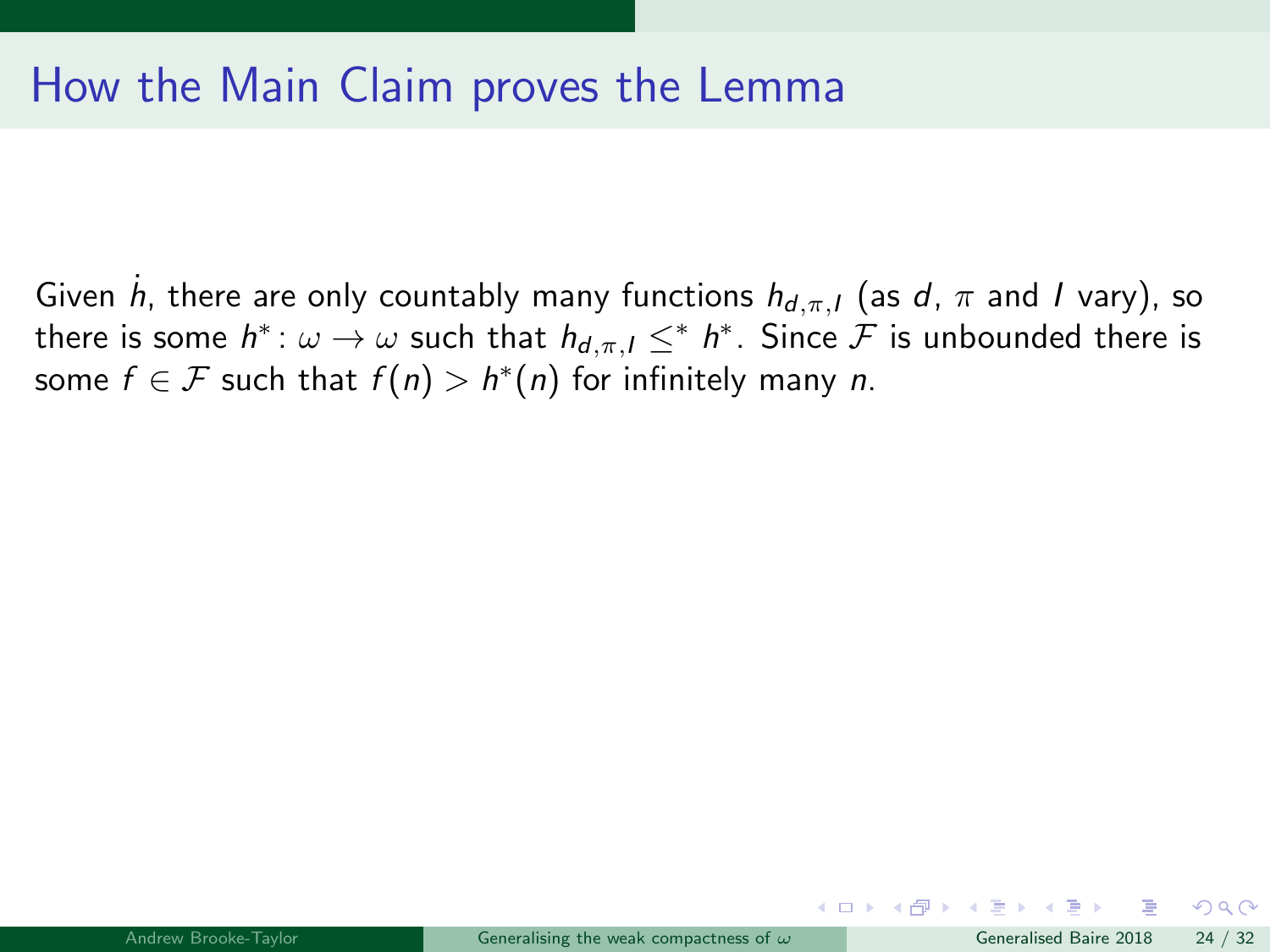# How the Main Claim proves the Lemma

Given $\dot{h}$, there are only countably many functions $h_{d,\pi,I}$ (as $d$, $\pi$ and $I$ vary), so there is some $h^* \colon \omega \to \omega$ such that $h_{d,\pi,I} \leq^* h^*$. Since $\mathcal{F}$ is unbounded there is some $f \in \mathcal{F}$ such that $f(n) > h^*(n)$ for infinitely many $n$.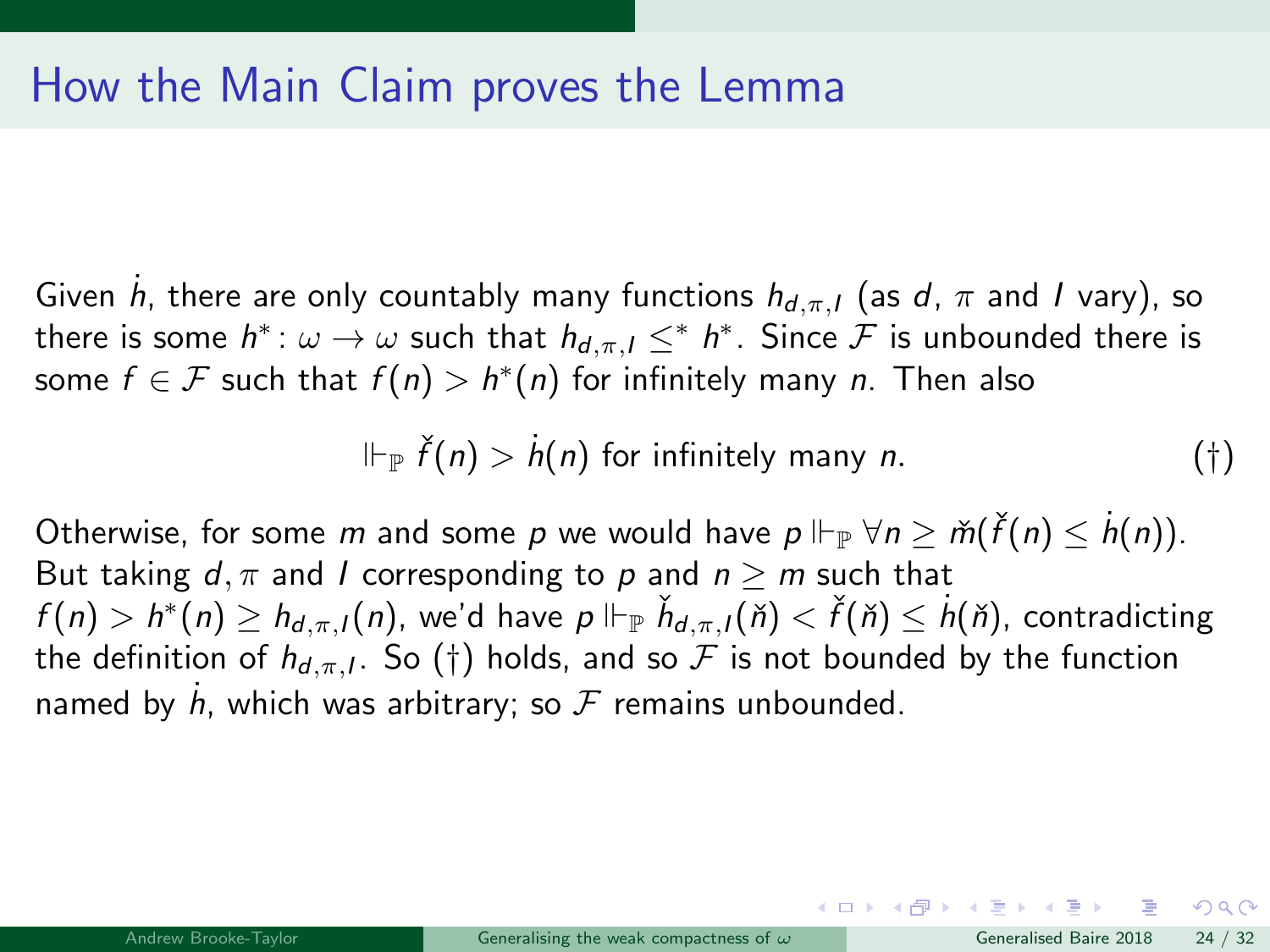# How the Main Claim proves the Lemma

Given $\dot{h}$, there are only countably many functions $h_{d,\pi,I}$ (as $d$, $\pi$ and $I$ vary), so there is some $h^*\colon \omega \to \omega$ such that $h_{d,\pi,I} \leq^* h^*$. Since $\mathcal{F}$ is unbounded there is some $f \in \mathcal{F}$ such that $f(n) > h^*(n)$ for infinitely many $n$. Then also

$$\Vdash_{\mathbb{P}} \check{f}(n) > \dot{h}(n) \text{ for infinitely many } n. \qquad (\dagger)$$

Otherwise, for some $m$ and some $p$ we would have $p \Vdash_{\mathbb{P}} \forall n \geq \check{m}(\check{f}(n) \leq \dot{h}(n))$. But taking $d, \pi$ and $I$ corresponding to $p$ and $n \geq m$ such that $f(n) > h^*(n) \geq h_{d,\pi,I}(n)$, we'd have $p \Vdash_{\mathbb{P}} \check{h}_{d,\pi,I}(\check{n}) < \check{f}(\check{n}) \leq \dot{h}(\check{n})$, contradicting the definition of $h_{d,\pi,I}$. So $(\dagger)$ holds, and so $\mathcal{F}$ is not bounded by the function named by $\dot{h}$, which was arbitrary; so $\mathcal{F}$ remains unbounded.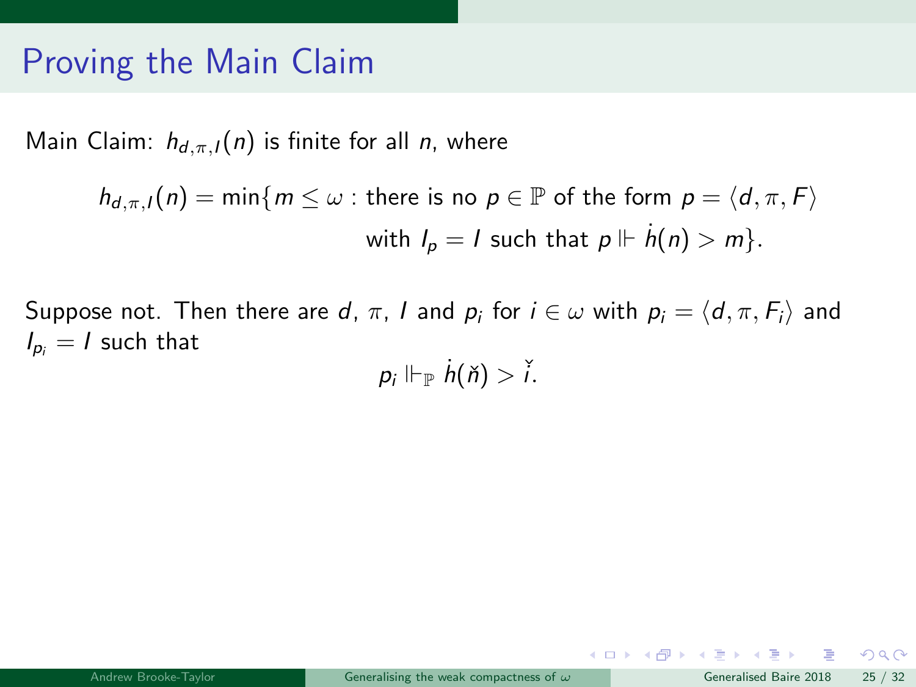# Proving the Main Claim

Main Claim: $h_{d,\pi,I}(n)$ is finite for all $n$, where

$$h_{d,\pi,I}(n) = \min\{m \leq \omega : \text{there is no } p \in \mathbb{P} \text{ of the form } p = \langle d, \pi, F \rangle \text{ with } I_p = I \text{ such that } p \Vdash \dot{h}(n) > m\}.$$

Suppose not. Then there are $d$, $\pi$, $I$ and $p_i$ for $i \in \omega$ with $p_i = \langle d, \pi, F_i \rangle$ and $I_{p_i} = I$ such that

$$p_i \Vdash_{\mathbb{P}} \dot{h}(\check{n}) > \check{i}.$$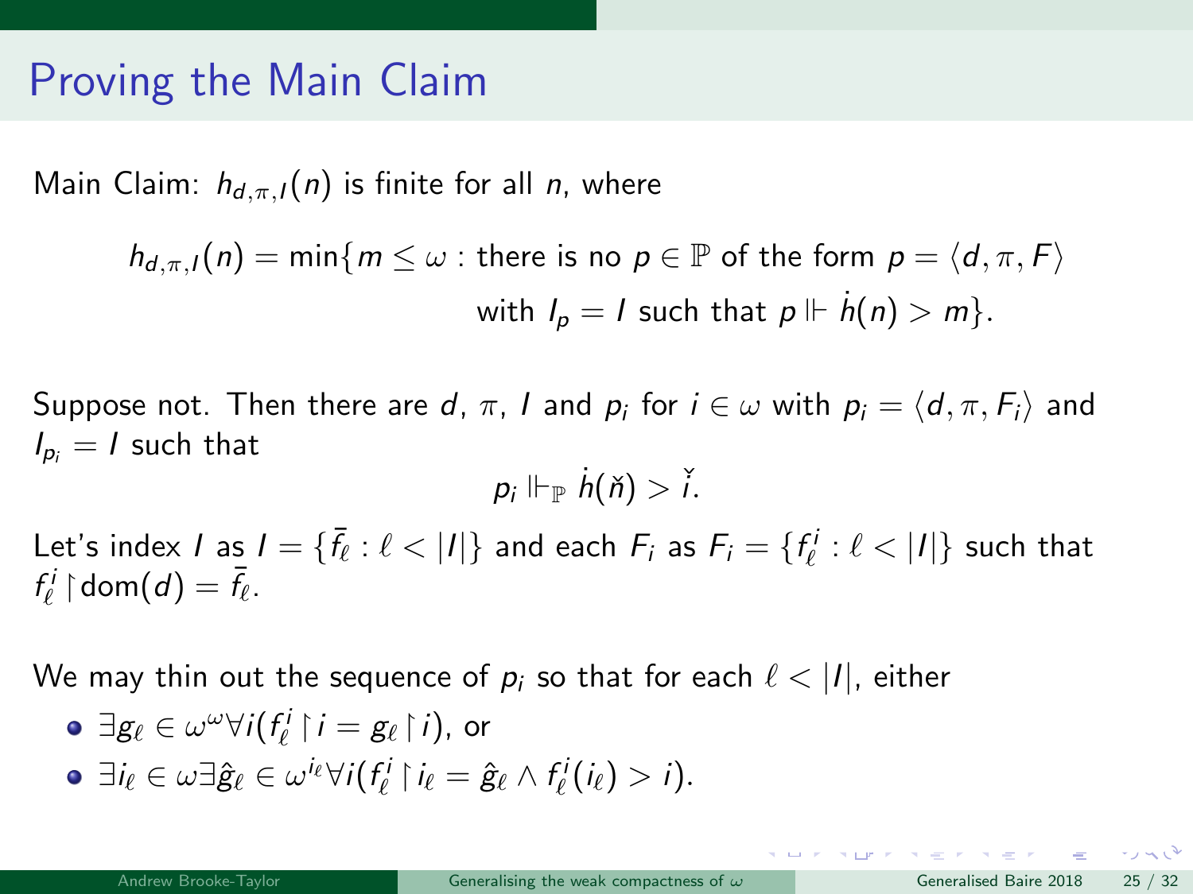# Proving the Main Claim

Main Claim: $h_{d,\pi,I}(n)$ is finite for all $n$, where

$$h_{d,\pi,I}(n) = \min\{m \leq \omega : \text{there is no } p \in \mathbb{P} \text{ of the form } p = \langle d, \pi, F\rangle \text{ with } I_p = I \text{ such that } p \Vdash \dot{h}(n) > m\}.$$

Suppose not. Then there are $d$, $\pi$, $I$ and $p_i$ for $i \in \omega$ with $p_i = \langle d, \pi, F_i\rangle$ and $I_{p_i} = I$ such that

$$p_i \Vdash_{\mathbb{P}} \dot{h}(\check{n}) > \check{i}.$$

Let's index $I$ as $I = \{\bar{f}_\ell : \ell < |I|\}$ and each $F_i$ as $F_i = \{f^i_\ell : \ell < |I|\}$ such that $f^i_\ell \restriction \mathrm{dom}(d) = \bar{f}_\ell$.

We may thin out the sequence of $p_i$ so that for each $\ell < |I|$, either

- $\exists g_\ell \in \omega^\omega \forall i (f^i_\ell \restriction i = g_\ell \restriction i)$, or
- $\exists i_\ell \in \omega \exists \hat{g}_\ell \in \omega^{i_\ell} \forall i (f^i_\ell \restriction i_\ell = \hat{g}_\ell \wedge f^i_\ell(i_\ell) > i)$.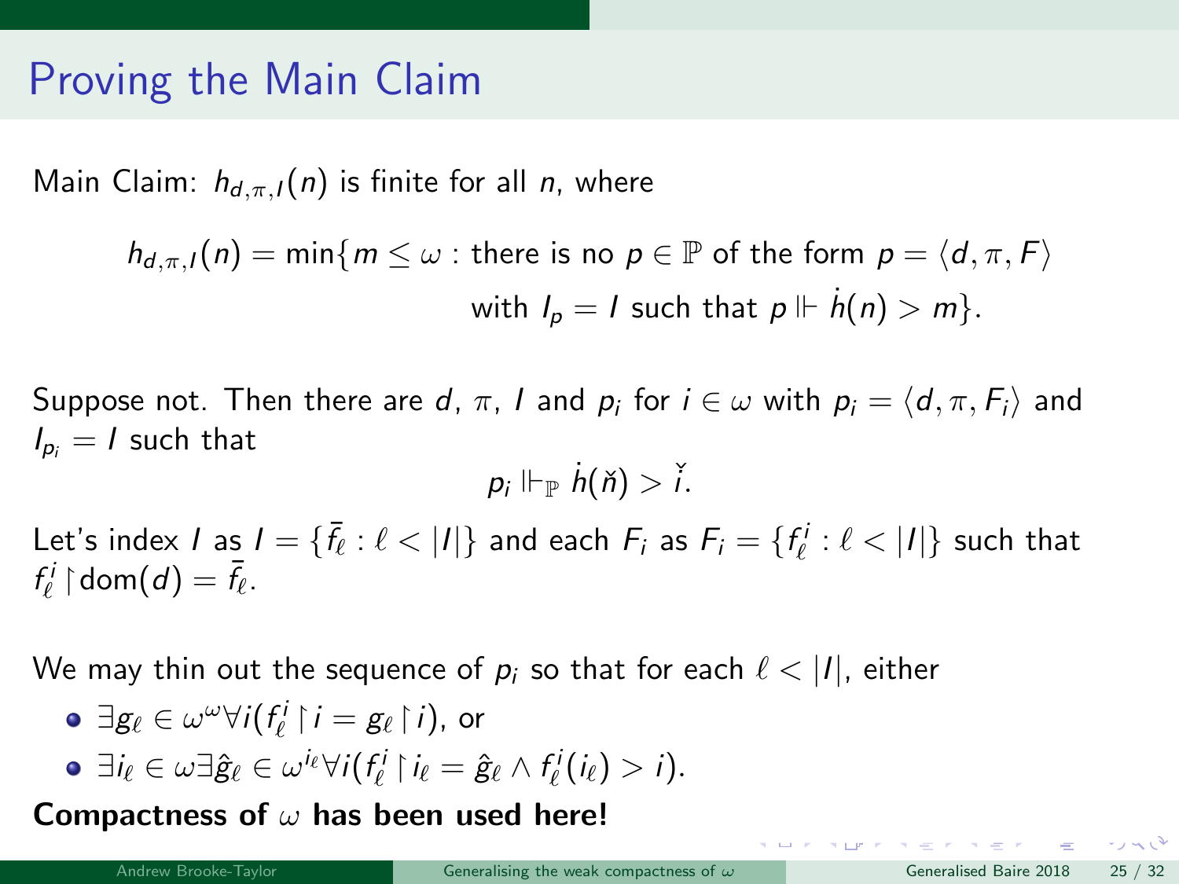# Proving the Main Claim

Main Claim: $h_{d,\pi,I}(n)$ is finite for all $n$, where

$$h_{d,\pi,I}(n) = \min\{m \leq \omega : \text{there is no } p \in \mathbb{P} \text{ of the form } p = \langle d, \pi, F\rangle \text{ with } I_p = I \text{ such that } p \Vdash \dot{h}(n) > m\}.$$

Suppose not. Then there are $d$, $\pi$, $I$ and $p_i$ for $i \in \omega$ with $p_i = \langle d, \pi, F_i\rangle$ and $I_{p_i} = I$ such that

$$p_i \Vdash_{\mathbb{P}} \dot{h}(\check{n}) > \check{i}.$$

Let's index $I$ as $I = \{\bar{f}_\ell : \ell < |I|\}$ and each $F_i$ as $F_i = \{f^i_\ell : \ell < |I|\}$ such that $f^i_\ell \upharpoonright \mathrm{dom}(d) = \bar{f}_\ell$.

We may thin out the sequence of $p_i$ so that for each $\ell < |I|$, either

- $\exists g_\ell \in \omega^\omega \forall i (f^i_\ell \upharpoonright i = g_\ell \upharpoonright i)$, or
- $\exists i_\ell \in \omega \exists \hat{g}_\ell \in \omega^{i_\ell} \forall i (f^i_\ell \upharpoonright i_\ell = \hat{g}_\ell \wedge f^i_\ell(i_\ell) > i)$.

**Compactness of $\omega$ has been used here!**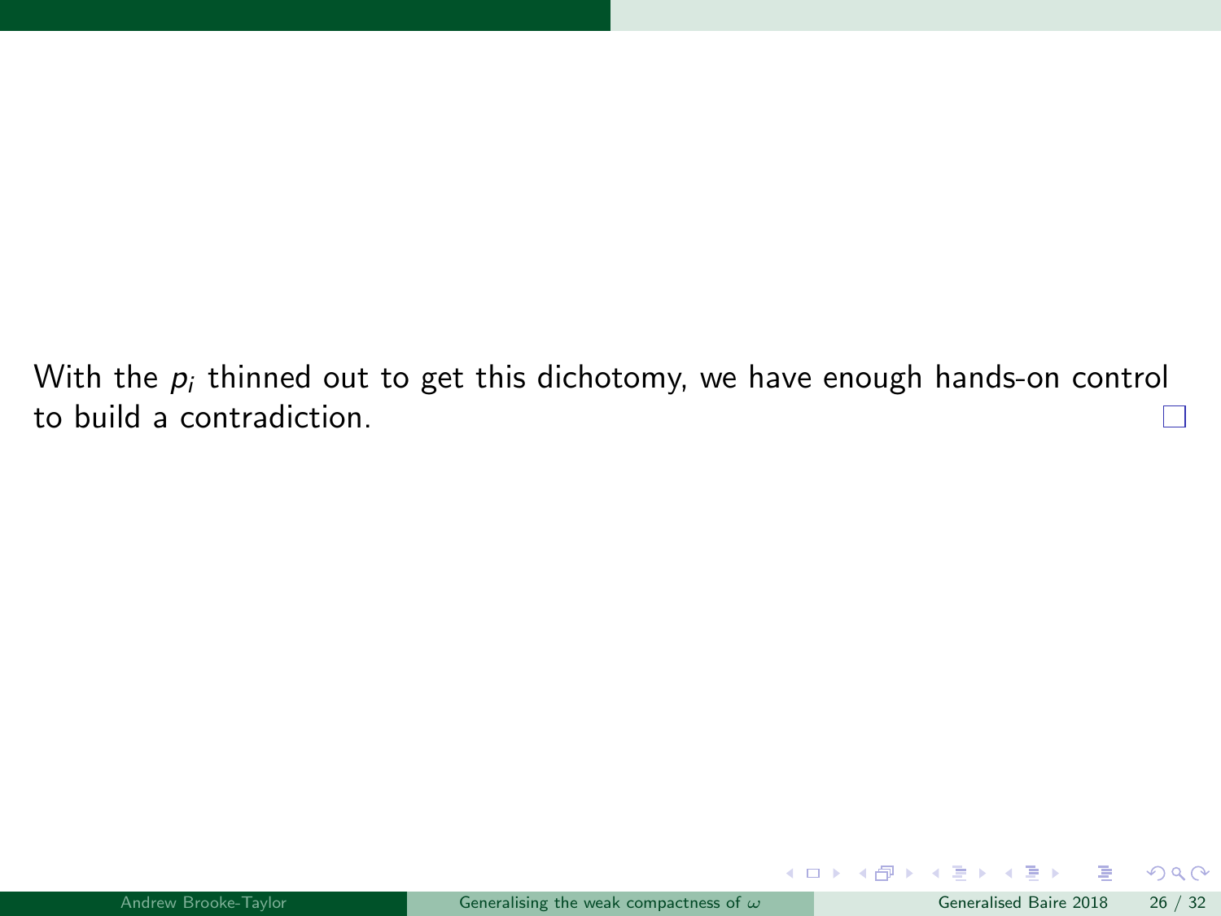With the $p_i$ thinned out to get this dichotomy, we have enough hands-on control to build a contradiction. □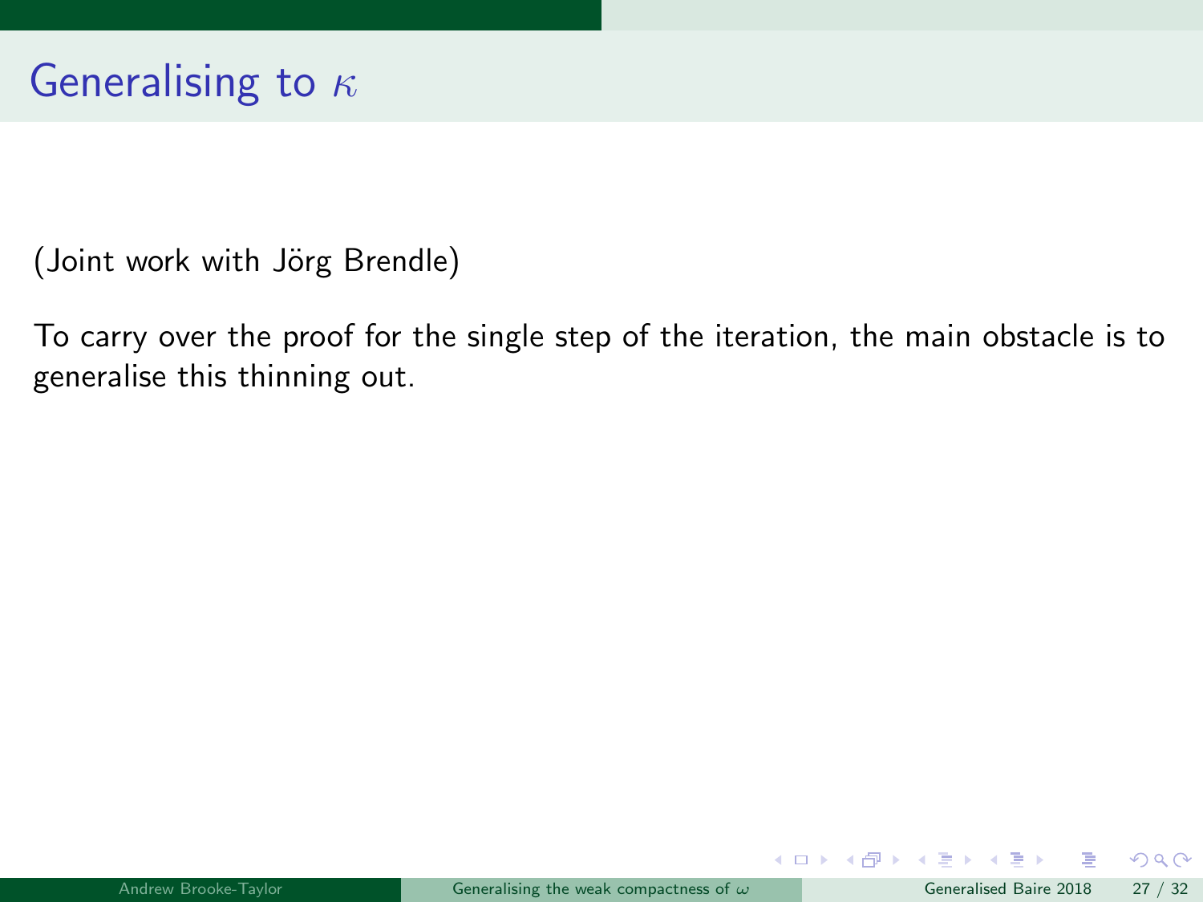# Generalising to $\kappa$

(Joint work with Jörg Brendle)

To carry over the proof for the single step of the iteration, the main obstacle is to generalise this thinning out.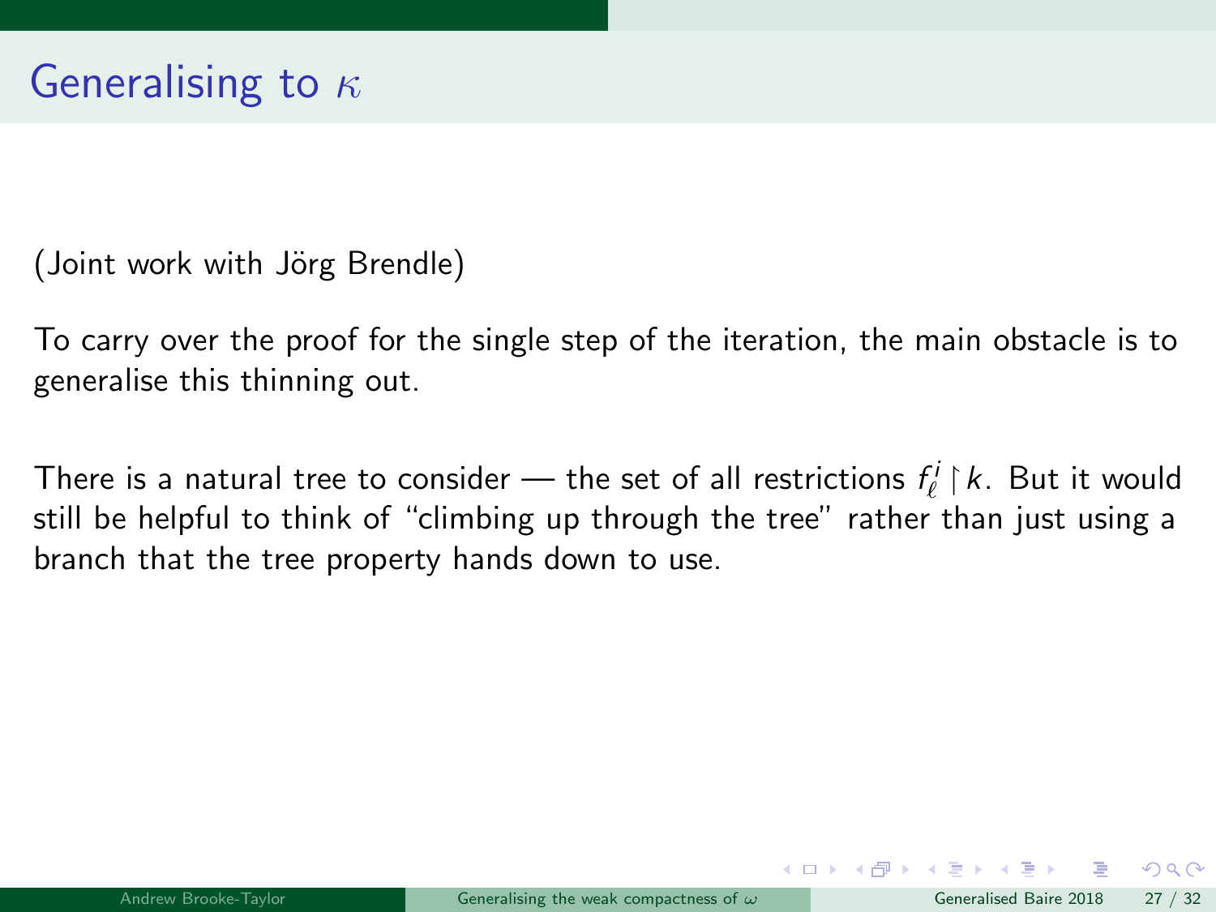# Generalising to $\kappa$

(Joint work with Jörg Brendle)

To carry over the proof for the single step of the iteration, the main obstacle is to generalise this thinning out.

There is a natural tree to consider — the set of all restrictions $f_\ell^i \upharpoonright k$. But it would still be helpful to think of "climbing up through the tree" rather than just using a branch that the tree property hands down to use.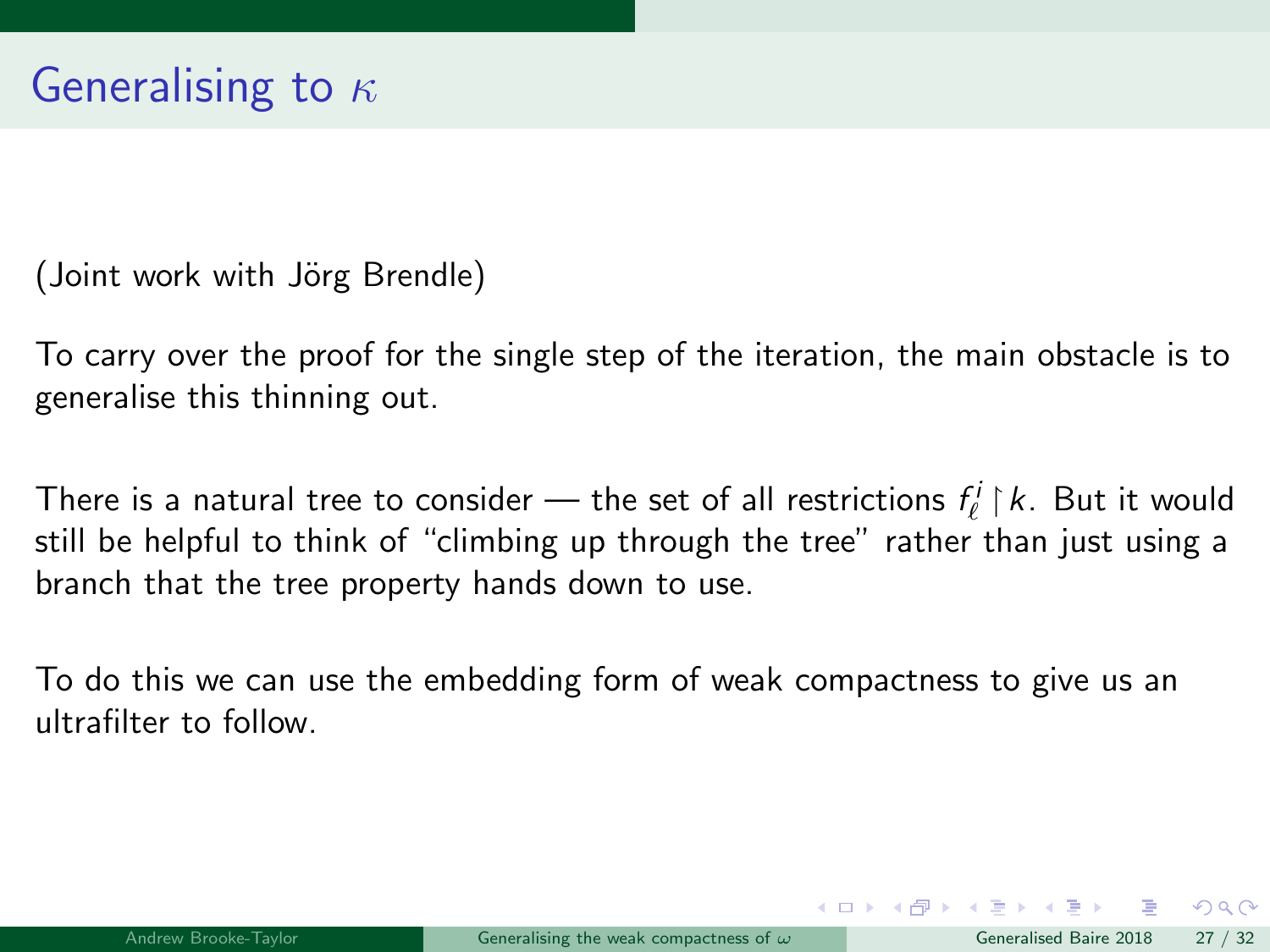# Generalising to $\kappa$

(Joint work with Jörg Brendle)

To carry over the proof for the single step of the iteration, the main obstacle is to generalise this thinning out.

There is a natural tree to consider — the set of all restrictions $f^i_\ell \restriction k$. But it would still be helpful to think of "climbing up through the tree" rather than just using a branch that the tree property hands down to use.

To do this we can use the embedding form of weak compactness to give us an ultrafilter to follow.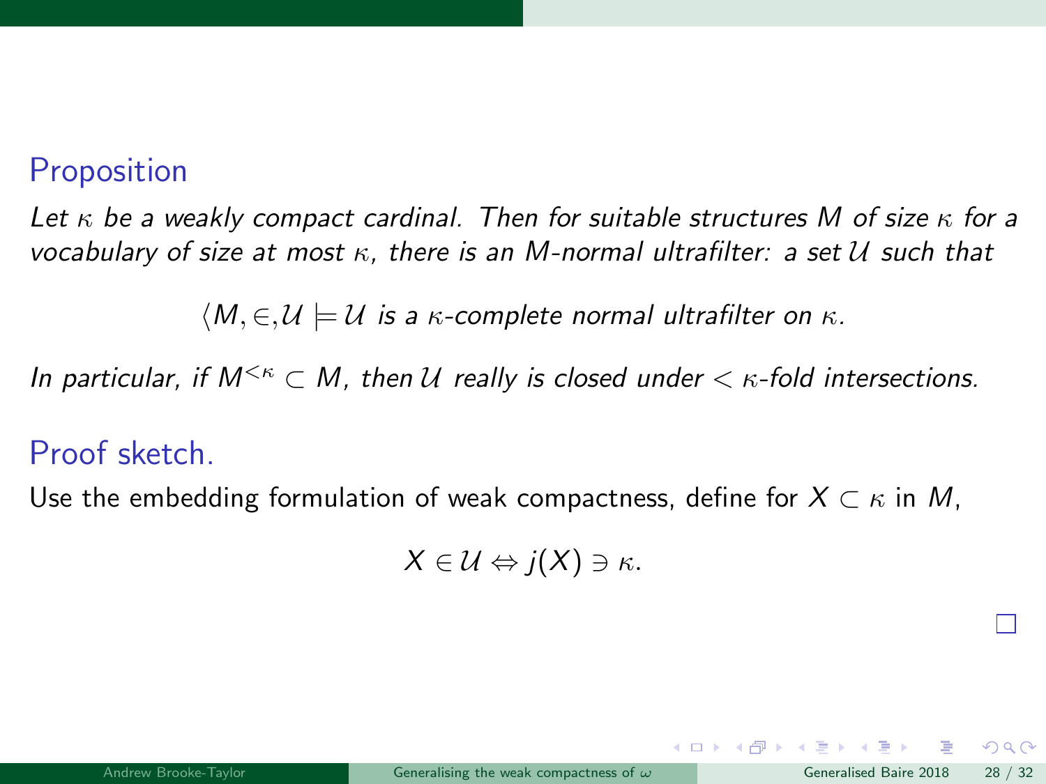**Proposition**

*Let $\kappa$ be a weakly compact cardinal. Then for suitable structures $M$ of size $\kappa$ for a vocabulary of size at most $\kappa$, there is an $M$-normal ultrafilter: a set $\mathcal{U}$ such that*

$$\langle M, \in, \mathcal{U} \models \mathcal{U} \text{ is a } \kappa\text{-complete normal ultrafilter on } \kappa.$$

*In particular, if $M^{<\kappa} \subset M$, then $\mathcal{U}$ really is closed under $< \kappa$-fold intersections.*

**Proof sketch.**

Use the embedding formulation of weak compactness, define for $X \subset \kappa$ in $M$,

$$X \in \mathcal{U} \Leftrightarrow j(X) \ni \kappa.$$

□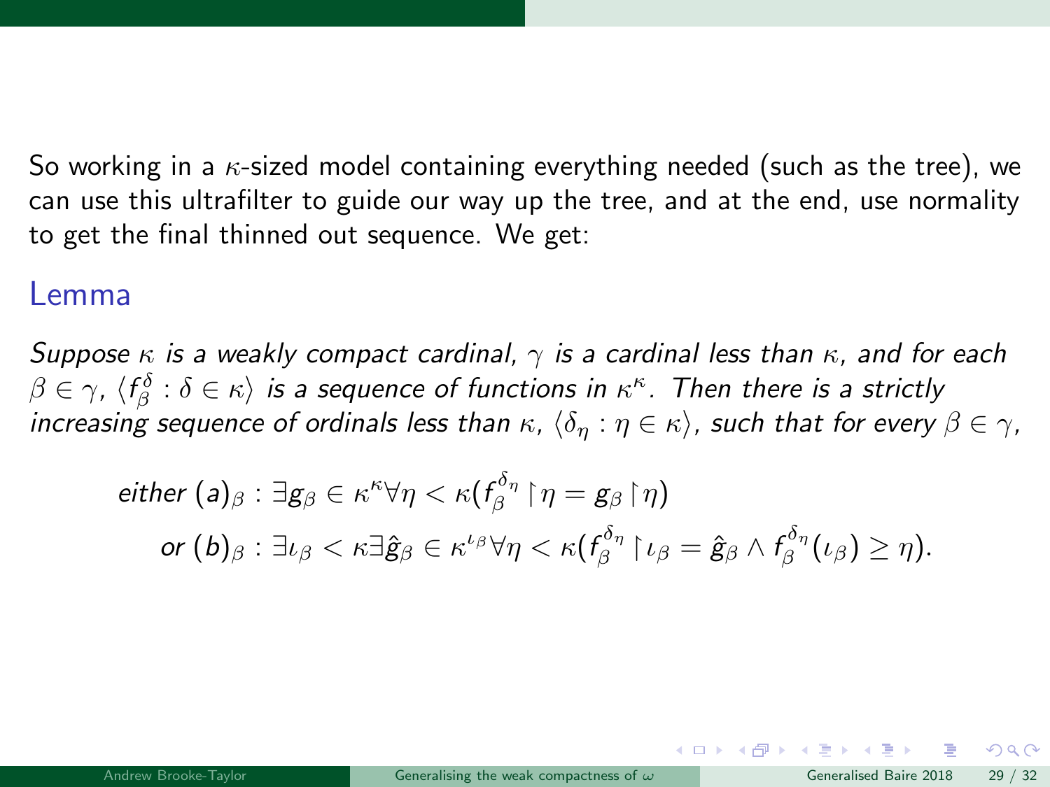So working in a $\kappa$-sized model containing everything needed (such as the tree), we can use this ultrafilter to guide our way up the tree, and at the end, use normality to get the final thinned out sequence. We get:

## Lemma

*Suppose $\kappa$ is a weakly compact cardinal, $\gamma$ is a cardinal less than $\kappa$, and for each $\beta \in \gamma$, $\langle f^\delta_\beta : \delta \in \kappa \rangle$ is a sequence of functions in $\kappa^\kappa$. Then there is a strictly increasing sequence of ordinals less than $\kappa$, $\langle \delta_\eta : \eta \in \kappa \rangle$, such that for every $\beta \in \gamma$,*

$$\text{either } (a)_\beta : \exists g_\beta \in \kappa^\kappa \forall \eta < \kappa (f^{\delta_\eta}_\beta \restriction \eta = g_\beta \restriction \eta)$$

$$\text{or } (b)_\beta : \exists \iota_\beta < \kappa \exists \hat{g}_\beta \in \kappa^{\iota_\beta} \forall \eta < \kappa (f^{\delta_\eta}_\beta \restriction \iota_\beta = \hat{g}_\beta \wedge f^{\delta_\eta}_\beta(\iota_\beta) \geq \eta).$$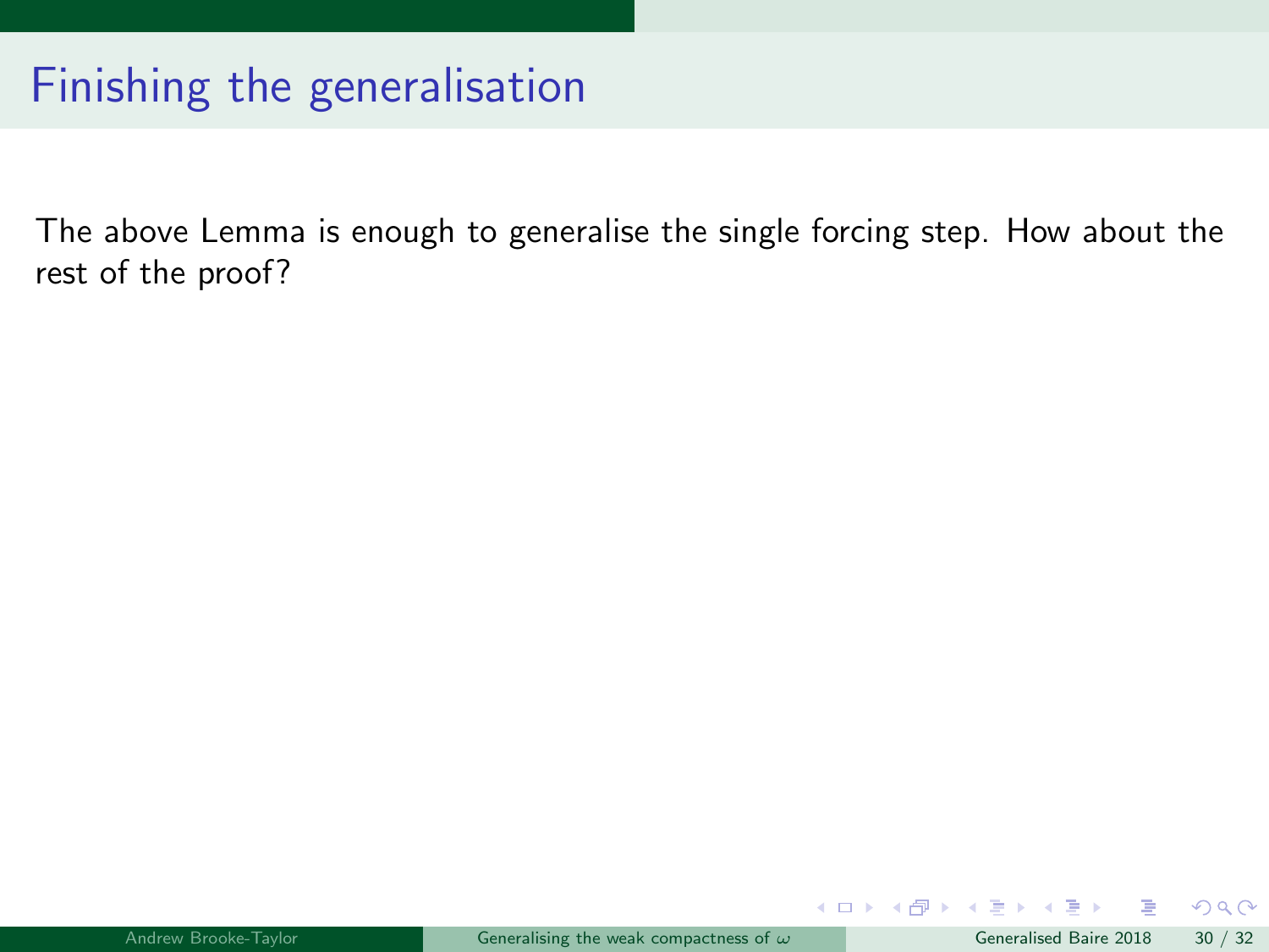# Finishing the generalisation

The above Lemma is enough to generalise the single forcing step. How about the rest of the proof?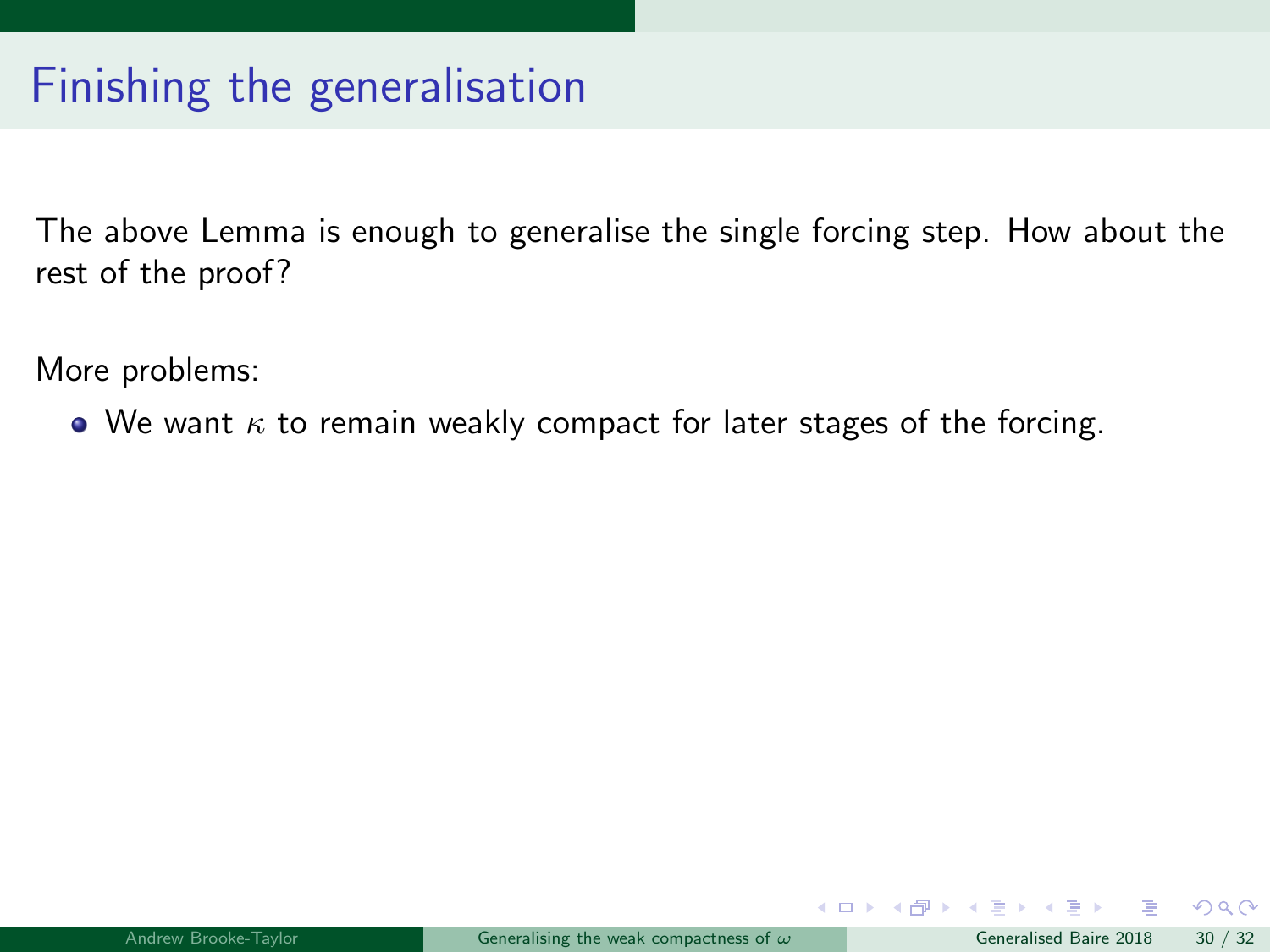# Finishing the generalisation

The above Lemma is enough to generalise the single forcing step. How about the rest of the proof?

More problems:

- We want $\kappa$ to remain weakly compact for later stages of the forcing.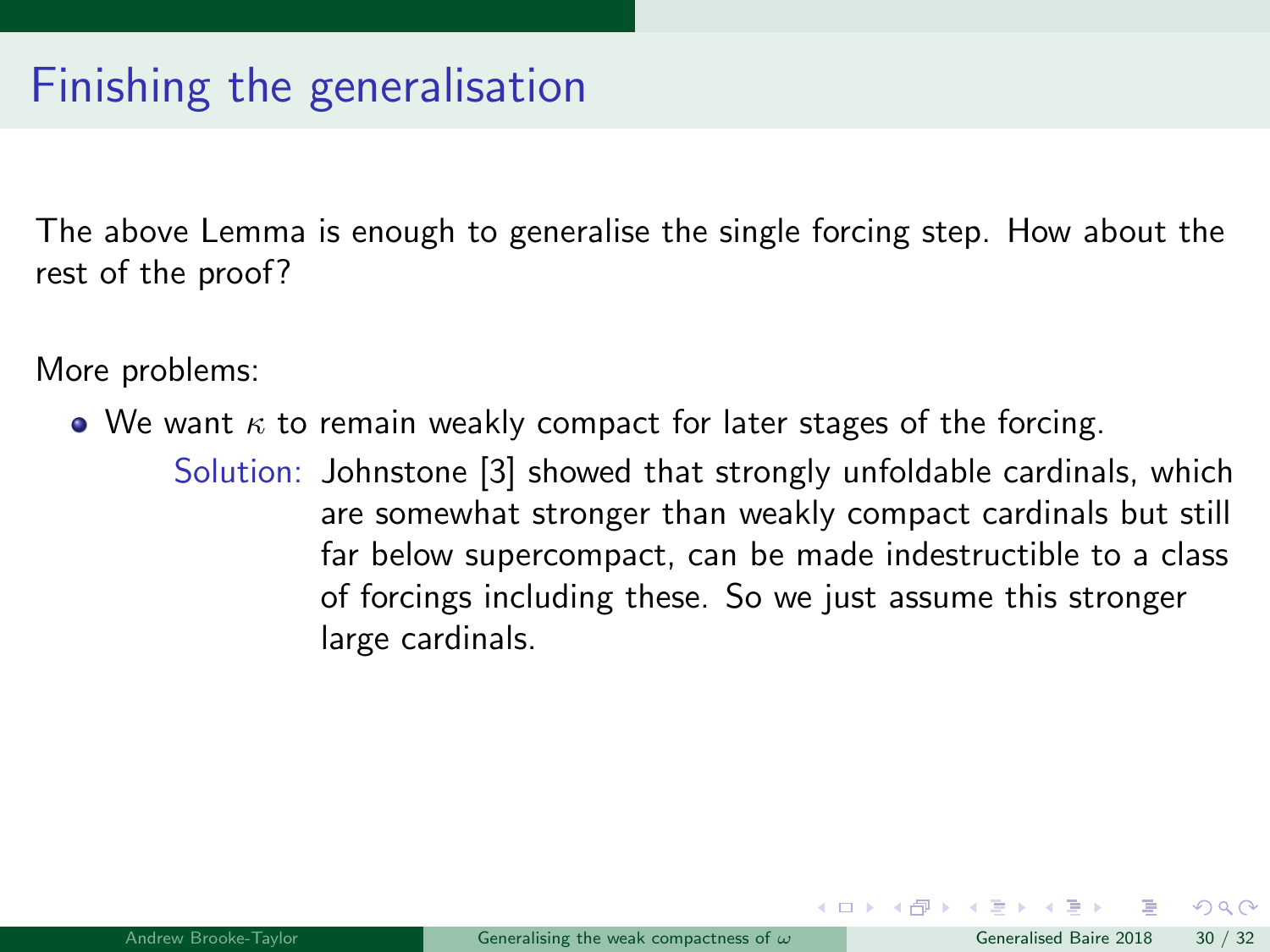# Finishing the generalisation

The above Lemma is enough to generalise the single forcing step. How about the rest of the proof?

More problems:

- We want $\kappa$ to remain weakly compact for later stages of the forcing.

  Solution: Johnstone [3] showed that strongly unfoldable cardinals, which are somewhat stronger than weakly compact cardinals but still far below supercompact, can be made indestructible to a class of forcings including these. So we just assume this stronger large cardinals.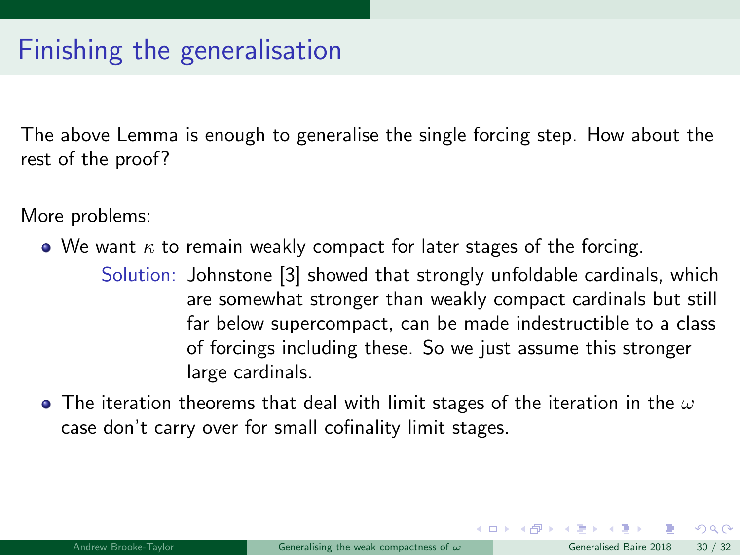# Finishing the generalisation

The above Lemma is enough to generalise the single forcing step. How about the rest of the proof?

More problems:

- We want $\kappa$ to remain weakly compact for later stages of the forcing.

  Solution: Johnstone [3] showed that strongly unfoldable cardinals, which are somewhat stronger than weakly compact cardinals but still far below supercompact, can be made indestructible to a class of forcings including these. So we just assume this stronger large cardinals.

- The iteration theorems that deal with limit stages of the iteration in the $\omega$ case don't carry over for small cofinality limit stages.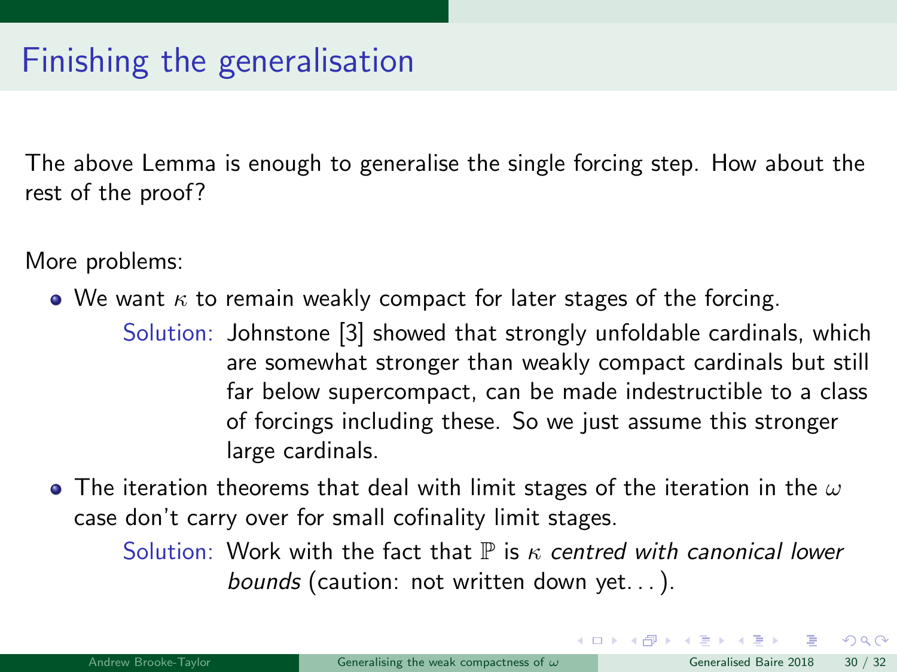# Finishing the generalisation

The above Lemma is enough to generalise the single forcing step. How about the rest of the proof?

More problems:

- We want $\kappa$ to remain weakly compact for later stages of the forcing.

  Solution: Johnstone [3] showed that strongly unfoldable cardinals, which are somewhat stronger than weakly compact cardinals but still far below supercompact, can be made indestructible to a class of forcings including these. So we just assume this stronger large cardinals.

- The iteration theorems that deal with limit stages of the iteration in the $\omega$ case don't carry over for small cofinality limit stages.

  Solution: Work with the fact that $\mathbb{P}$ is $\kappa$ *centred with canonical lower bounds* (caution: not written down yet. . . ).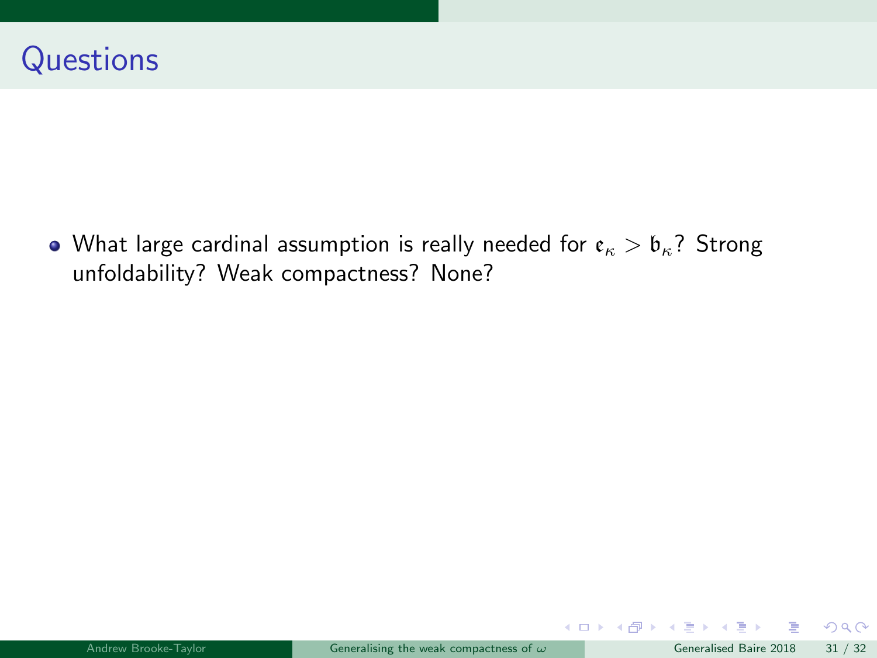# Questions

- What large cardinal assumption is really needed for $\mathfrak{e}_\kappa > \mathfrak{b}_\kappa$? Strong unfoldability? Weak compactness? None?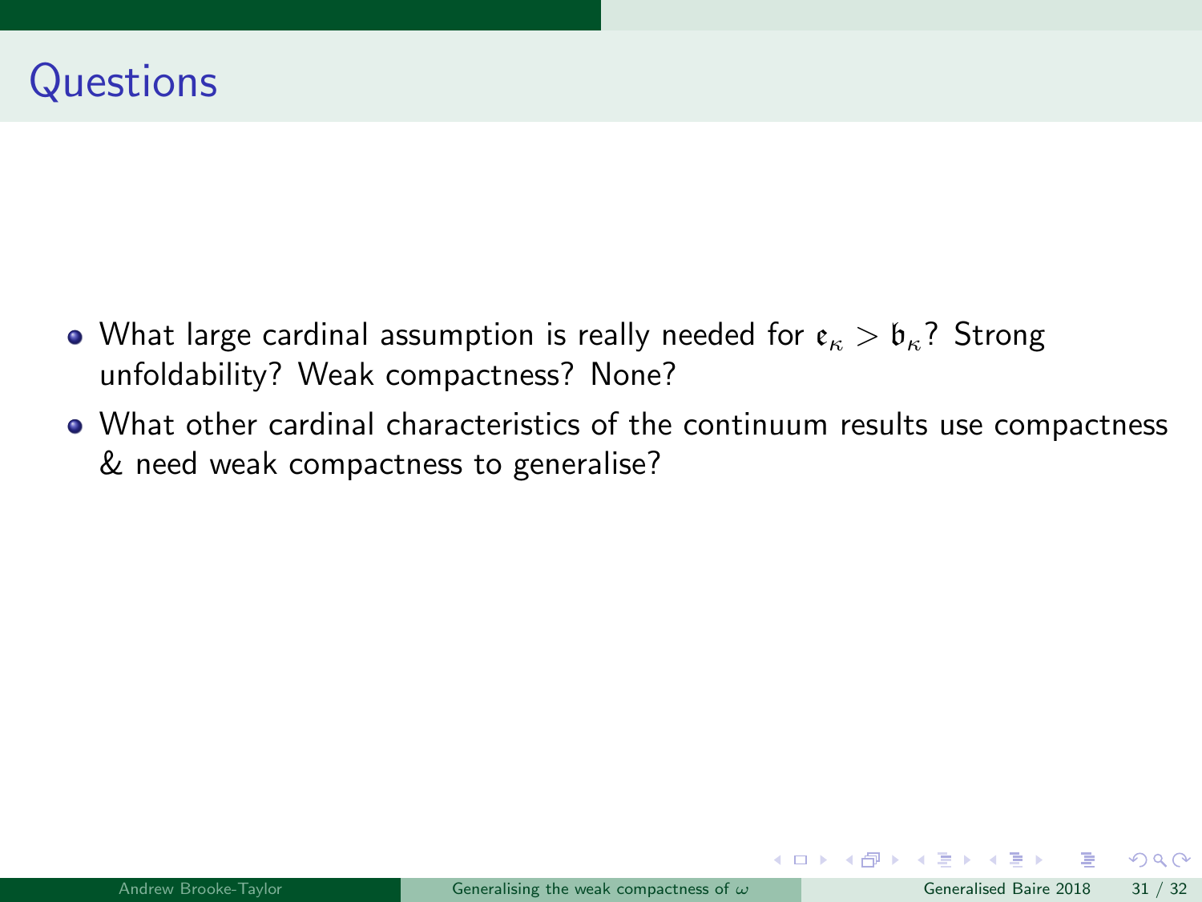# Questions

- What large cardinal assumption is really needed for $\mathfrak{e}_\kappa > \mathfrak{b}_\kappa$? Strong unfoldability? Weak compactness? None?
- What other cardinal characteristics of the continuum results use compactness & need weak compactness to generalise?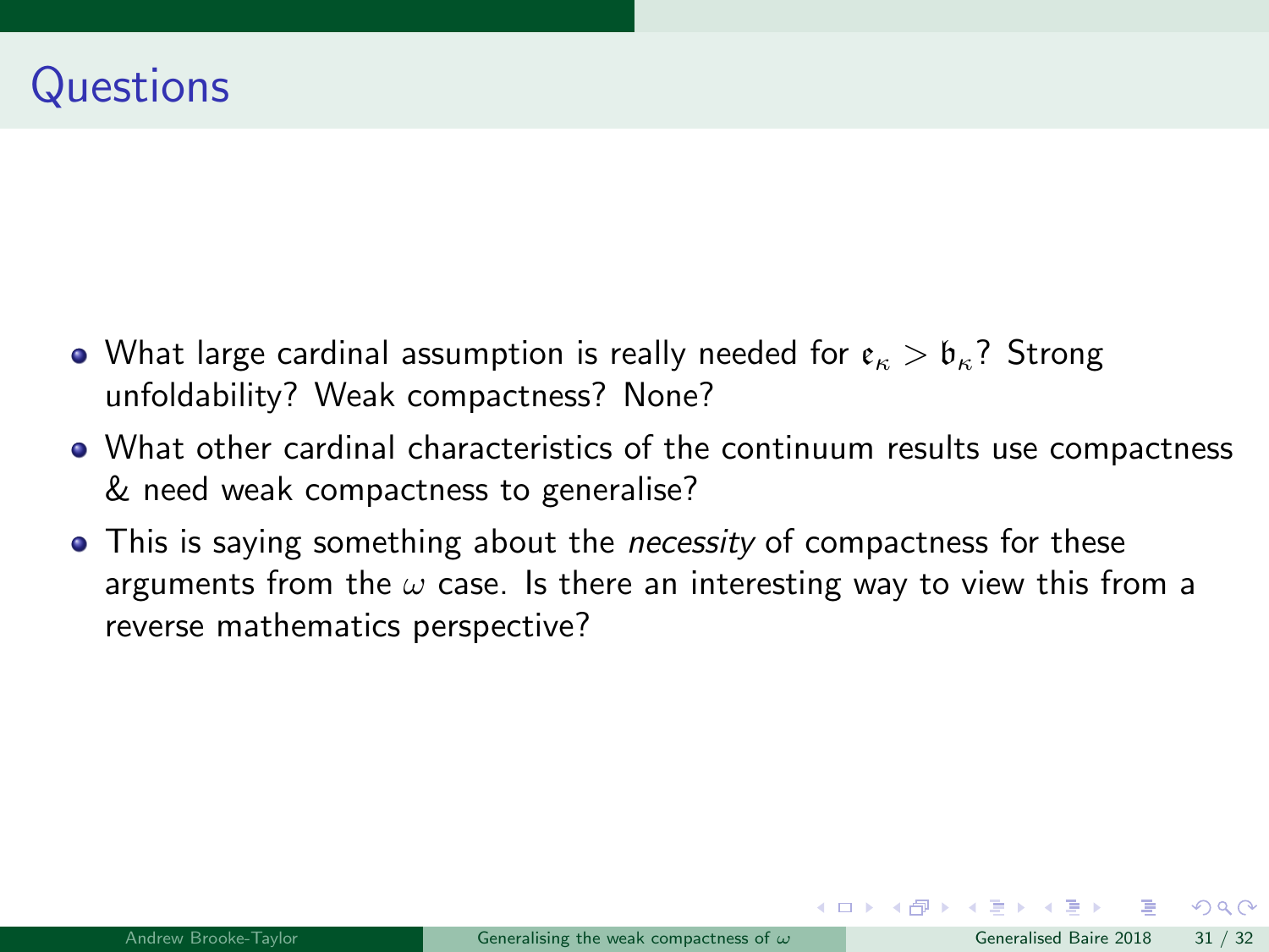# Questions

- What large cardinal assumption is really needed for $\mathfrak{e}_\kappa > \mathfrak{b}_\kappa$? Strong unfoldability? Weak compactness? None?
- What other cardinal characteristics of the continuum results use compactness & need weak compactness to generalise?
- This is saying something about the *necessity* of compactness for these arguments from the $\omega$ case. Is there an interesting way to view this from a reverse mathematics perspective?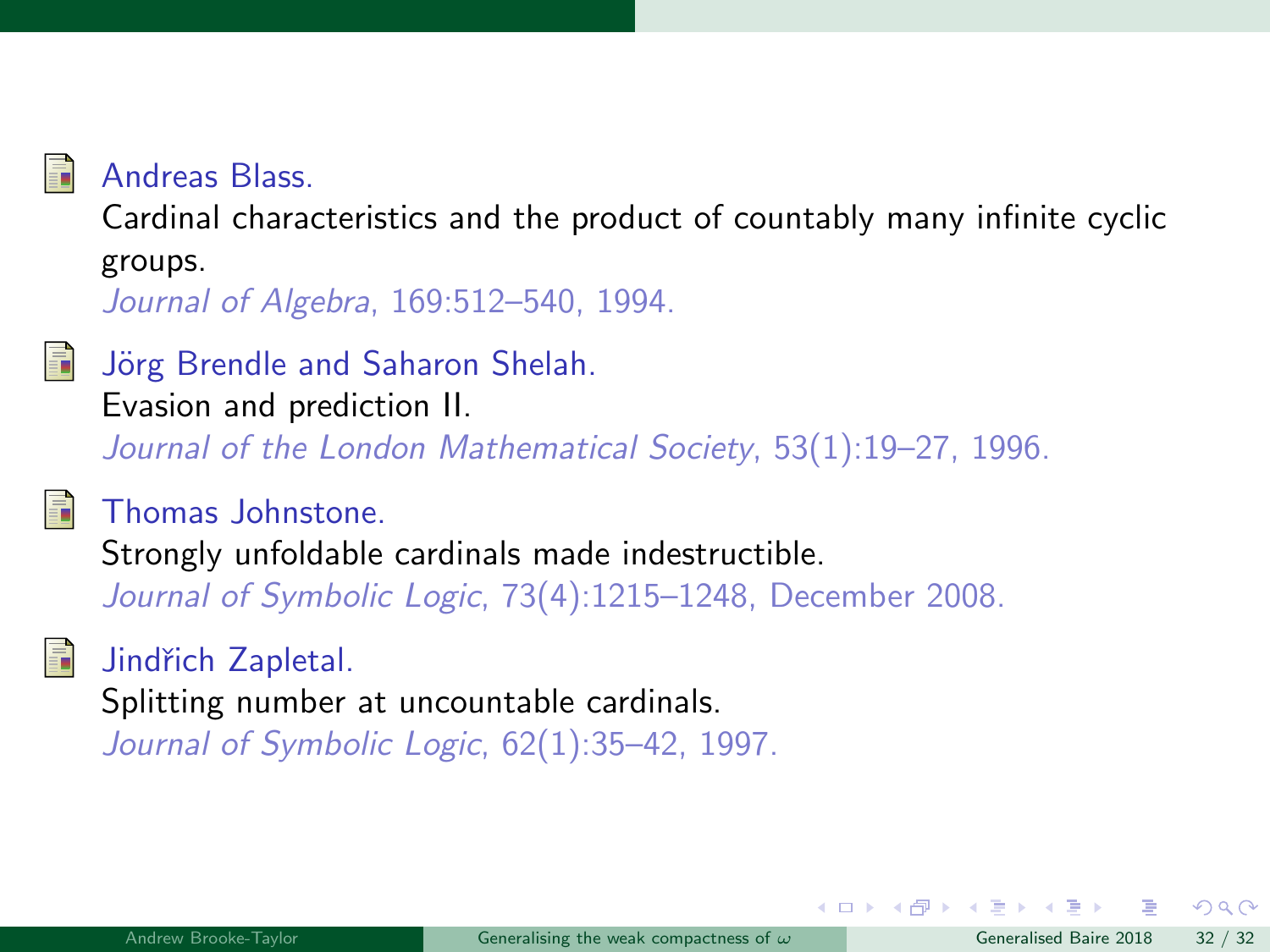- Andreas Blass.
  Cardinal characteristics and the product of countably many infinite cyclic groups.
  *Journal of Algebra*, 169:512–540, 1994.

- Jörg Brendle and Saharon Shelah.
  Evasion and prediction II.
  *Journal of the London Mathematical Society*, 53(1):19–27, 1996.

- Thomas Johnstone.
  Strongly unfoldable cardinals made indestructible.
  *Journal of Symbolic Logic*, 73(4):1215–1248, December 2008.

- Jindřich Zapletal.
  Splitting number at uncountable cardinals.
  *Journal of Symbolic Logic*, 62(1):35–42, 1997.